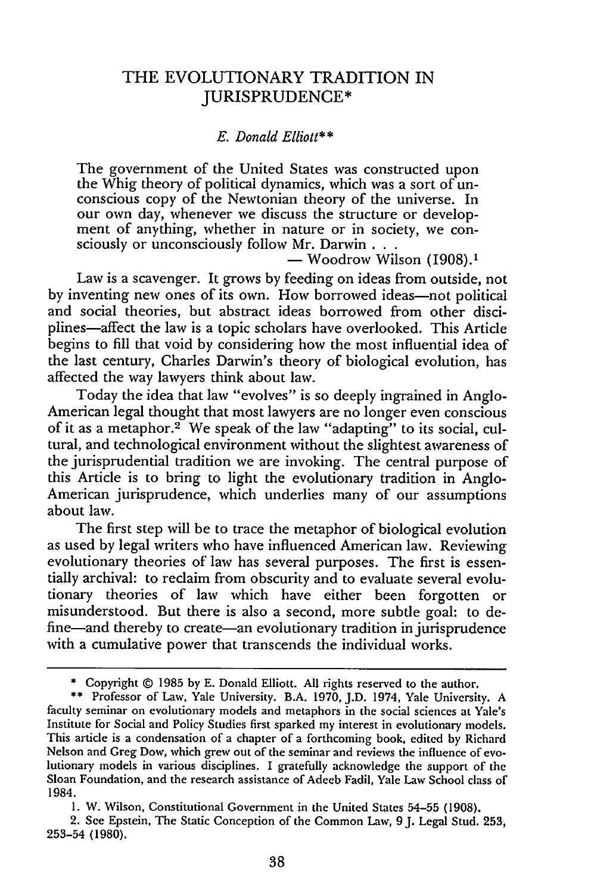# THE EVOLUTIONARY TRADITION IN JURISPRUDENCE*

*E. Donald Elliott***

> The government of the United States was constructed upon the Whig theory of political dynamics, which was a sort of unconscious copy of the Newtonian theory of the universe. In our own day, whenever we discuss the structure or development of anything, whether in nature or in society, we consciously or unconsciously follow Mr. Darwin . . .
>
> — Woodrow Wilson (1908).[1]

Law is a scavenger. It grows by feeding on ideas from outside, not by inventing new ones of its own. How borrowed ideas—not political and social theories, but abstract ideas borrowed from other disciplines—affect the law is a topic scholars have overlooked. This Article begins to fill that void by considering how the most influential idea of the last century, Charles Darwin's theory of biological evolution, has affected the way lawyers think about law.

Today the idea that law "evolves" is so deeply ingrained in Anglo-American legal thought that most lawyers are no longer even conscious of it as a metaphor.[2] We speak of the law "adapting" to its social, cultural, and technological environment without the slightest awareness of the jurisprudential tradition we are invoking. The central purpose of this Article is to bring to light the evolutionary tradition in Anglo-American jurisprudence, which underlies many of our assumptions about law.

The first step will be to trace the metaphor of biological evolution as used by legal writers who have influenced American law. Reviewing evolutionary theories of law has several purposes. The first is essentially archival: to reclaim from obscurity and to evaluate several evolutionary theories of law which have either been forgotten or misunderstood. But there is also a second, more subtle goal: to define—and thereby to create—an evolutionary tradition in jurisprudence with a cumulative power that transcends the individual works.

---

\* Copyright © 1985 by E. Donald Elliott. All rights reserved to the author.

\*\* Professor of Law, Yale University. B.A. 1970, J.D. 1974, Yale University. A faculty seminar on evolutionary models and metaphors in the social sciences at Yale's Institute for Social and Policy Studies first sparked my interest in evolutionary models. This article is a condensation of a chapter of a forthcoming book, edited by Richard Nelson and Greg Dow, which grew out of the seminar and reviews the influence of evolutionary models in various disciplines. I gratefully acknowledge the support of the Sloan Foundation, and the research assistance of Adeeb Fadil, Yale Law School class of 1984.

1. W. Wilson, Constitutional Government in the United States 54–55 (1908).

2. See Epstein, The Static Conception of the Common Law, 9 J. Legal Stud. 253, 253–54 (1980).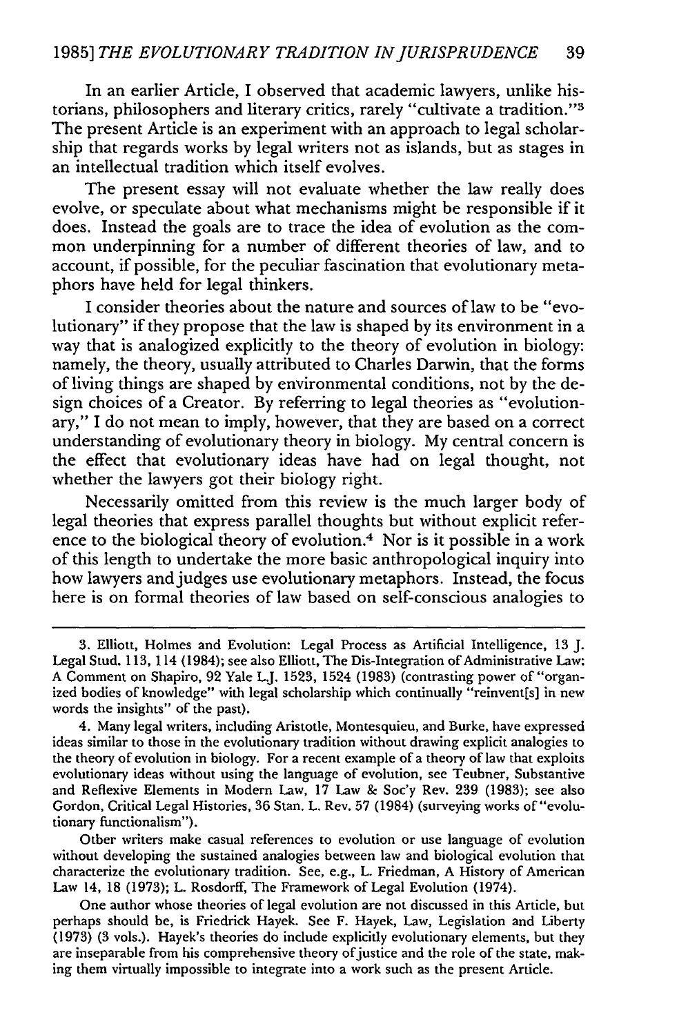In an earlier Article, I observed that academic lawyers, unlike historians, philosophers and literary critics, rarely "cultivate a tradition."[3] The present Article is an experiment with an approach to legal scholarship that regards works by legal writers not as islands, but as stages in an intellectual tradition which itself evolves.

The present essay will not evaluate whether the law really does evolve, or speculate about what mechanisms might be responsible if it does. Instead the goals are to trace the idea of evolution as the common underpinning for a number of different theories of law, and to account, if possible, for the peculiar fascination that evolutionary metaphors have held for legal thinkers.

I consider theories about the nature and sources of law to be "evolutionary" if they propose that the law is shaped by its environment in a way that is analogized explicitly to the theory of evolution in biology: namely, the theory, usually attributed to Charles Darwin, that the forms of living things are shaped by environmental conditions, not by the design choices of a Creator. By referring to legal theories as "evolutionary," I do not mean to imply, however, that they are based on a correct understanding of evolutionary theory in biology. My central concern is the effect that evolutionary ideas have had on legal thought, not whether the lawyers got their biology right.

Necessarily omitted from this review is the much larger body of legal theories that express parallel thoughts but without explicit reference to the biological theory of evolution.[4] Nor is it possible in a work of this length to undertake the more basic anthropological inquiry into how lawyers and judges use evolutionary metaphors. Instead, the focus here is on formal theories of law based on self-conscious analogies to

---

3. Elliott, Holmes and Evolution: Legal Process as Artificial Intelligence, 13 J. Legal Stud. 113, 114 (1984); see also Elliott, The Dis-Integration of Administrative Law: A Comment on Shapiro, 92 Yale L.J. 1523, 1524 (1983) (contrasting power of "organized bodies of knowledge" with legal scholarship which continually "reinvent[s] in new words the insights" of the past).

4. Many legal writers, including Aristotle, Montesquieu, and Burke, have expressed ideas similar to those in the evolutionary tradition without drawing explicit analogies to the theory of evolution in biology. For a recent example of a theory of law that exploits evolutionary ideas without using the language of evolution, see Teubner, Substantive and Reflexive Elements in Modern Law, 17 Law & Soc'y Rev. 239 (1983); see also Gordon, Critical Legal Histories, 36 Stan. L. Rev. 57 (1984) (surveying works of "evolutionary functionalism").

Other writers make casual references to evolution or use language of evolution without developing the sustained analogies between law and biological evolution that characterize the evolutionary tradition. See, e.g., L. Friedman, A History of American Law 14, 18 (1973); L. Rosdorff, The Framework of Legal Evolution (1974).

One author whose theories of legal evolution are not discussed in this Article, but perhaps should be, is Friedrick Hayek. See F. Hayek, Law, Legislation and Liberty (1973) (3 vols.). Hayek's theories do include explicitly evolutionary elements, but they are inseparable from his comprehensive theory of justice and the role of the state, making them virtually impossible to integrate into a work such as the present Article.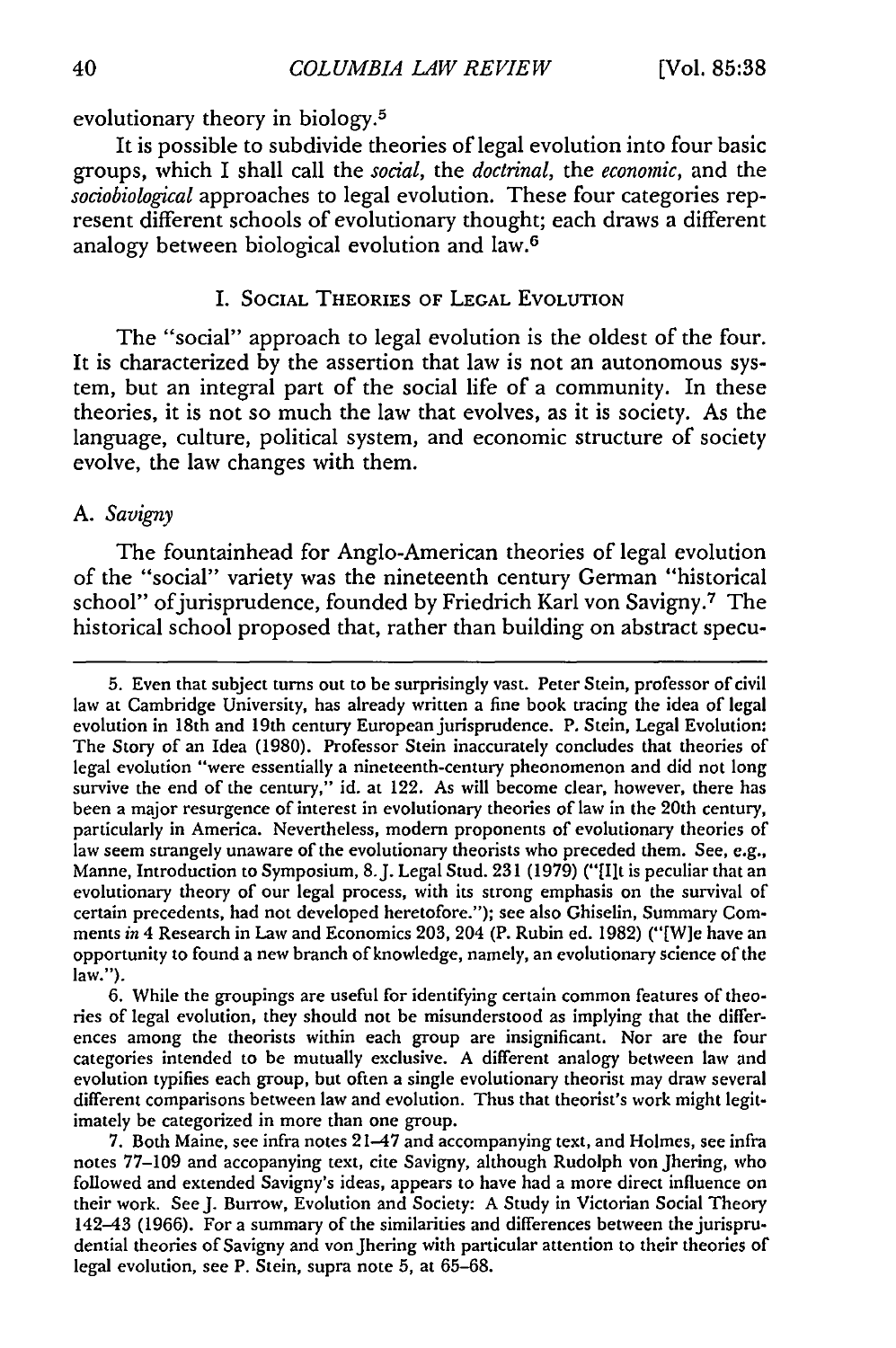evolutionary theory in biology.[5]

It is possible to subdivide theories of legal evolution into four basic groups, which I shall call the *social*, the *doctrinal*, the *economic*, and the *sociobiological* approaches to legal evolution. These four categories represent different schools of evolutionary thought; each draws a different analogy between biological evolution and law.[6]

## I. Social Theories of Legal Evolution

The "social" approach to legal evolution is the oldest of the four. It is characterized by the assertion that law is not an autonomous system, but an integral part of the social life of a community. In these theories, it is not so much the law that evolves, as it is society. As the language, culture, political system, and economic structure of society evolve, the law changes with them.

### A. *Savigny*

The fountainhead for Anglo-American theories of legal evolution of the "social" variety was the nineteenth century German "historical school" of jurisprudence, founded by Friedrich Karl von Savigny.[7] The historical school proposed that, rather than building on abstract specu-

---

5. Even that subject turns out to be surprisingly vast. Peter Stein, professor of civil law at Cambridge University, has already written a fine book tracing the idea of legal evolution in 18th and 19th century European jurisprudence. P. Stein, Legal Evolution: The Story of an Idea (1980). Professor Stein inaccurately concludes that theories of legal evolution "were essentially a nineteenth-century pheonomenon and did not long survive the end of the century," id. at 122. As will become clear, however, there has been a major resurgence of interest in evolutionary theories of law in the 20th century, particularly in America. Nevertheless, modern proponents of evolutionary theories of law seem strangely unaware of the evolutionary theorists who preceded them. See, e.g., Manne, Introduction to Symposium, 8 J. Legal Stud. 231 (1979) ("[I]t is peculiar that an evolutionary theory of our legal process, with its strong emphasis on the survival of certain precedents, had not developed heretofore."); see also Ghiselin, Summary Comments *in* 4 Research in Law and Economics 203, 204 (P. Rubin ed. 1982) ("[W]e have an opportunity to found a new branch of knowledge, namely, an evolutionary science of the law.").

6. While the groupings are useful for identifying certain common features of theories of legal evolution, they should not be misunderstood as implying that the differences among the theorists within each group are insignificant. Nor are the four categories intended to be mutually exclusive. A different analogy between law and evolution typifies each group, but often a single evolutionary theorist may draw several different comparisons between law and evolution. Thus that theorist's work might legitimately be categorized in more than one group.

7. Both Maine, see infra notes 21–47 and accompanying text, and Holmes, see infra notes 77–109 and accopanying text, cite Savigny, although Rudolph von Jhering, who followed and extended Savigny's ideas, appears to have had a more direct influence on their work. See J. Burrow, Evolution and Society: A Study in Victorian Social Theory 142–43 (1966). For a summary of the similarities and differences between the jurisprudential theories of Savigny and von Jhering with particular attention to their theories of legal evolution, see P. Stein, supra note 5, at 65–68.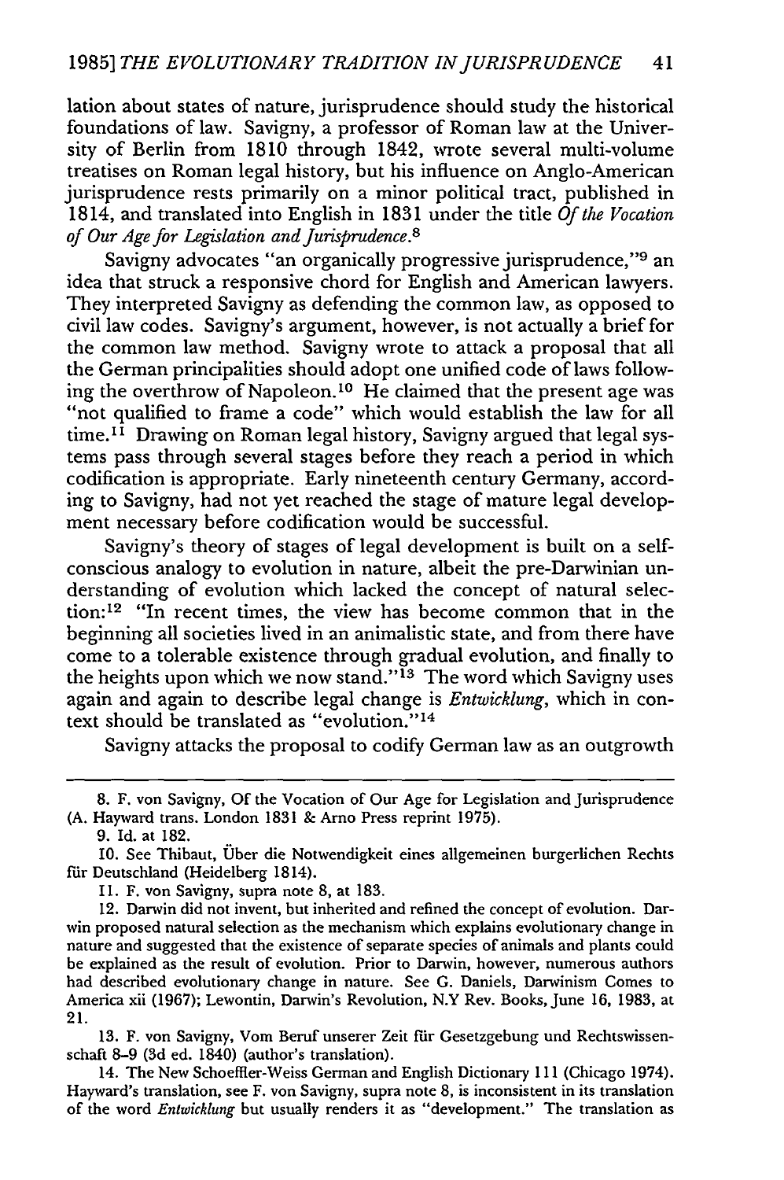lation about states of nature, jurisprudence should study the historical foundations of law. Savigny, a professor of Roman law at the University of Berlin from 1810 through 1842, wrote several multi-volume treatises on Roman legal history, but his influence on Anglo-American jurisprudence rests primarily on a minor political tract, published in 1814, and translated into English in 1831 under the title *Of the Vocation of Our Age for Legislation and Jurisprudence*.[8]

Savigny advocates "an organically progressive jurisprudence,"[9] an idea that struck a responsive chord for English and American lawyers. They interpreted Savigny as defending the common law, as opposed to civil law codes. Savigny's argument, however, is not actually a brief for the common law method. Savigny wrote to attack a proposal that all the German principalities should adopt one unified code of laws following the overthrow of Napoleon.[10] He claimed that the present age was "not qualified to frame a code" which would establish the law for all time.[11] Drawing on Roman legal history, Savigny argued that legal systems pass through several stages before they reach a period in which codification is appropriate. Early nineteenth century Germany, according to Savigny, had not yet reached the stage of mature legal development necessary before codification would be successful.

Savigny's theory of stages of legal development is built on a self-conscious analogy to evolution in nature, albeit the pre-Darwinian understanding of evolution which lacked the concept of natural selection:[12] "In recent times, the view has become common that in the beginning all societies lived in an animalistic state, and from there have come to a tolerable existence through gradual evolution, and finally to the heights upon which we now stand."[13] The word which Savigny uses again and again to describe legal change is *Entwicklung*, which in context should be translated as "evolution."[14]

Savigny attacks the proposal to codify German law as an outgrowth

---

8. F. von Savigny, Of the Vocation of Our Age for Legislation and Jurisprudence (A. Hayward trans. London 1831 & Arno Press reprint 1975).

9. Id. at 182.

10. See Thibaut, Über die Notwendigkeit eines allgemeinen burgerlichen Rechts für Deutschland (Heidelberg 1814).

11. F. von Savigny, supra note 8, at 183.

12. Darwin did not invent, but inherited and refined the concept of evolution. Darwin proposed natural selection as the mechanism which explains evolutionary change in nature and suggested that the existence of separate species of animals and plants could be explained as the result of evolution. Prior to Darwin, however, numerous authors had described evolutionary change in nature. See G. Daniels, Darwinism Comes to America xii (1967); Lewontin, Darwin's Revolution, N.Y Rev. Books, June 16, 1983, at 21.

13. F. von Savigny, Vom Beruf unserer Zeit für Gesetzgebung und Rechtswissenschaft 8-9 (3d ed. 1840) (author's translation).

14. The New Schoeffler-Weiss German and English Dictionary 111 (Chicago 1974). Hayward's translation, see F. von Savigny, supra note 8, is inconsistent in its translation of the word *Entwicklung* but usually renders it as "development." The translation as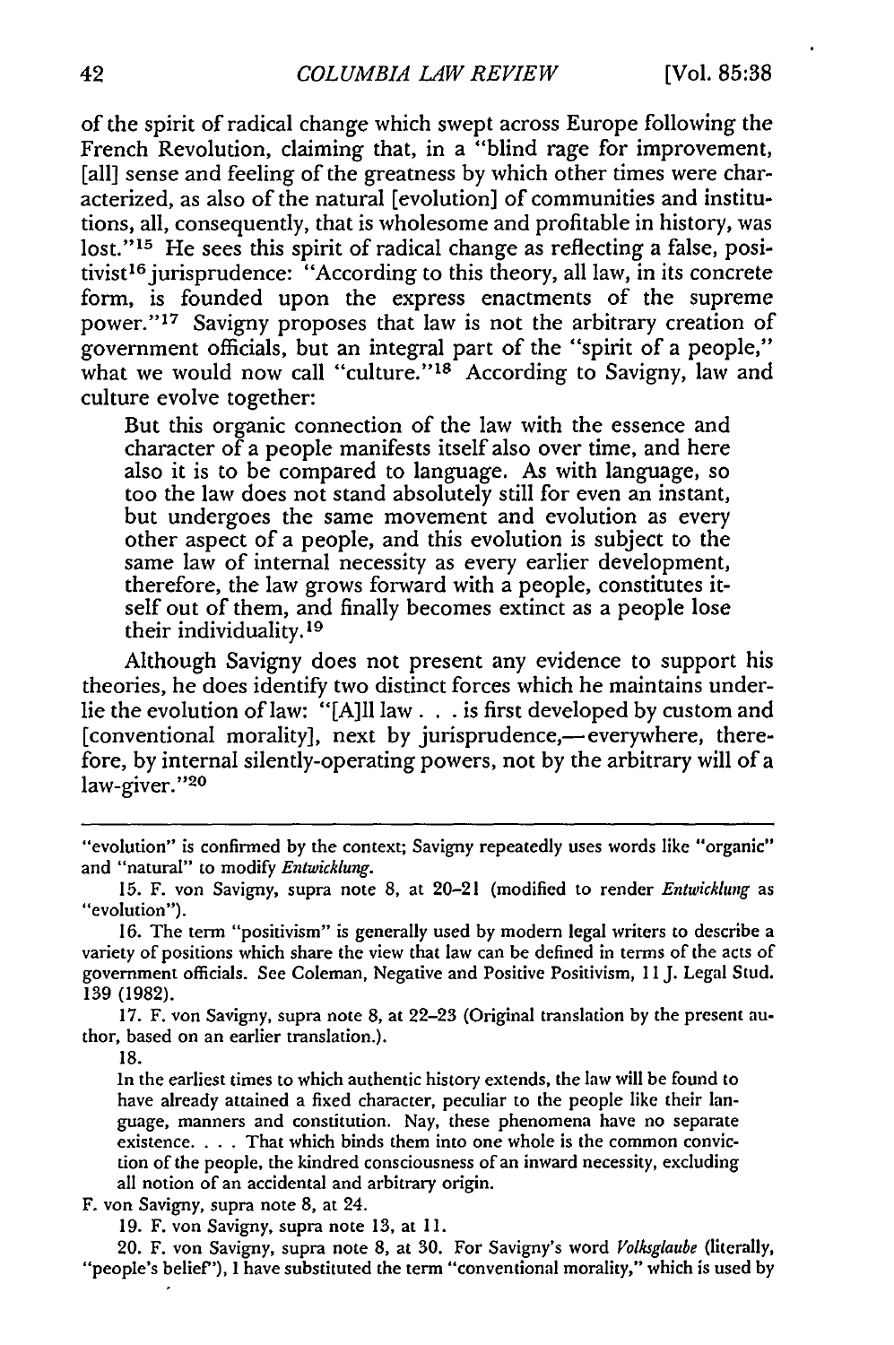of the spirit of radical change which swept across Europe following the French Revolution, claiming that, in a "blind rage for improvement, [all] sense and feeling of the greatness by which other times were characterized, as also of the natural [evolution] of communities and institutions, all, consequently, that is wholesome and profitable in history, was lost."[15] He sees this spirit of radical change as reflecting a false, positivist[16] jurisprudence: "According to this theory, all law, in its concrete form, is founded upon the express enactments of the supreme power."[17] Savigny proposes that law is not the arbitrary creation of government officials, but an integral part of the "spirit of a people," what we would now call "culture."[18] According to Savigny, law and culture evolve together:

> But this organic connection of the law with the essence and character of a people manifests itself also over time, and here also it is to be compared to language. As with language, so too the law does not stand absolutely still for even an instant, but undergoes the same movement and evolution as every other aspect of a people, and this evolution is subject to the same law of internal necessity as every earlier development, therefore, the law grows forward with a people, constitutes itself out of them, and finally becomes extinct as a people lose their individuality.[19]

Although Savigny does not present any evidence to support his theories, he does identify two distinct forces which he maintains underlie the evolution of law: "[A]ll law . . . is first developed by custom and [conventional morality], next by jurisprudence,—everywhere, therefore, by internal silently-operating powers, not by the arbitrary will of a law-giver."[20]

---

"evolution" is confirmed by the context; Savigny repeatedly uses words like "organic" and "natural" to modify *Entwicklung*.

15. F. von Savigny, supra note 8, at 20-21 (modified to render *Entwicklung* as "evolution").

16. The term "positivism" is generally used by modern legal writers to describe a variety of positions which share the view that law can be defined in terms of the acts of government officials. See Coleman, Negative and Positive Positivism, 11 J. Legal Stud. 139 (1982).

17. F. von Savigny, supra note 8, at 22-23 (Original translation by the present author, based on an earlier translation.).

18.

> In the earliest times to which authentic history extends, the law will be found to have already attained a fixed character, peculiar to the people like their language, manners and constitution. Nay, these phenomena have no separate existence. . . . That which binds them into one whole is the common conviction of the people, the kindred consciousness of an inward necessity, excluding all notion of an accidental and arbitrary origin.

F. von Savigny, supra note 8, at 24.

19. F. von Savigny, supra note 13, at 11.

20. F. von Savigny, supra note 8, at 30. For Savigny's word *Volksglaube* (literally, "people's belief"), I have substituted the term "conventional morality," which is used by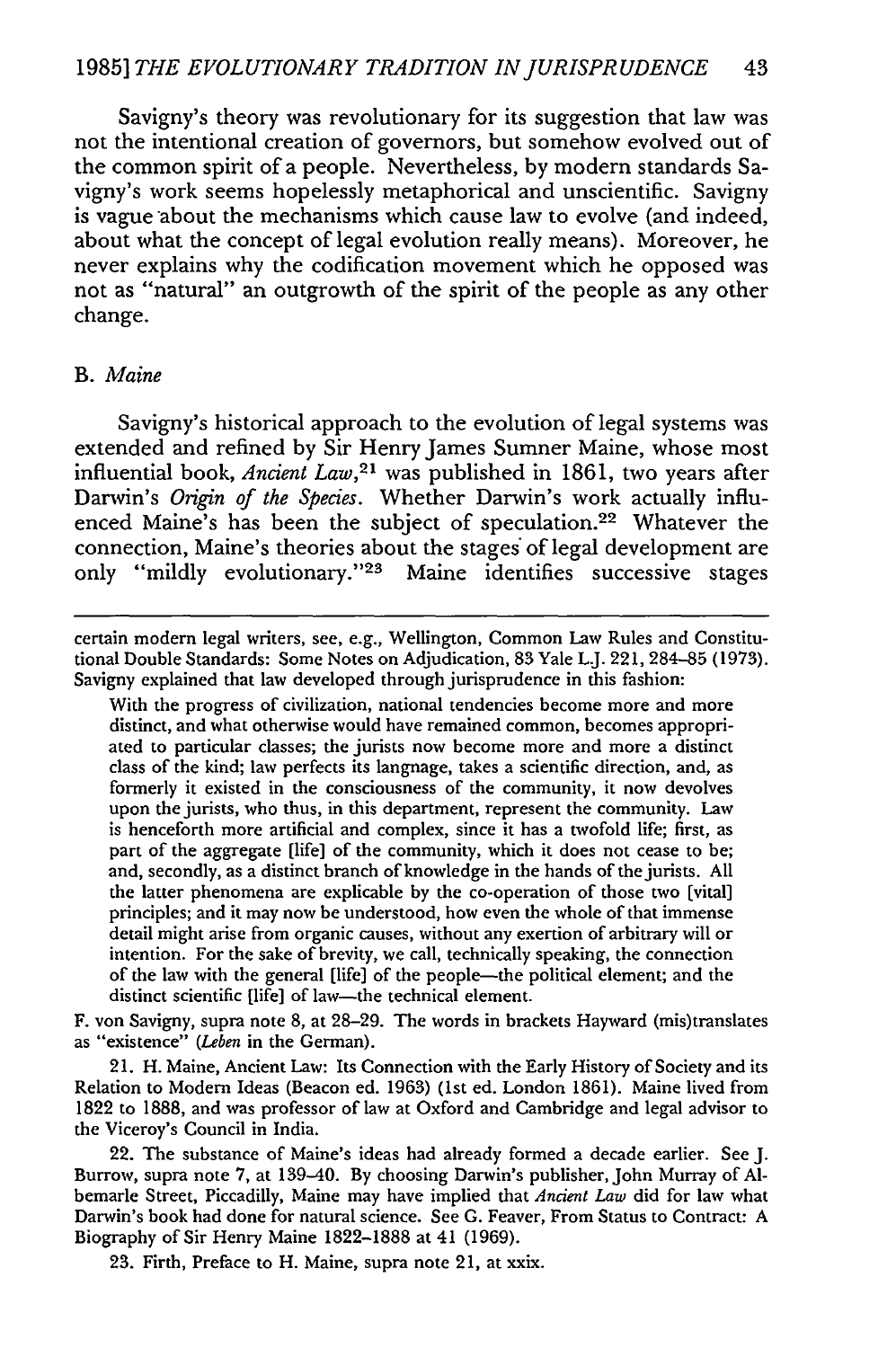Savigny's theory was revolutionary for its suggestion that law was not the intentional creation of governors, but somehow evolved out of the common spirit of a people. Nevertheless, by modern standards Savigny's work seems hopelessly metaphorical and unscientific. Savigny is vague about the mechanisms which cause law to evolve (and indeed, about what the concept of legal evolution really means). Moreover, he never explains why the codification movement which he opposed was not as "natural" an outgrowth of the spirit of the people as any other change.

### B. *Maine*

Savigny's historical approach to the evolution of legal systems was extended and refined by Sir Henry James Sumner Maine, whose most influential book, *Ancient Law*,[21] was published in 1861, two years after Darwin's *Origin of the Species*. Whether Darwin's work actually influenced Maine's has been the subject of speculation.[22] Whatever the connection, Maine's theories about the stages of legal development are only "mildly evolutionary."[23] Maine identifies successive stages

---

certain modern legal writers, see, e.g., Wellington, Common Law Rules and Constitutional Double Standards: Some Notes on Adjudication, 83 Yale L.J. 221, 284–85 (1973). Savigny explained that law developed through jurisprudence in this fashion:

> With the progress of civilization, national tendencies become more and more distinct, and what otherwise would have remained common, becomes appropriated to particular classes; the jurists now become more and more a distinct class of the kind; law perfects its language, takes a scientific direction, and, as formerly it existed in the consciousness of the community, it now devolves upon the jurists, who thus, in this department, represent the community. Law is henceforth more artificial and complex, since it has a twofold life; first, as part of the aggregate [life] of the community, which it does not cease to be; and, secondly, as a distinct branch of knowledge in the hands of the jurists. All the latter phenomena are explicable by the co-operation of those two [vital] principles; and it may now be understood, how even the whole of that immense detail might arise from organic causes, without any exertion of arbitrary will or intention. For the sake of brevity, we call, technically speaking, the connection of the law with the general [life] of the people—the political element; and the distinct scientific [life] of law—the technical element.

F. von Savigny, supra note 8, at 28–29. The words in brackets Hayward (mis)translates as "existence" (*Leben* in the German).

21. H. Maine, Ancient Law: Its Connection with the Early History of Society and its Relation to Modern Ideas (Beacon ed. 1963) (1st ed. London 1861). Maine lived from 1822 to 1888, and was professor of law at Oxford and Cambridge and legal advisor to the Viceroy's Council in India.

22. The substance of Maine's ideas had already formed a decade earlier. See J. Burrow, supra note 7, at 139–40. By choosing Darwin's publisher, John Murray of Albemarle Street, Piccadilly, Maine may have implied that *Ancient Law* did for law what Darwin's book had done for natural science. See G. Feaver, From Status to Contract: A Biography of Sir Henry Maine 1822–1888 at 41 (1969).

23. Firth, Preface to H. Maine, supra note 21, at xxix.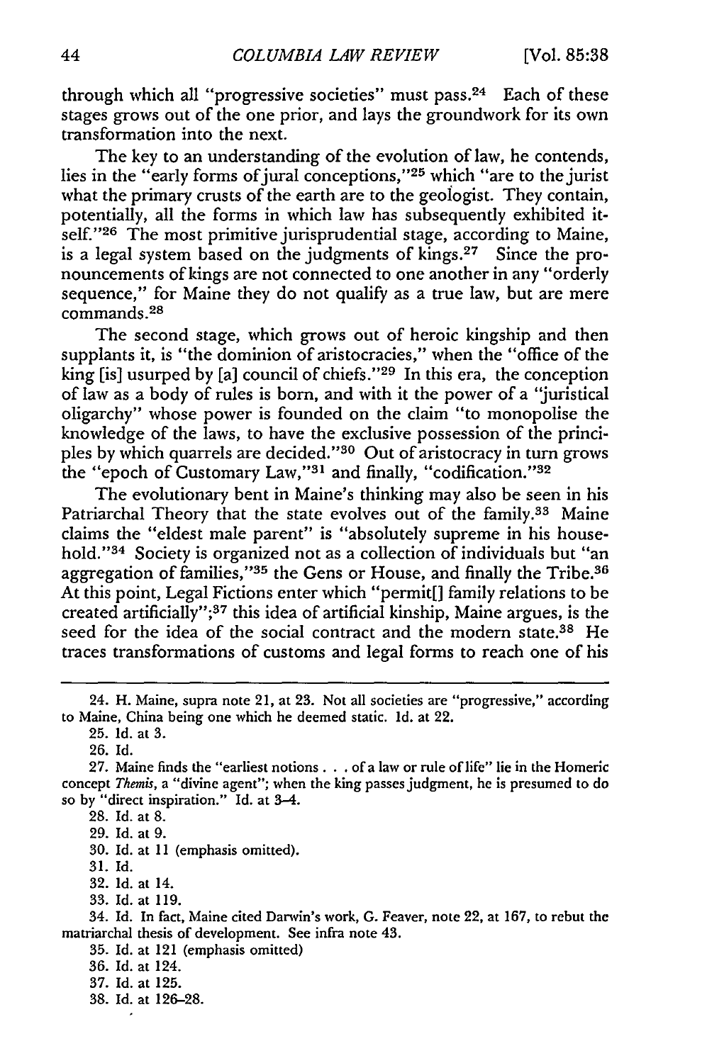through which all "progressive societies" must pass.[24] Each of these stages grows out of the one prior, and lays the groundwork for its own transformation into the next.

The key to an understanding of the evolution of law, he contends, lies in the "early forms of jural conceptions,"[25] which "are to the jurist what the primary crusts of the earth are to the geologist. They contain, potentially, all the forms in which law has subsequently exhibited itself."[26] The most primitive jurisprudential stage, according to Maine, is a legal system based on the judgments of kings.[27] Since the pronouncements of kings are not connected to one another in any "orderly sequence," for Maine they do not qualify as a true law, but are mere commands.[28]

The second stage, which grows out of heroic kingship and then supplants it, is "the dominion of aristocracies," when the "office of the king [is] usurped by [a] council of chiefs."[29] In this era, the conception of law as a body of rules is born, and with it the power of a "juristical oligarchy" whose power is founded on the claim "to monopolise the knowledge of the laws, to have the exclusive possession of the principles by which quarrels are decided."[30] Out of aristocracy in turn grows the "epoch of Customary Law,"[31] and finally, "codification."[32]

The evolutionary bent in Maine's thinking may also be seen in his Patriarchal Theory that the state evolves out of the family.[33] Maine claims the "eldest male parent" is "absolutely supreme in his household."[34] Society is organized not as a collection of individuals but "an aggregation of families,"[35] the Gens or House, and finally the Tribe.[36] At this point, Legal Fictions enter which "permit[] family relations to be created artificially";[37] this idea of artificial kinship, Maine argues, is the seed for the idea of the social contract and the modern state.[38] He traces transformations of customs and legal forms to reach one of his

---

24. H. Maine, supra note 21, at 23. Not all societies are "progressive," according to Maine, China being one which he deemed static. Id. at 22.

25. Id. at 3.

26. Id.

27. Maine finds the "earliest notions . . . of a law or rule of life" lie in the Homeric concept *Themis*, a "divine agent"; when the king passes judgment, he is presumed to do so by "direct inspiration." Id. at 3–4.

28. Id. at 8.

29. Id. at 9.

30. Id. at 11 (emphasis omitted).

31. Id.

32. Id. at 14.

33. Id. at 119.

34. Id. In fact, Maine cited Darwin's work, G. Feaver, note 22, at 167, to rebut the matriarchal thesis of development. See infra note 43.

35. Id. at 121 (emphasis omitted)

36. Id. at 124.

37. Id. at 125.

38. Id. at 126–28.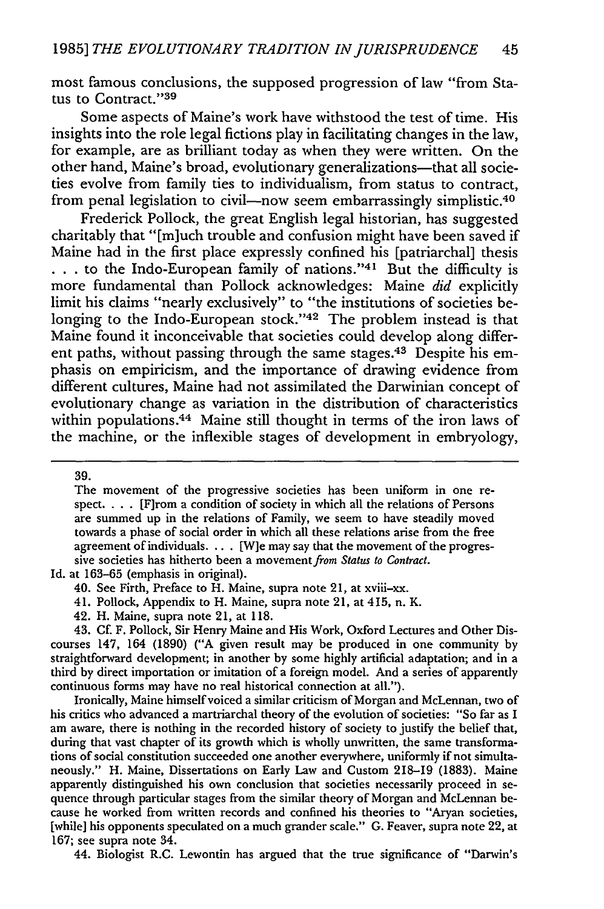most famous conclusions, the supposed progression of law "from Status to Contract."[39]

Some aspects of Maine's work have withstood the test of time. His insights into the role legal fictions play in facilitating changes in the law, for example, are as brilliant today as when they were written. On the other hand, Maine's broad, evolutionary generalizations—that all societies evolve from family ties to individualism, from status to contract, from penal legislation to civil—now seem embarrassingly simplistic.[40]

Frederick Pollock, the great English legal historian, has suggested charitably that "[m]uch trouble and confusion might have been saved if Maine had in the first place expressly confined his [patriarchal] thesis . . . to the Indo-European family of nations."[41] But the difficulty is more fundamental than Pollock acknowledges: Maine *did* explicitly limit his claims "nearly exclusively" to "the institutions of societies belonging to the Indo-European stock."[42] The problem instead is that Maine found it inconceivable that societies could develop along different paths, without passing through the same stages.[43] Despite his emphasis on empiricism, and the importance of drawing evidence from different cultures, Maine had not assimilated the Darwinian concept of evolutionary change as variation in the distribution of characteristics within populations.[44] Maine still thought in terms of the iron laws of the machine, or the inflexible stages of development in embryology,

---

39.

> The movement of the progressive societies has been uniform in one respect. . . . [F]rom a condition of society in which all the relations of Persons are summed up in the relations of Family, we seem to have steadily moved towards a phase of social order in which all these relations arise from the free agreement of individuals. . . . [W]e may say that the movement of the progressive societies has hitherto been a movement *from Status to Contract*.

Id. at 163–65 (emphasis in original).

40. See Firth, Preface to H. Maine, supra note 21, at xviii–xx.

41. Pollock, Appendix to H. Maine, supra note 21, at 415, n. K.

42. H. Maine, supra note 21, at 118.

43. Cf. F. Pollock, Sir Henry Maine and His Work, Oxford Lectures and Other Discourses 147, 164 (1890) ("A given result may be produced in one community by straightforward development; in another by some highly artificial adaptation; and in a third by direct importation or imitation of a foreign model. And a series of apparently continuous forms may have no real historical connection at all.").

Ironically, Maine himself voiced a similar criticism of Morgan and McLennan, two of his critics who advanced a martriarchal theory of the evolution of societies: "So far as I am aware, there is nothing in the recorded history of society to justify the belief that, during that vast chapter of its growth which is wholly unwritten, the same transformations of social constitution succeeded one another everywhere, uniformly if not simultaneously." H. Maine, Dissertations on Early Law and Custom 218–19 (1883). Maine apparently distinguished his own conclusion that societies necessarily proceed in sequence through particular stages from the similar theory of Morgan and McLennan because he worked from written records and confined his theories to "Aryan societies, [while] his opponents speculated on a much grander scale." G. Feaver, supra note 22, at 167; see supra note 34.

44. Biologist R.C. Lewontin has argued that the true significance of "Darwin's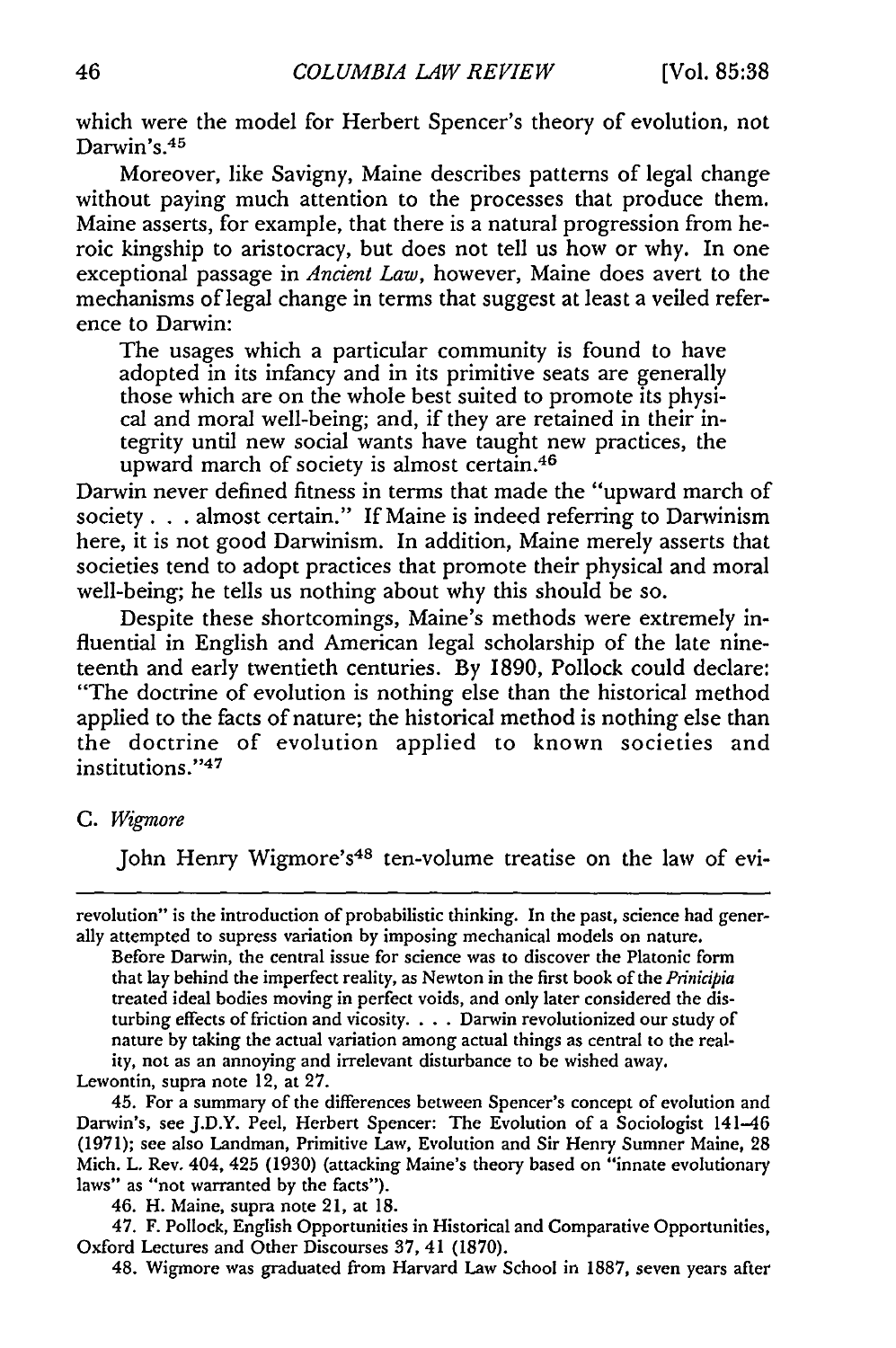which were the model for Herbert Spencer's theory of evolution, not Darwin's.[45]

Moreover, like Savigny, Maine describes patterns of legal change without paying much attention to the processes that produce them. Maine asserts, for example, that there is a natural progression from heroic kingship to aristocracy, but does not tell us how or why. In one exceptional passage in *Ancient Law*, however, Maine does avert to the mechanisms of legal change in terms that suggest at least a veiled reference to Darwin:

> The usages which a particular community is found to have adopted in its infancy and in its primitive seats are generally those which are on the whole best suited to promote its physical and moral well-being; and, if they are retained in their integrity until new social wants have taught new practices, the upward march of society is almost certain.[46]

Darwin never defined fitness in terms that made the "upward march of society . . . almost certain." If Maine is indeed referring to Darwinism here, it is not good Darwinism. In addition, Maine merely asserts that societies tend to adopt practices that promote their physical and moral well-being; he tells us nothing about why this should be so.

Despite these shortcomings, Maine's methods were extremely influential in English and American legal scholarship of the late nineteenth and early twentieth centuries. By 1890, Pollock could declare: "The doctrine of evolution is nothing else than the historical method applied to the facts of nature; the historical method is nothing else than the doctrine of evolution applied to known societies and institutions."[47]

### C. *Wigmore*

John Henry Wigmore's[48] ten-volume treatise on the law of evi-

---

revolution" is the introduction of probabilistic thinking. In the past, science had generally attempted to supress variation by imposing mechanical models on nature.

> Before Darwin, the central issue for science was to discover the Platonic form that lay behind the imperfect reality, as Newton in the first book of the *Prinicipia* treated ideal bodies moving in perfect voids, and only later considered the disturbing effects of friction and vicosity. . . . Darwin revolutionized our study of nature by taking the actual variation among actual things as central to the reality, not as an annoying and irrelevant disturbance to be wished away.

Lewontin, supra note 12, at 27.

45. For a summary of the differences between Spencer's concept of evolution and Darwin's, see J.D.Y. Peel, Herbert Spencer: The Evolution of a Sociologist 141–46 (1971); see also Landman, Primitive Law, Evolution and Sir Henry Sumner Maine, 28 Mich. L. Rev. 404, 425 (1930) (attacking Maine's theory based on "innate evolutionary laws" as "not warranted by the facts").

46. H. Maine, supra note 21, at 18.

47. F. Pollock, English Opportunities in Historical and Comparative Opportunities, Oxford Lectures and Other Discourses 37, 41 (1870).

48. Wigmore was graduated from Harvard Law School in 1887, seven years after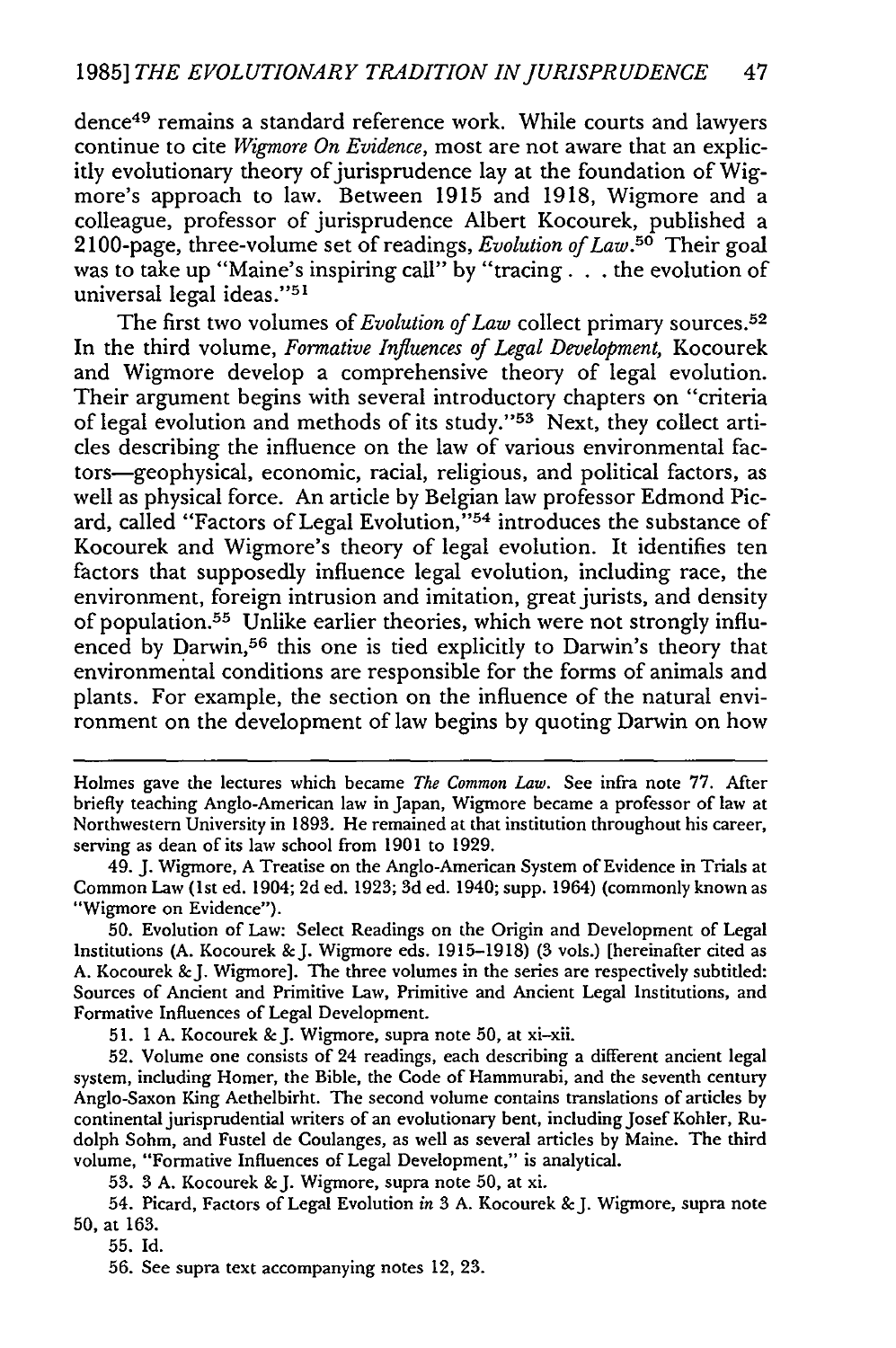dence[49] remains a standard reference work. While courts and lawyers continue to cite *Wigmore On Evidence*, most are not aware that an explicitly evolutionary theory of jurisprudence lay at the foundation of Wigmore's approach to law. Between 1915 and 1918, Wigmore and a colleague, professor of jurisprudence Albert Kocourek, published a 2100-page, three-volume set of readings, *Evolution of Law*.[50] Their goal was to take up "Maine's inspiring call" by "tracing . . . the evolution of universal legal ideas."[51]

The first two volumes of *Evolution of Law* collect primary sources.[52] In the third volume, *Formative Influences of Legal Development*, Kocourek and Wigmore develop a comprehensive theory of legal evolution. Their argument begins with several introductory chapters on "criteria of legal evolution and methods of its study."[53] Next, they collect articles describing the influence on the law of various environmental factors—geophysical, economic, racial, religious, and political factors, as well as physical force. An article by Belgian law professor Edmond Picard, called "Factors of Legal Evolution,"[54] introduces the substance of Kocourek and Wigmore's theory of legal evolution. It identifies ten factors that supposedly influence legal evolution, including race, the environment, foreign intrusion and imitation, great jurists, and density of population.[55] Unlike earlier theories, which were not strongly influenced by Darwin,[56] this one is tied explicitly to Darwin's theory that environmental conditions are responsible for the forms of animals and plants. For example, the section on the influence of the natural environment on the development of law begins by quoting Darwin on how

---

Holmes gave the lectures which became *The Common Law*. See infra note 77. After briefly teaching Anglo-American law in Japan, Wigmore became a professor of law at Northwestern University in 1893. He remained at that institution throughout his career, serving as dean of its law school from 1901 to 1929.

49. J. Wigmore, A Treatise on the Anglo-American System of Evidence in Trials at Common Law (1st ed. 1904; 2d ed. 1923; 3d ed. 1940; supp. 1964) (commonly known as "Wigmore on Evidence").

50. Evolution of Law: Select Readings on the Origin and Development of Legal Institutions (A. Kocourek & J. Wigmore eds. 1915–1918) (3 vols.) [hereinafter cited as A. Kocourek & J. Wigmore]. The three volumes in the series are respectively subtitled: Sources of Ancient and Primitive Law, Primitive and Ancient Legal Institutions, and Formative Influences of Legal Development.

51. 1 A. Kocourek & J. Wigmore, supra note 50, at xi–xii.

52. Volume one consists of 24 readings, each describing a different ancient legal system, including Homer, the Bible, the Code of Hammurabi, and the seventh century Anglo-Saxon King Aethelbirht. The second volume contains translations of articles by continental jurisprudential writers of an evolutionary bent, including Josef Kohler, Rudolph Sohm, and Fustel de Coulanges, as well as several articles by Maine. The third volume, "Formative Influences of Legal Development," is analytical.

53. 3 A. Kocourek & J. Wigmore, supra note 50, at xi.

54. Picard, Factors of Legal Evolution *in* 3 A. Kocourek & J. Wigmore, supra note 50, at 163.

55. Id.

56. See supra text accompanying notes 12, 23.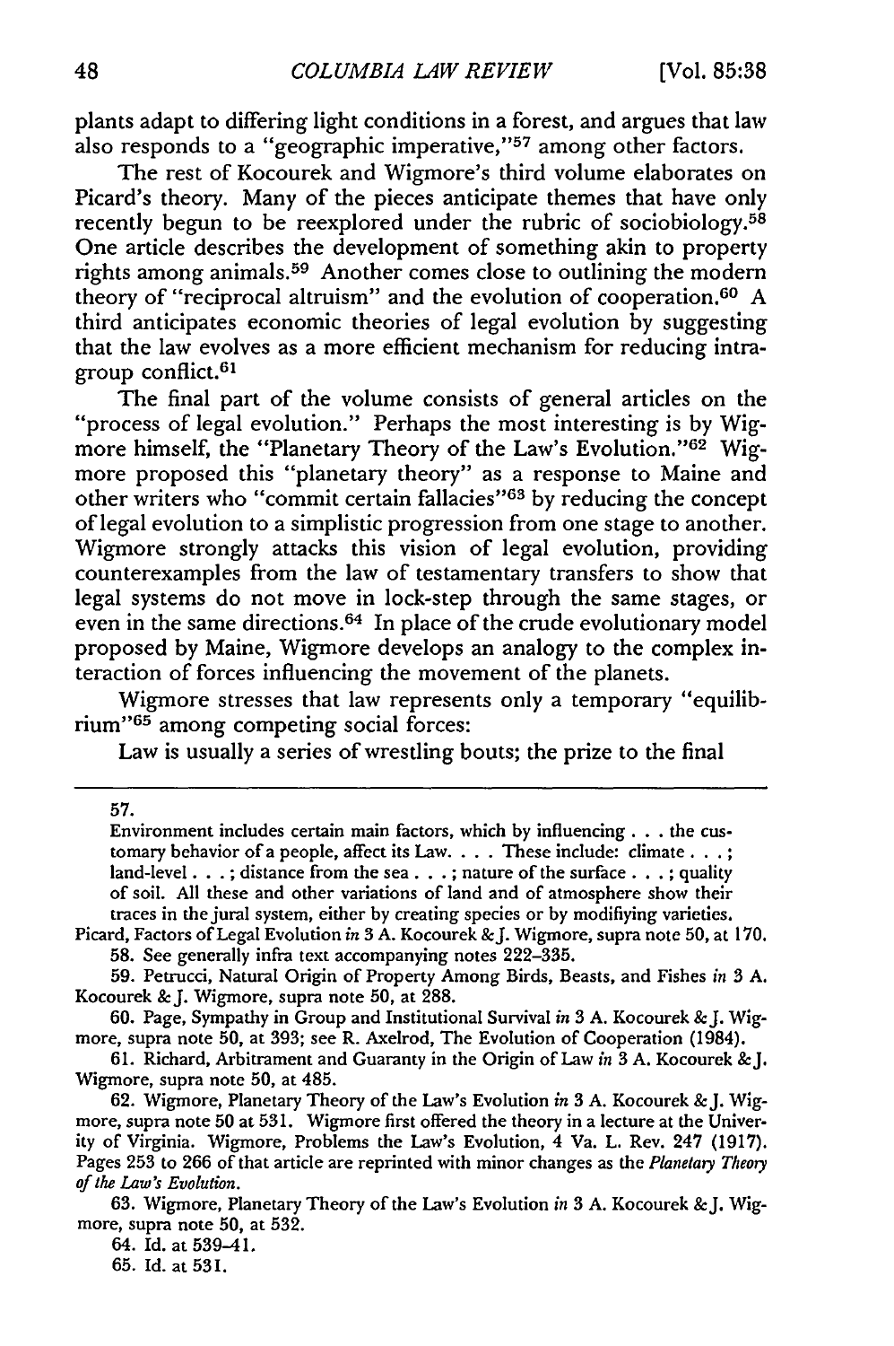plants adapt to differing light conditions in a forest, and argues that law also responds to a "geographic imperative,"[57] among other factors.

The rest of Kocourek and Wigmore's third volume elaborates on Picard's theory. Many of the pieces anticipate themes that have only recently begun to be reexplored under the rubric of sociobiology.[58] One article describes the development of something akin to property rights among animals.[59] Another comes close to outlining the modern theory of "reciprocal altruism" and the evolution of cooperation.[60] A third anticipates economic theories of legal evolution by suggesting that the law evolves as a more efficient mechanism for reducing intragroup conflict.[61]

The final part of the volume consists of general articles on the "process of legal evolution." Perhaps the most interesting is by Wigmore himself, the "Planetary Theory of the Law's Evolution."[62] Wigmore proposed this "planetary theory" as a response to Maine and other writers who "commit certain fallacies"[63] by reducing the concept of legal evolution to a simplistic progression from one stage to another. Wigmore strongly attacks this vision of legal evolution, providing counterexamples from the law of testamentary transfers to show that legal systems do not move in lock-step through the same stages, or even in the same directions.[64] In place of the crude evolutionary model proposed by Maine, Wigmore develops an analogy to the complex interaction of forces influencing the movement of the planets.

Wigmore stresses that law represents only a temporary "equilibrium"[65] among competing social forces:

Law is usually a series of wrestling bouts; the prize to the final

---

57.

> Environment includes certain main factors, which by influencing . . . the customary behavior of a people, affect its Law. . . . These include: climate . . . ; land-level . . . ; distance from the sea . . . ; nature of the surface . . . ; quality of soil. All these and other variations of land and of atmosphere show their traces in the jural system, either by creating species or by modifiying varieties.

Picard, Factors of Legal Evolution *in* 3 A. Kocourek & J. Wigmore, supra note 50, at 170.

58. See generally infra text accompanying notes 222–335.

59. Petrucci, Natural Origin of Property Among Birds, Beasts, and Fishes *in* 3 A. Kocourek & J. Wigmore, supra note 50, at 288.

60. Page, Sympathy in Group and Institutional Survival *in* 3 A. Kocourek & J. Wigmore, supra note 50, at 393; see R. Axelrod, The Evolution of Cooperation (1984).

61. Richard, Arbitrament and Guaranty in the Origin of Law *in* 3 A. Kocourek & J. Wigmore, supra note 50, at 485.

62. Wigmore, Planetary Theory of the Law's Evolution *in* 3 A. Kocourek & J. Wigmore, supra note 50 at 531. Wigmore first offered the theory in a lecture at the Univerity of Virginia. Wigmore, Problems the Law's Evolution, 4 Va. L. Rev. 247 (1917). Pages 253 to 266 of that article are reprinted with minor changes as the *Planetary Theory of the Law's Evolution.*

63. Wigmore, Planetary Theory of the Law's Evolution *in* 3 A. Kocourek & J. Wigmore, supra note 50, at 532.

64. Id. at 539–41.

65. Id. at 531.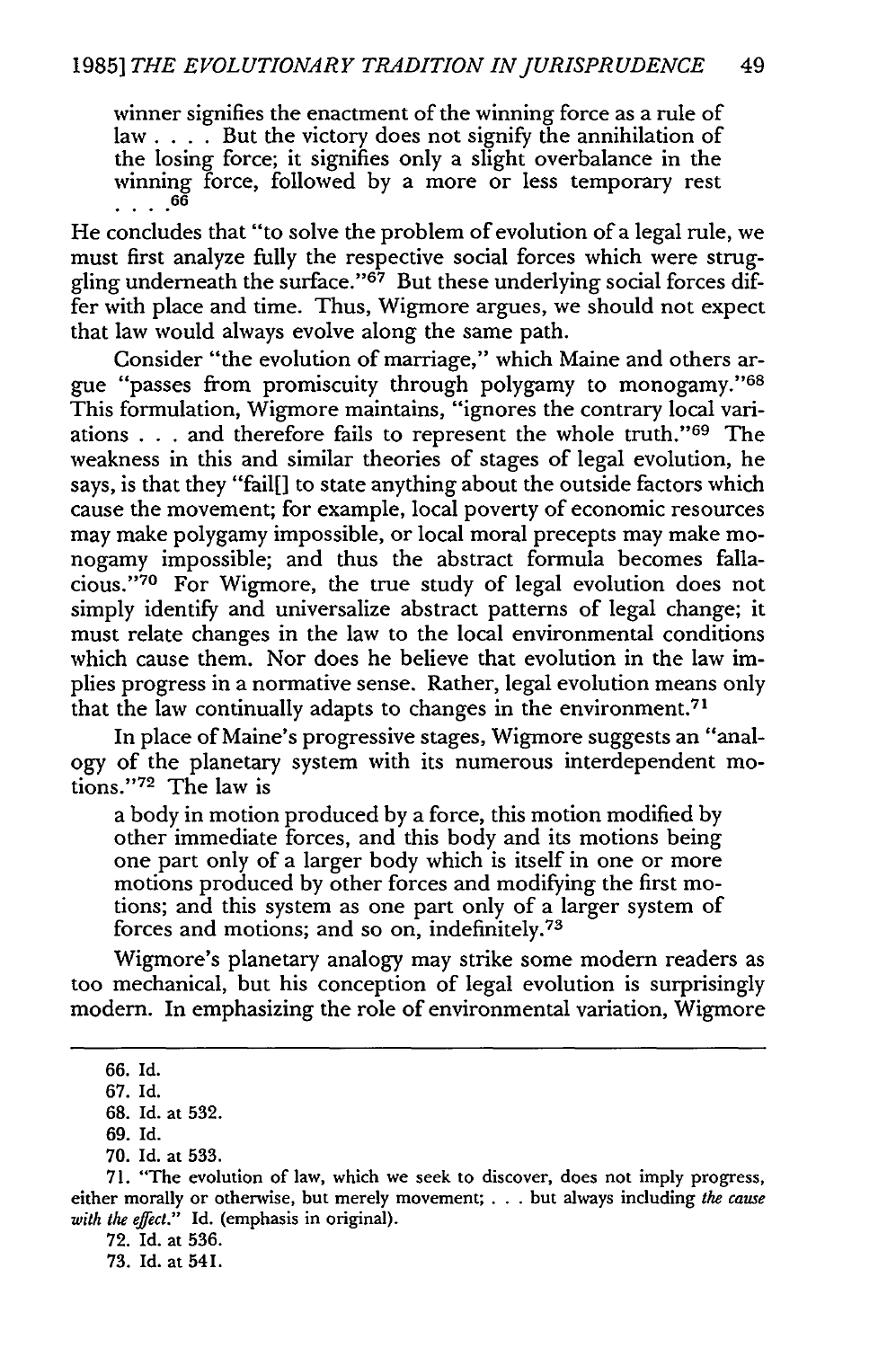> winner signifies the enactment of the winning force as a rule of law . . . . But the victory does not signify the annihilation of the losing force; it signifies only a slight overbalance in the winning force, followed by a more or less temporary rest . . . .[66]

He concludes that "to solve the problem of evolution of a legal rule, we must first analyze fully the respective social forces which were struggling underneath the surface."[67] But these underlying social forces differ with place and time. Thus, Wigmore argues, we should not expect that law would always evolve along the same path.

Consider "the evolution of marriage," which Maine and others argue "passes from promiscuity through polygamy to monogamy."[68] This formulation, Wigmore maintains, "ignores the contrary local variations . . . and therefore fails to represent the whole truth."[69] The weakness in this and similar theories of stages of legal evolution, he says, is that they "fail[] to state anything about the outside factors which cause the movement; for example, local poverty of economic resources may make polygamy impossible, or local moral precepts may make monogamy impossible; and thus the abstract formula becomes fallacious."[70] For Wigmore, the true study of legal evolution does not simply identify and universalize abstract patterns of legal change; it must relate changes in the law to the local environmental conditions which cause them. Nor does he believe that evolution in the law implies progress in a normative sense. Rather, legal evolution means only that the law continually adapts to changes in the environment.[71]

In place of Maine's progressive stages, Wigmore suggests an "analogy of the planetary system with its numerous interdependent motions."[72] The law is

> a body in motion produced by a force, this motion modified by other immediate forces, and this body and its motions being one part only of a larger body which is itself in one or more motions produced by other forces and modifying the first motions; and this system as one part only of a larger system of forces and motions; and so on, indefinitely.[73]

Wigmore's planetary analogy may strike some modern readers as too mechanical, but his conception of legal evolution is surprisingly modern. In emphasizing the role of environmental variation, Wigmore

---

66. Id.

67. Id.

68. Id. at 532.

69. Id.

70. Id. at 533.

71. "The evolution of law, which we seek to discover, does not imply progress, either morally or otherwise, but merely movement; . . . but always including *the cause with the effect.*" Id. (emphasis in original).

72. Id. at 536.

73. Id. at 541.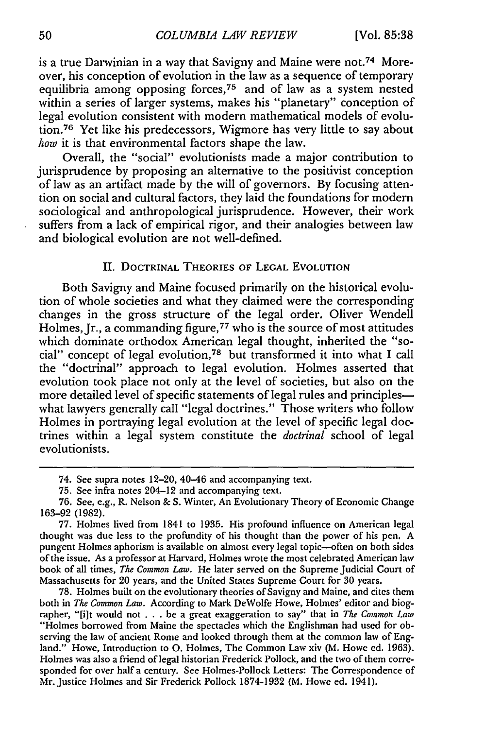is a true Darwinian in a way that Savigny and Maine were not.[74] Moreover, his conception of evolution in the law as a sequence of temporary equilibria among opposing forces,[75] and of law as a system nested within a series of larger systems, makes his "planetary" conception of legal evolution consistent with modern mathematical models of evolution.[76] Yet like his predecessors, Wigmore has very little to say about *how* it is that environmental factors shape the law.

Overall, the "social" evolutionists made a major contribution to jurisprudence by proposing an alternative to the positivist conception of law as an artifact made by the will of governors. By focusing attention on social and cultural factors, they laid the foundations for modern sociological and anthropological jurisprudence. However, their work suffers from a lack of empirical rigor, and their analogies between law and biological evolution are not well-defined.

## II. Doctrinal Theories of Legal Evolution

Both Savigny and Maine focused primarily on the historical evolution of whole societies and what they claimed were the corresponding changes in the gross structure of the legal order. Oliver Wendell Holmes, Jr., a commanding figure,[77] who is the source of most attitudes which dominate orthodox American legal thought, inherited the "social" concept of legal evolution,[78] but transformed it into what I call the "doctrinal" approach to legal evolution. Holmes asserted that evolution took place not only at the level of societies, but also on the more detailed level of specific statements of legal rules and principles—what lawyers generally call "legal doctrines." Those writers who follow Holmes in portraying legal evolution at the level of specific legal doctrines within a legal system constitute the *doctrinal* school of legal evolutionists.

---

74. See supra notes 12–20, 40–46 and accompanying text.

75. See infra notes 204–12 and accompanying text.

76. See, e.g., R. Nelson & S. Winter, An Evolutionary Theory of Economic Change 163–92 (1982).

77. Holmes lived from 1841 to 1935. His profound influence on American legal thought was due less to the profundity of his thought than the power of his pen. A pungent Holmes aphorism is available on almost every legal topic—often on both sides of the issue. As a professor at Harvard, Holmes wrote the most celebrated American law book of all times, *The Common Law*. He later served on the Supreme Judicial Court of Massachusetts for 20 years, and the United States Supreme Court for 30 years.

78. Holmes built on the evolutionary theories of Savigny and Maine, and cites them both in *The Common Law*. According to Mark DeWolfe Howe, Holmes' editor and biographer, "[i]t would not . . . be a great exaggeration to say" that in *The Common Law* "Holmes borrowed from Maine the spectacles which the Englishman had used for observing the law of ancient Rome and looked through them at the common law of England." Howe, Introduction to O. Holmes, The Common Law xiv (M. Howe ed. 1963). Holmes was also a friend of legal historian Frederick Pollock, and the two of them corresponded for over half a century. See Holmes-Pollock Letters: The Correspondence of Mr. Justice Holmes and Sir Frederick Pollock 1874-1932 (M. Howe ed. 1941).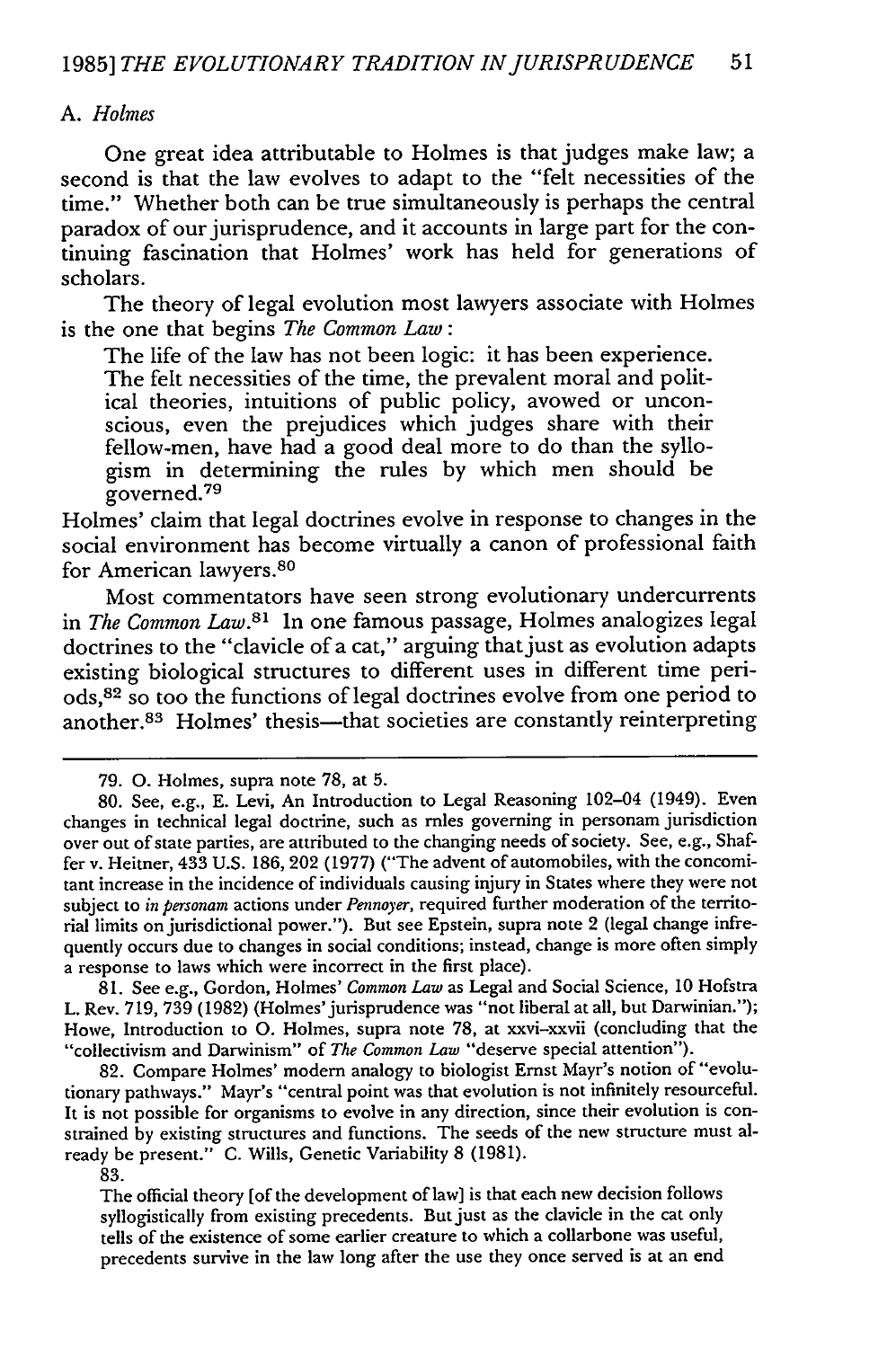### A. *Holmes*

One great idea attributable to Holmes is that judges make law; a second is that the law evolves to adapt to the "felt necessities of the time." Whether both can be true simultaneously is perhaps the central paradox of our jurisprudence, and it accounts in large part for the continuing fascination that Holmes' work has held for generations of scholars.

The theory of legal evolution most lawyers associate with Holmes is the one that begins *The Common Law*:

> The life of the law has not been logic: it has been experience. The felt necessities of the time, the prevalent moral and political theories, intuitions of public policy, avowed or unconscious, even the prejudices which judges share with their fellow-men, have had a good deal more to do than the syllogism in determining the rules by which men should be governed.[79]

Holmes' claim that legal doctrines evolve in response to changes in the social environment has become virtually a canon of professional faith for American lawyers.[80]

Most commentators have seen strong evolutionary undercurrents in *The Common Law*.[81] In one famous passage, Holmes analogizes legal doctrines to the "clavicle of a cat," arguing that just as evolution adapts existing biological structures to different uses in different time periods,[82] so too the functions of legal doctrines evolve from one period to another.[83] Holmes' thesis—that societies are constantly reinterpreting

---

79. O. Holmes, supra note 78, at 5.

80. See, e.g., E. Levi, An Introduction to Legal Reasoning 102–04 (1949). Even changes in technical legal doctrine, such as rules governing in personam jurisdiction over out of state parties, are attributed to the changing needs of society. See, e.g., Shaffer v. Heitner, 433 U.S. 186, 202 (1977) ("The advent of automobiles, with the concomitant increase in the incidence of individuals causing injury in States where they were not subject to *in personam* actions under *Pennoyer*, required further moderation of the territorial limits on jurisdictional power."). But see Epstein, supra note 2 (legal change infrequently occurs due to changes in social conditions; instead, change is more often simply a response to laws which were incorrect in the first place).

81. See e.g., Gordon, Holmes' *Common Law* as Legal and Social Science, 10 Hofstra L. Rev. 719, 739 (1982) (Holmes' jurisprudence was "not liberal at all, but Darwinian."); Howe, Introduction to O. Holmes, supra note 78, at xxvi–xxvii (concluding that the "collectivism and Darwinism" of *The Common Law* "deserve special attention").

82. Compare Holmes' modern analogy to biologist Ernst Mayr's notion of "evolutionary pathways." Mayr's "central point was that evolution is not infinitely resourceful. It is not possible for organisms to evolve in any direction, since their evolution is constrained by existing structures and functions. The seeds of the new structure must already be present." C. Wills, Genetic Variability 8 (1981).

83.

> The official theory [of the development of law] is that each new decision follows syllogistically from existing precedents. But just as the clavicle in the cat only tells of the existence of some earlier creature to which a collarbone was useful, precedents survive in the law long after the use they once served is at an end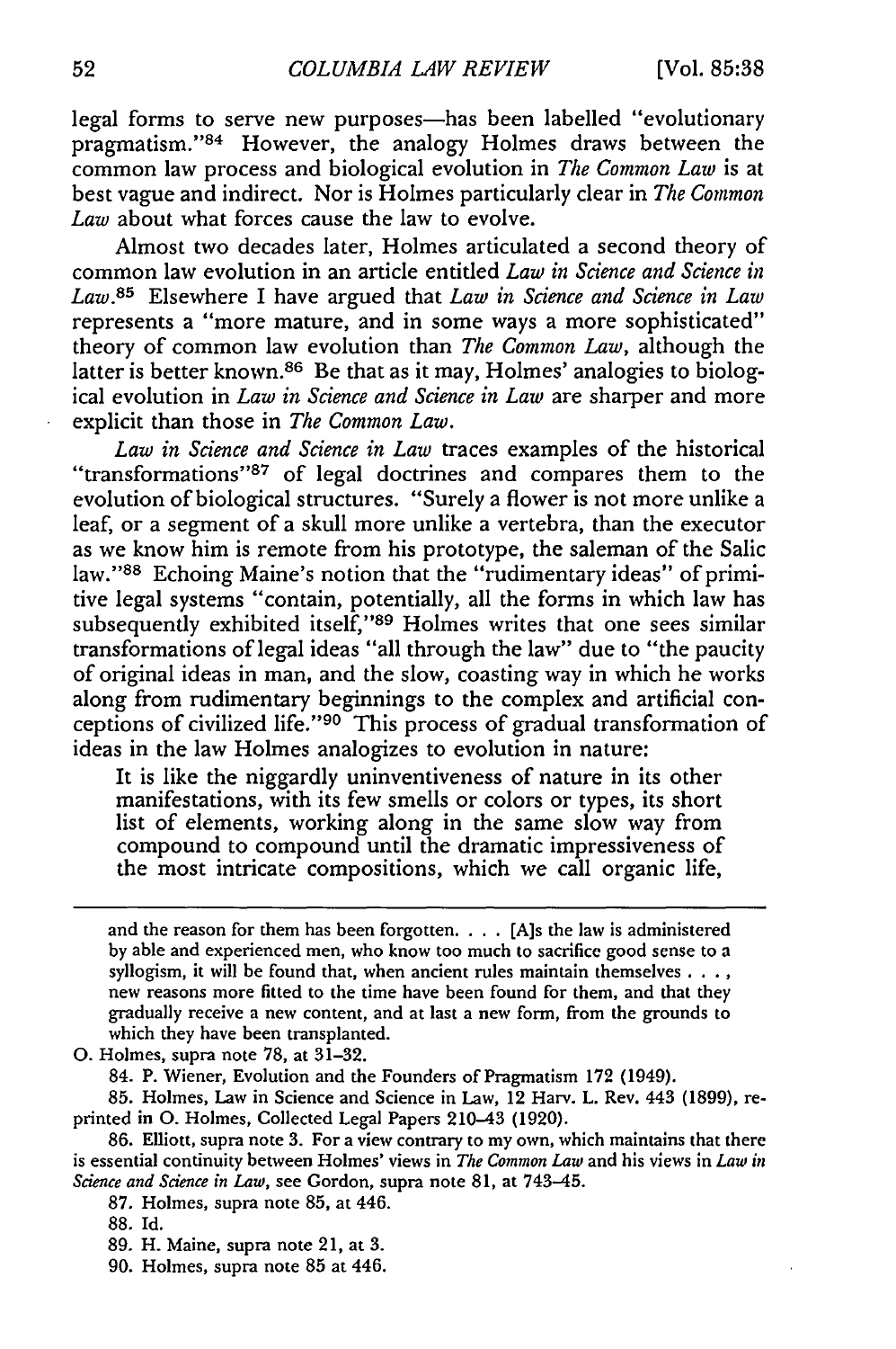legal forms to serve new purposes—has been labelled "evolutionary pragmatism."[84] However, the analogy Holmes draws between the common law process and biological evolution in *The Common Law* is at best vague and indirect. Nor is Holmes particularly clear in *The Common Law* about what forces cause the law to evolve.

Almost two decades later, Holmes articulated a second theory of common law evolution in an article entitled *Law in Science and Science in Law*.[85] Elsewhere I have argued that *Law in Science and Science in Law* represents a "more mature, and in some ways a more sophisticated" theory of common law evolution than *The Common Law*, although the latter is better known.[86] Be that as it may, Holmes' analogies to biological evolution in *Law in Science and Science in Law* are sharper and more explicit than those in *The Common Law*.

*Law in Science and Science in Law* traces examples of the historical "transformations"[87] of legal doctrines and compares them to the evolution of biological structures. "Surely a flower is not more unlike a leaf, or a segment of a skull more unlike a vertebra, than the executor as we know him is remote from his prototype, the saleman of the Salic law."[88] Echoing Maine's notion that the "rudimentary ideas" of primitive legal systems "contain, potentially, all the forms in which law has subsequently exhibited itself,"[89] Holmes writes that one sees similar transformations of legal ideas "all through the law" due to "the paucity of original ideas in man, and the slow, coasting way in which he works along from rudimentary beginnings to the complex and artificial conceptions of civilized life."[90] This process of gradual transformation of ideas in the law Holmes analogizes to evolution in nature:

> It is like the niggardly uninventiveness of nature in its other manifestations, with its few smells or colors or types, its short list of elements, working along in the same slow way from compound to compound until the dramatic impressiveness of the most intricate compositions, which we call organic life,

---

and the reason for them has been forgotten. . . . [A]s the law is administered by able and experienced men, who know too much to sacrifice good sense to a syllogism, it will be found that, when ancient rules maintain themselves . . . , new reasons more fitted to the time have been found for them, and that they gradually receive a new content, and at last a new form, from the grounds to which they have been transplanted.

O. Holmes, supra note 78, at 31–32.

84. P. Wiener, Evolution and the Founders of Pragmatism 172 (1949).

85. Holmes, Law in Science and Science in Law, 12 Harv. L. Rev. 443 (1899), reprinted in O. Holmes, Collected Legal Papers 210–43 (1920).

86. Elliott, supra note 3. For a view contrary to my own, which maintains that there is essential continuity between Holmes' views in *The Common Law* and his views in *Law in Science and Science in Law*, see Gordon, supra note 81, at 743–45.

87. Holmes, supra note 85, at 446.

88. Id.

89. H. Maine, supra note 21, at 3.

90. Holmes, supra note 85 at 446.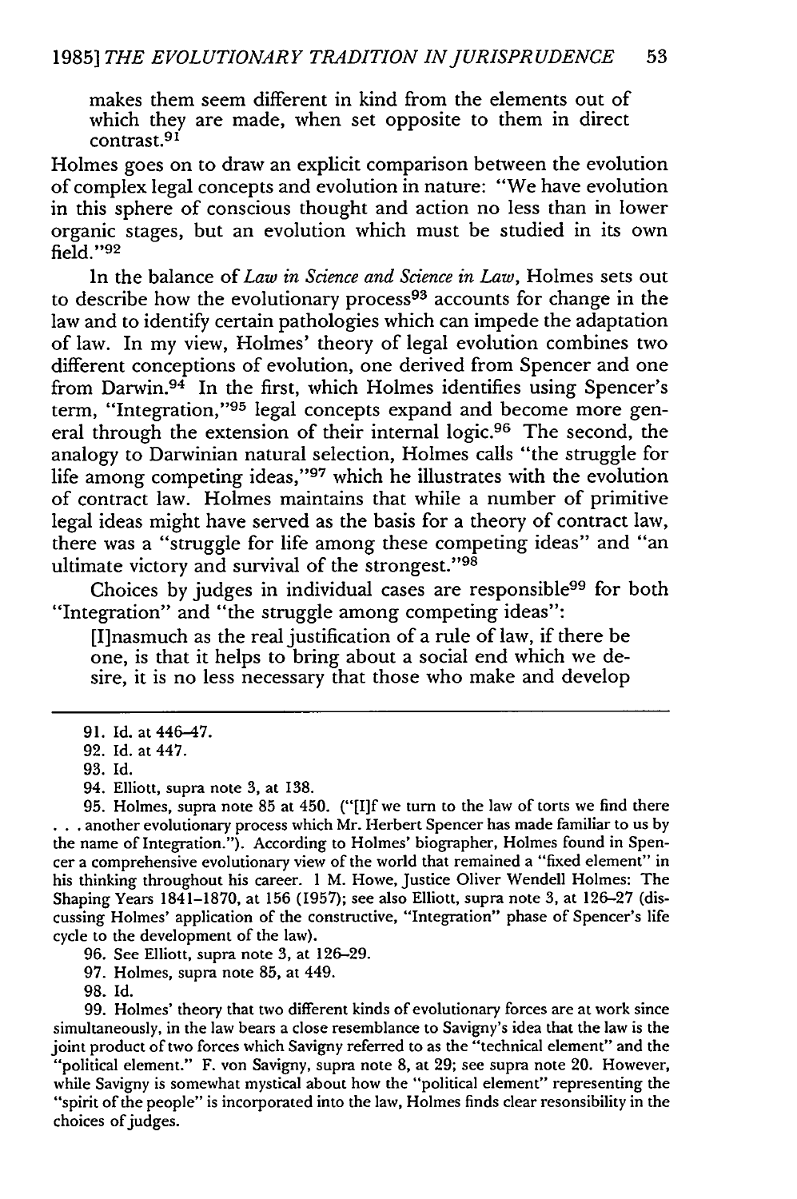makes them seem different in kind from the elements out of which they are made, when set opposite to them in direct contrast.[91]

Holmes goes on to draw an explicit comparison between the evolution of complex legal concepts and evolution in nature: "We have evolution in this sphere of conscious thought and action no less than in lower organic stages, but an evolution which must be studied in its own field."[92]

In the balance of *Law in Science and Science in Law*, Holmes sets out to describe how the evolutionary process[93] accounts for change in the law and to identify certain pathologies which can impede the adaptation of law. In my view, Holmes' theory of legal evolution combines two different conceptions of evolution, one derived from Spencer and one from Darwin.[94] In the first, which Holmes identifies using Spencer's term, "Integration,"[95] legal concepts expand and become more general through the extension of their internal logic.[96] The second, the analogy to Darwinian natural selection, Holmes calls "the struggle for life among competing ideas,"[97] which he illustrates with the evolution of contract law. Holmes maintains that while a number of primitive legal ideas might have served as the basis for a theory of contract law, there was a "struggle for life among these competing ideas" and "an ultimate victory and survival of the strongest."[98]

Choices by judges in individual cases are responsible[99] for both "Integration" and "the struggle among competing ideas":

[I]nasmuch as the real justification of a rule of law, if there be one, is that it helps to bring about a social end which we desire, it is no less necessary that those who make and develop

---

91. Id. at 446–47.

92. Id. at 447.

93. Id.

94. Elliott, supra note 3, at 138.

95. Holmes, supra note 85 at 450. ("[I]f we turn to the law of torts we find there . . . another evolutionary process which Mr. Herbert Spencer has made familiar to us by the name of Integration."). According to Holmes' biographer, Holmes found in Spencer a comprehensive evolutionary view of the world that remained a "fixed element" in his thinking throughout his career. 1 M. Howe, Justice Oliver Wendell Holmes: The Shaping Years 1841–1870, at 156 (1957); see also Elliott, supra note 3, at 126–27 (discussing Holmes' application of the constructive, "Integration" phase of Spencer's life cycle to the development of the law).

96. See Elliott, supra note 3, at 126–29.

97. Holmes, supra note 85, at 449.

98. Id.

99. Holmes' theory that two different kinds of evolutionary forces are at work since simultaneously, in the law bears a close resemblance to Savigny's idea that the law is the joint product of two forces which Savigny referred to as the "technical element" and the "political element." F. von Savigny, supra note 8, at 29; see supra note 20. However, while Savigny is somewhat mystical about how the "political element" representing the "spirit of the people" is incorporated into the law, Holmes finds clear resonsibility in the choices of judges.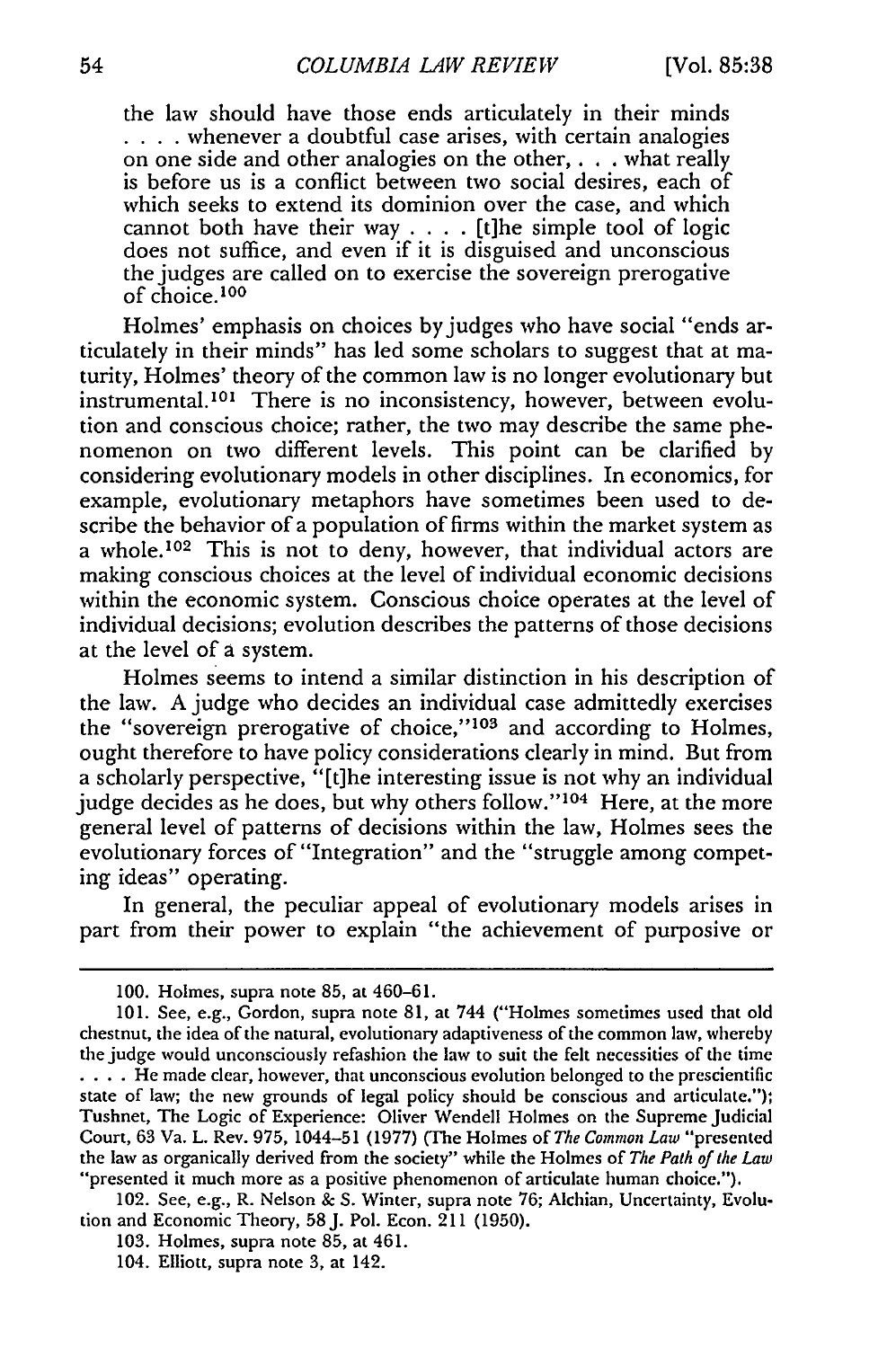the law should have those ends articulately in their minds . . . . whenever a doubtful case arises, with certain analogies on one side and other analogies on the other, . . . what really is before us is a conflict between two social desires, each of which seeks to extend its dominion over the case, and which cannot both have their way . . . . [t]he simple tool of logic does not suffice, and even if it is disguised and unconscious the judges are called on to exercise the sovereign prerogative of choice.[100]

Holmes' emphasis on choices by judges who have social "ends articulately in their minds" has led some scholars to suggest that at maturity, Holmes' theory of the common law is no longer evolutionary but instrumental.[101] There is no inconsistency, however, between evolution and conscious choice; rather, the two may describe the same phenomenon on two different levels. This point can be clarified by considering evolutionary models in other disciplines. In economics, for example, evolutionary metaphors have sometimes been used to describe the behavior of a population of firms within the market system as a whole.[102] This is not to deny, however, that individual actors are making conscious choices at the level of individual economic decisions within the economic system. Conscious choice operates at the level of individual decisions; evolution describes the patterns of those decisions at the level of a system.

Holmes seems to intend a similar distinction in his description of the law. A judge who decides an individual case admittedly exercises the "sovereign prerogative of choice,"[103] and according to Holmes, ought therefore to have policy considerations clearly in mind. But from a scholarly perspective, "[t]he interesting issue is not why an individual judge decides as he does, but why others follow."[104] Here, at the more general level of patterns of decisions within the law, Holmes sees the evolutionary forces of "Integration" and the "struggle among competing ideas" operating.

In general, the peculiar appeal of evolutionary models arises in part from their power to explain "the achievement of purposive or

---

100. Holmes, supra note 85, at 460–61.

101. See, e.g., Gordon, supra note 81, at 744 ("Holmes sometimes used that old chestnut, the idea of the natural, evolutionary adaptiveness of the common law, whereby the judge would unconsciously refashion the law to suit the felt necessities of the time . . . . He made clear, however, that unconscious evolution belonged to the prescientific state of law; the new grounds of legal policy should be conscious and articulate."); Tushnet, The Logic of Experience: Oliver Wendell Holmes on the Supreme Judicial Court, 63 Va. L. Rev. 975, 1044–51 (1977) (The Holmes of *The Common Law* "presented the law as organically derived from the society" while the Holmes of *The Path of the Law* "presented it much more as a positive phenomenon of articulate human choice.").

102. See, e.g., R. Nelson & S. Winter, supra note 76; Alchian, Uncertainty, Evolution and Economic Theory, 58 J. Pol. Econ. 211 (1950).

103. Holmes, supra note 85, at 461.

104. Elliott, supra note 3, at 142.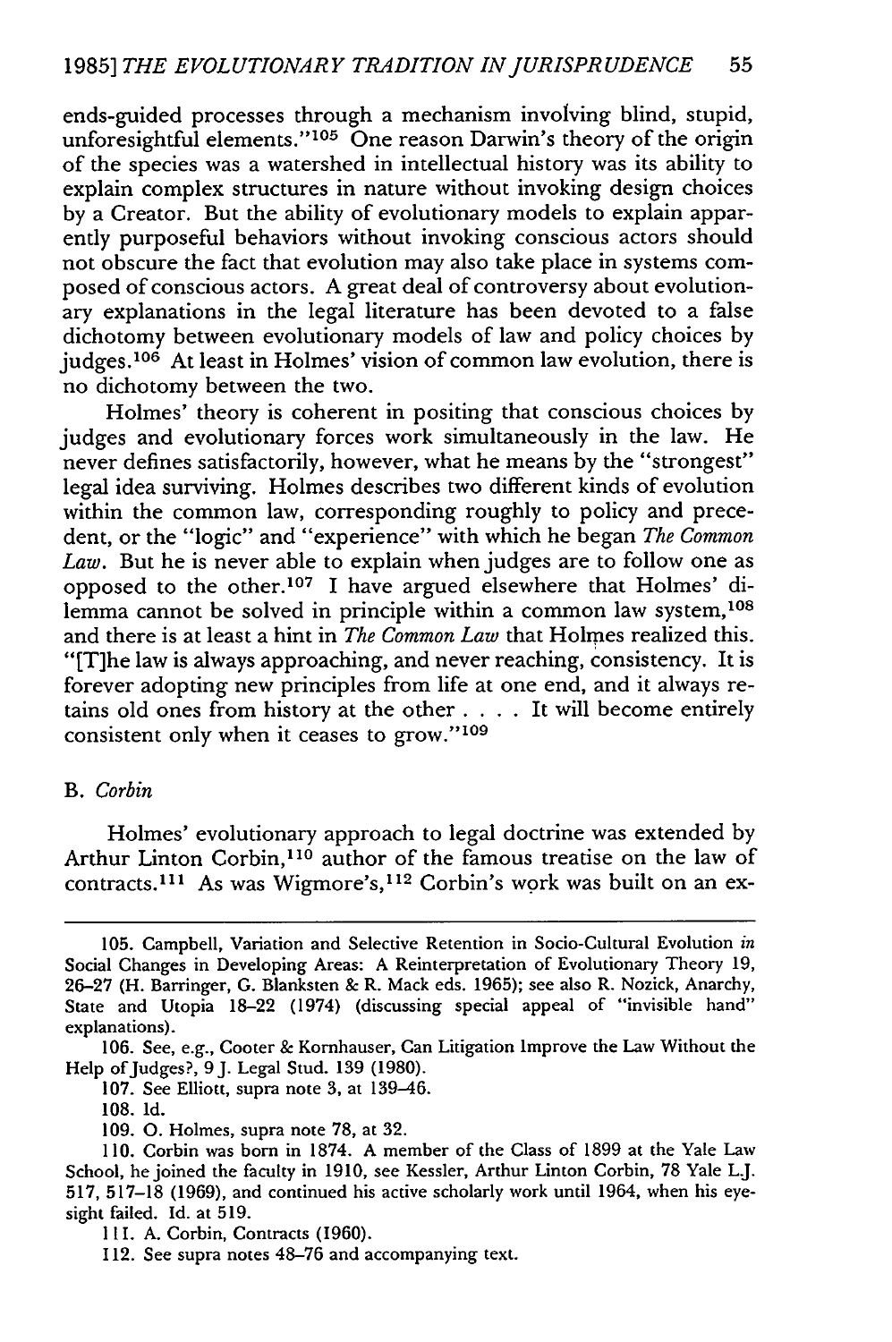ends-guided processes through a mechanism involving blind, stupid, unforesightful elements."[105] One reason Darwin's theory of the origin of the species was a watershed in intellectual history was its ability to explain complex structures in nature without invoking design choices by a Creator. But the ability of evolutionary models to explain apparently purposeful behaviors without invoking conscious actors should not obscure the fact that evolution may also take place in systems composed of conscious actors. A great deal of controversy about evolutionary explanations in the legal literature has been devoted to a false dichotomy between evolutionary models of law and policy choices by judges.[106] At least in Holmes' vision of common law evolution, there is no dichotomy between the two.

Holmes' theory is coherent in positing that conscious choices by judges and evolutionary forces work simultaneously in the law. He never defines satisfactorily, however, what he means by the "strongest" legal idea surviving. Holmes describes two different kinds of evolution within the common law, corresponding roughly to policy and precedent, or the "logic" and "experience" with which he began *The Common Law*. But he is never able to explain when judges are to follow one as opposed to the other.[107] I have argued elsewhere that Holmes' dilemma cannot be solved in principle within a common law system,[108] and there is at least a hint in *The Common Law* that Holmes realized this. "[T]he law is always approaching, and never reaching, consistency. It is forever adopting new principles from life at one end, and it always retains old ones from history at the other . . . . It will become entirely consistent only when it ceases to grow."[109]

## B. *Corbin*

Holmes' evolutionary approach to legal doctrine was extended by Arthur Linton Corbin,[110] author of the famous treatise on the law of contracts.[111] As was Wigmore's,[112] Corbin's work was built on an ex-

---

105. Campbell, Variation and Selective Retention in Socio-Cultural Evolution *in* Social Changes in Developing Areas: A Reinterpretation of Evolutionary Theory 19, 26–27 (H. Barringer, G. Blanksten & R. Mack eds. 1965); see also R. Nozick, Anarchy, State and Utopia 18–22 (1974) (discussing special appeal of "invisible hand" explanations).

106. See, e.g., Cooter & Kornhauser, Can Litigation Improve the Law Without the Help of Judges?, 9 J. Legal Stud. 139 (1980).

107. See Elliott, supra note 3, at 139–46.

108. Id.

109. O. Holmes, supra note 78, at 32.

110. Corbin was born in 1874. A member of the Class of 1899 at the Yale Law School, he joined the faculty in 1910, see Kessler, Arthur Linton Corbin, 78 Yale L.J. 517, 517–18 (1969), and continued his active scholarly work until 1964, when his eyesight failed. Id. at 519.

111. A. Corbin, Contracts (1960).

112. See supra notes 48–76 and accompanying text.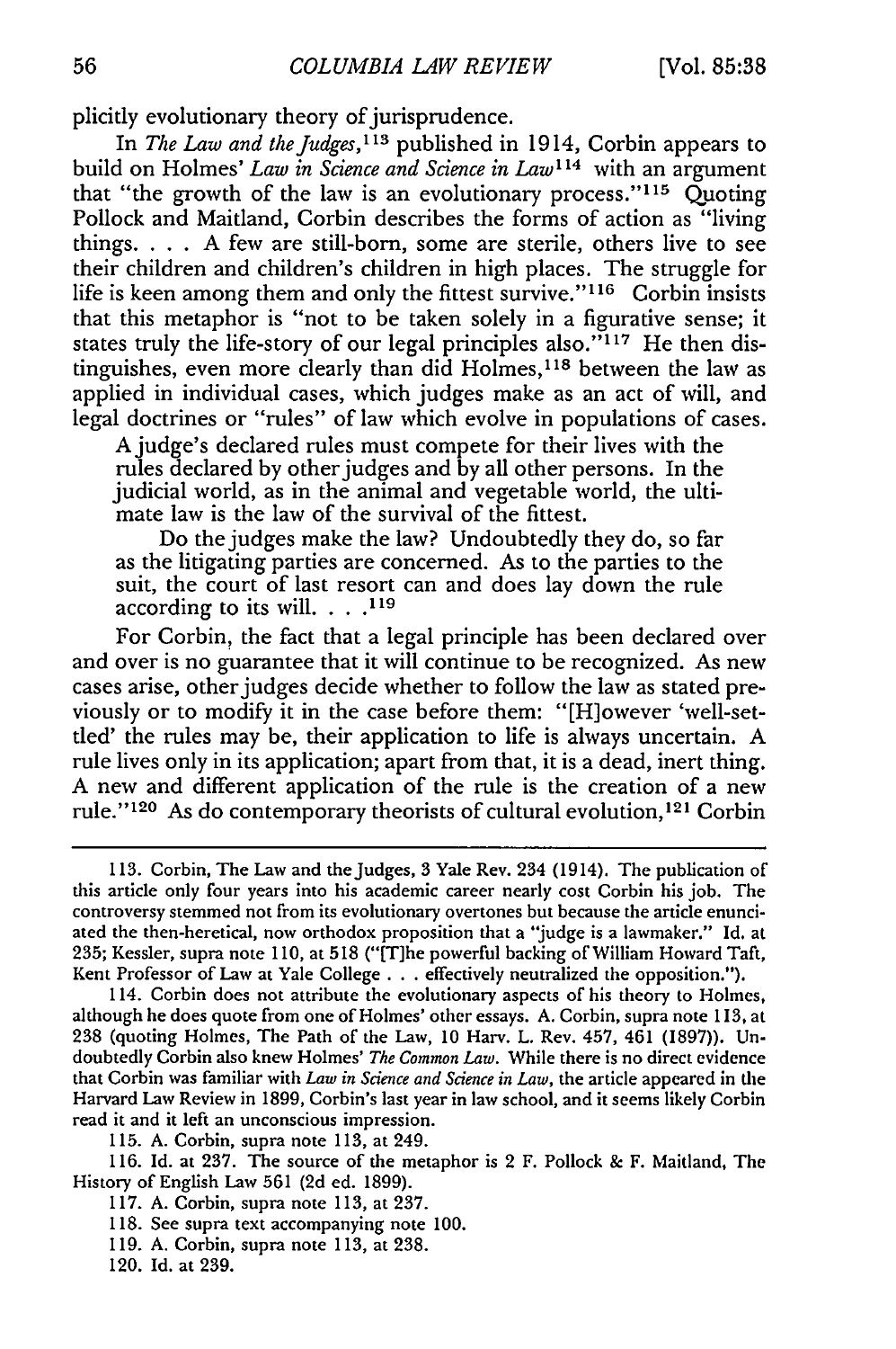plicitly evolutionary theory of jurisprudence.

In *The Law and the Judges*,[113] published in 1914, Corbin appears to build on Holmes' *Law in Science and Science in Law*[114] with an argument that "the growth of the law is an evolutionary process."[115] Quoting Pollock and Maitland, Corbin describes the forms of action as "living things. . . . A few are still-born, some are sterile, others live to see their children and children's children in high places. The struggle for life is keen among them and only the fittest survive."[116] Corbin insists that this metaphor is "not to be taken solely in a figurative sense; it states truly the life-story of our legal principles also."[117] He then distinguishes, even more clearly than did Holmes,[118] between the law as applied in individual cases, which judges make as an act of will, and legal doctrines or "rules" of law which evolve in populations of cases.

> A judge's declared rules must compete for their lives with the rules declared by other judges and by all other persons. In the judicial world, as in the animal and vegetable world, the ultimate law is the law of the survival of the fittest.
>
> Do the judges make the law? Undoubtedly they do, so far as the litigating parties are concerned. As to the parties to the suit, the court of last resort can and does lay down the rule according to its will. . . .[119]

For Corbin, the fact that a legal principle has been declared over and over is no guarantee that it will continue to be recognized. As new cases arise, other judges decide whether to follow the law as stated previously or to modify it in the case before them: "[H]owever 'well-settled' the rules may be, their application to life is always uncertain. A rule lives only in its application; apart from that, it is a dead, inert thing. A new and different application of the rule is the creation of a new rule."[120] As do contemporary theorists of cultural evolution,[121] Corbin

---

113. Corbin, The Law and the Judges, 3 Yale Rev. 234 (1914). The publication of this article only four years into his academic career nearly cost Corbin his job. The controversy stemmed not from its evolutionary overtones but because the article enunciated the then-heretical, now orthodox proposition that a "judge is a lawmaker." Id. at 235; Kessler, supra note 110, at 518 ("[T]he powerful backing of William Howard Taft, Kent Professor of Law at Yale College . . . effectively neutralized the opposition.").

114. Corbin does not attribute the evolutionary aspects of his theory to Holmes, although he does quote from one of Holmes' other essays. A. Corbin, supra note 113, at 238 (quoting Holmes, The Path of the Law, 10 Harv. L. Rev. 457, 461 (1897)). Undoubtedly Corbin also knew Holmes' *The Common Law*. While there is no direct evidence that Corbin was familiar with *Law in Science and Science in Law*, the article appeared in the Harvard Law Review in 1899, Corbin's last year in law school, and it seems likely Corbin read it and it left an unconscious impression.

115. A. Corbin, supra note 113, at 249.

116. Id. at 237. The source of the metaphor is 2 F. Pollock & F. Maitland, The History of English Law 561 (2d ed. 1899).

117. A. Corbin, supra note 113, at 237.

118. See supra text accompanying note 100.

119. A. Corbin, supra note 113, at 238.

120. Id. at 239.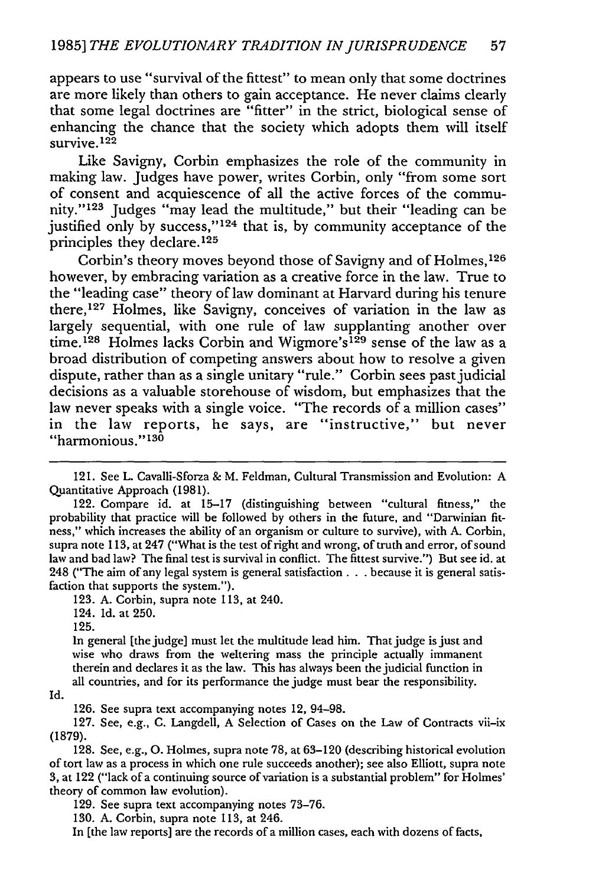appears to use "survival of the fittest" to mean only that some doctrines are more likely than others to gain acceptance. He never claims clearly that some legal doctrines are "fitter" in the strict, biological sense of enhancing the chance that the society which adopts them will itself survive.[122]

Like Savigny, Corbin emphasizes the role of the community in making law. Judges have power, writes Corbin, only "from some sort of consent and acquiescence of all the active forces of the community."[123] Judges "may lead the multitude," but their "leading can be justified only by success,"[124] that is, by community acceptance of the principles they declare.[125]

Corbin's theory moves beyond those of Savigny and of Holmes,[126] however, by embracing variation as a creative force in the law. True to the "leading case" theory of law dominant at Harvard during his tenure there,[127] Holmes, like Savigny, conceives of variation in the law as largely sequential, with one rule of law supplanting another over time.[128] Holmes lacks Corbin and Wigmore's[129] sense of the law as a broad distribution of competing answers about how to resolve a given dispute, rather than as a single unitary "rule." Corbin sees past judicial decisions as a valuable storehouse of wisdom, but emphasizes that the law never speaks with a single voice. "The records of a million cases" in the law reports, he says, are "instructive," but never "harmonious."[130]

---

121. See L. Cavalli-Sforza & M. Feldman, Cultural Transmission and Evolution: A Quantitative Approach (1981).

122. Compare id. at 15–17 (distinguishing between "cultural fitness," the probability that practice will be followed by others in the future, and "Darwinian fitness," which increases the ability of an organism or culture to survive), with A. Corbin, supra note 113, at 247 ("What is the test of right and wrong, of truth and error, of sound law and bad law? The final test is survival in conflict. The fittest survive.") But see id. at 248 ("The aim of any legal system is general satisfaction . . . because it is general satisfaction that supports the system.").

123. A. Corbin, supra note 113, at 240.

124. Id. at 250.

125.

> In general [the judge] must let the multitude lead him. That judge is just and wise who draws from the weltering mass the principle actually immanent therein and declares it as the law. This has always been the judicial function in all countries, and for its performance the judge must bear the responsibility.

Id.

126. See supra text accompanying notes 12, 94–98.

127. See, e.g., C. Langdell, A Selection of Cases on the Law of Contracts vii–ix (1879).

128. See, e.g., O. Holmes, supra note 78, at 63–120 (describing historical evolution of tort law as a process in which one rule succeeds another); see also Elliott, supra note 3, at 122 ("lack of a continuing source of variation is a substantial problem" for Holmes' theory of common law evolution).

129. See supra text accompanying notes 73–76.

130. A. Corbin, supra note 113, at 246.

In [the law reports] are the records of a million cases, each with dozens of facts,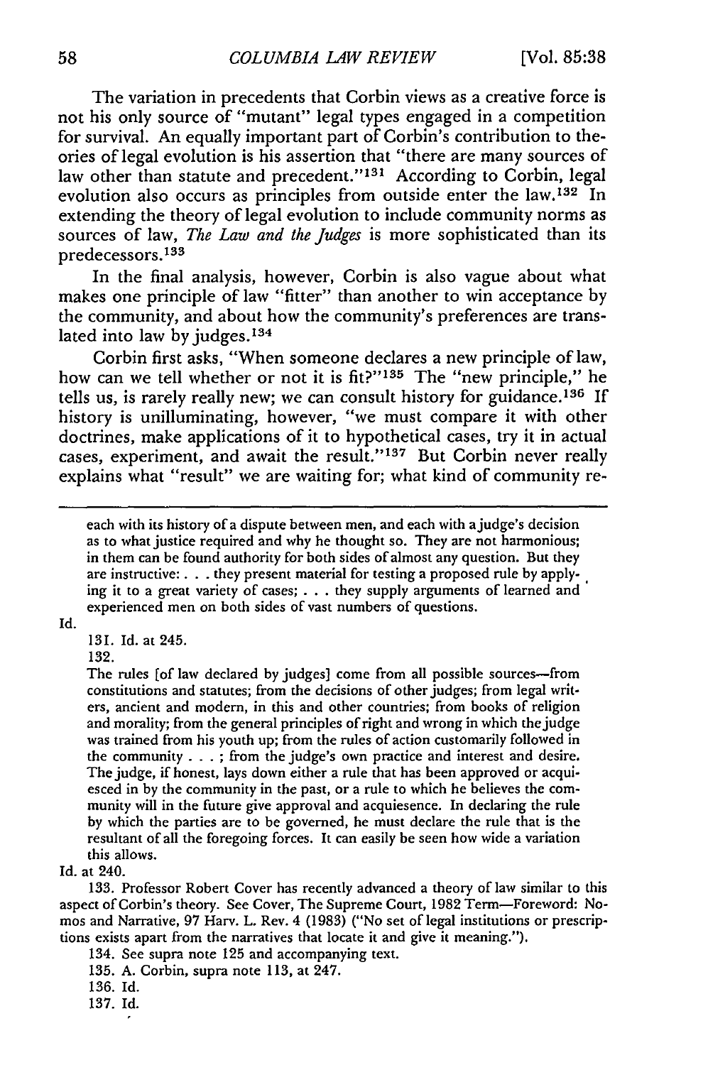The variation in precedents that Corbin views as a creative force is not his only source of "mutant" legal types engaged in a competition for survival. An equally important part of Corbin's contribution to theories of legal evolution is his assertion that "there are many sources of law other than statute and precedent."[131] According to Corbin, legal evolution also occurs as principles from outside enter the law.[132] In extending the theory of legal evolution to include community norms as sources of law, *The Law and the Judges* is more sophisticated than its predecessors.[133]

In the final analysis, however, Corbin is also vague about what makes one principle of law "fitter" than another to win acceptance by the community, and about how the community's preferences are translated into law by judges.[134]

Corbin first asks, "When someone declares a new principle of law, how can we tell whether or not it is fit?"[135] The "new principle," he tells us, is rarely really new; we can consult history for guidance.[136] If history is unilluminating, however, "we must compare it with other doctrines, make applications of it to hypothetical cases, try it in actual cases, experiment, and await the result."[137] But Corbin never really explains what "result" we are waiting for; what kind of community re-

---

> each with its history of a dispute between men, and each with a judge's decision as to what justice required and why he thought so. They are not harmonious; in them can be found authority for both sides of almost any question. But they are instructive: . . . they present material for testing a proposed rule by applying it to a great variety of cases; . . . they supply arguments of learned and experienced men on both sides of vast numbers of questions.

Id.

131. Id. at 245.

132.

> The rules [of law declared by judges] come from all possible sources—from constitutions and statutes; from the decisions of other judges; from legal writers, ancient and modern, in this and other countries; from books of religion and morality; from the general principles of right and wrong in which the judge was trained from his youth up; from the rules of action customarily followed in the community . . . ; from the judge's own practice and interest and desire. The judge, if honest, lays down either a rule that has been approved or acquiesced in by the community in the past, or a rule to which he believes the community will in the future give approval and acquiesence. In declaring the rule by which the parties are to be governed, he must declare the rule that is the resultant of all the foregoing forces. It can easily be seen how wide a variation this allows.

Id. at 240.

133. Professor Robert Cover has recently advanced a theory of law similar to this aspect of Corbin's theory. See Cover, The Supreme Court, 1982 Term—Foreword: Nomos and Narrative, 97 Harv. L. Rev. 4 (1983) ("No set of legal institutions or prescriptions exists apart from the narratives that locate it and give it meaning.").

134. See supra note 125 and accompanying text.

135. A. Corbin, supra note 113, at 247.

136. Id.

137. Id.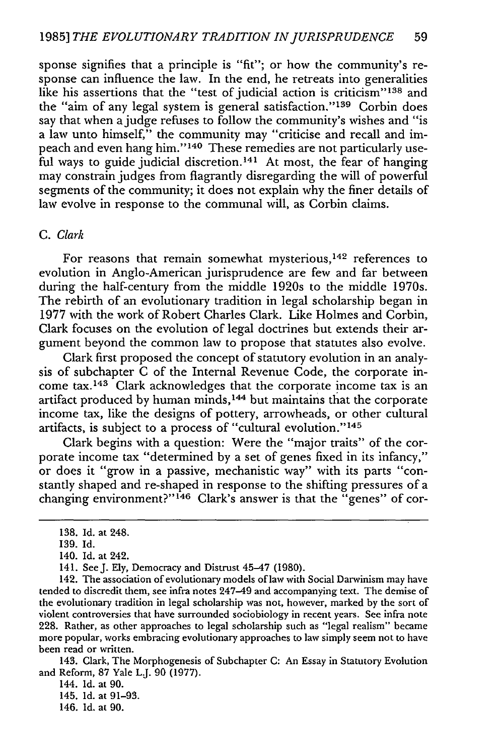sponse signifies that a principle is "fit"; or how the community's response can influence the law. In the end, he retreats into generalities like his assertions that the "test of judicial action is criticism"[138] and the "aim of any legal system is general satisfaction."[139] Corbin does say that when a judge refuses to follow the community's wishes and "is a law unto himself," the community may "criticise and recall and impeach and even hang him."[140] These remedies are not particularly useful ways to guide judicial discretion.[141] At most, the fear of hanging may constrain judges from flagrantly disregarding the will of powerful segments of the community; it does not explain why the finer details of law evolve in response to the communal will, as Corbin claims.

### C. *Clark*

For reasons that remain somewhat mysterious,[142] references to evolution in Anglo-American jurisprudence are few and far between during the half-century from the middle 1920s to the middle 1970s. The rebirth of an evolutionary tradition in legal scholarship began in 1977 with the work of Robert Charles Clark. Like Holmes and Corbin, Clark focuses on the evolution of legal doctrines but extends their argument beyond the common law to propose that statutes also evolve.

Clark first proposed the concept of statutory evolution in an analysis of subchapter C of the Internal Revenue Code, the corporate income tax.[143] Clark acknowledges that the corporate income tax is an artifact produced by human minds,[144] but maintains that the corporate income tax, like the designs of pottery, arrowheads, or other cultural artifacts, is subject to a process of "cultural evolution."[145]

Clark begins with a question: Were the "major traits" of the corporate income tax "determined by a set of genes fixed in its infancy," or does it "grow in a passive, mechanistic way" with its parts "constantly shaped and re-shaped in response to the shifting pressures of a changing environment?"[146] Clark's answer is that the "genes" of cor-

---

138. Id. at 248.

139. Id.

140. Id. at 242.

141. See J. Ely, Democracy and Distrust 45–47 (1980).

142. The association of evolutionary models of law with Social Darwinism may have tended to discredit them, see infra notes 247–49 and accompanying text. The demise of the evolutionary tradition in legal scholarship was not, however, marked by the sort of violent controversies that have surrounded sociobiology in recent years. See infra note 228. Rather, as other approaches to legal scholarship such as "legal realism" became more popular, works embracing evolutionary approaches to law simply seem not to have been read or written.

143. Clark, The Morphogenesis of Subchapter C: An Essay in Statutory Evolution and Reform, 87 Yale L.J. 90 (1977).

144. Id. at 90.

145. Id. at 91–93.

146. Id. at 90.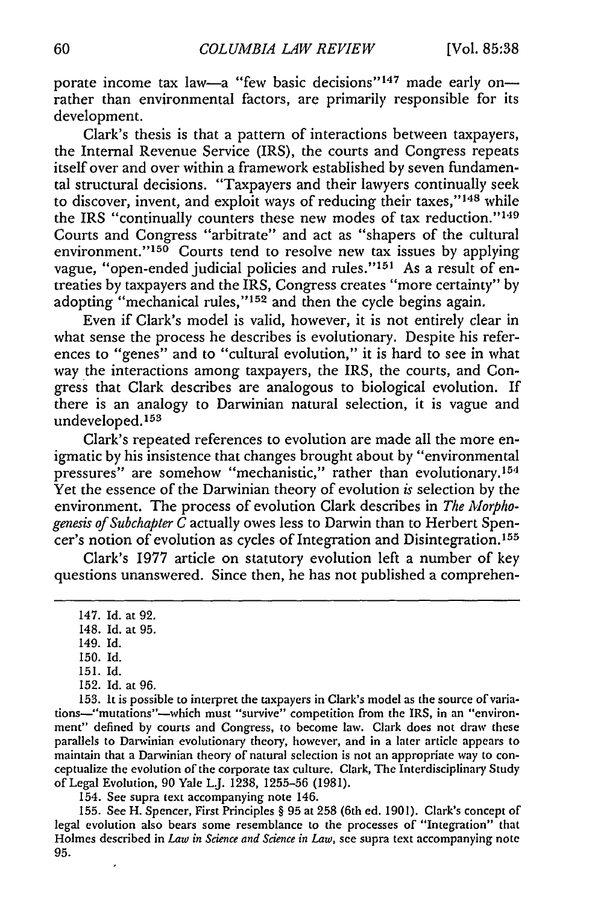porate income tax law—a "few basic decisions"[147] made early on—rather than environmental factors, are primarily responsible for its development.

Clark's thesis is that a pattern of interactions between taxpayers, the Internal Revenue Service (IRS), the courts and Congress repeats itself over and over within a framework established by seven fundamental structural decisions. "Taxpayers and their lawyers continually seek to discover, invent, and exploit ways of reducing their taxes,"[148] while the IRS "continually counters these new modes of tax reduction."[149] Courts and Congress "arbitrate" and act as "shapers of the cultural environment."[150] Courts tend to resolve new tax issues by applying vague, "open-ended judicial policies and rules."[151] As a result of entreaties by taxpayers and the IRS, Congress creates "more certainty" by adopting "mechanical rules,"[152] and then the cycle begins again.

Even if Clark's model is valid, however, it is not entirely clear in what sense the process he describes is evolutionary. Despite his references to "genes" and to "cultural evolution," it is hard to see in what way the interactions among taxpayers, the IRS, the courts, and Congress that Clark describes are analogous to biological evolution. If there is an analogy to Darwinian natural selection, it is vague and undeveloped.[153]

Clark's repeated references to evolution are made all the more enigmatic by his insistence that changes brought about by "environmental pressures" are somehow "mechanistic," rather than evolutionary.[154] Yet the essence of the Darwinian theory of evolution *is* selection by the environment. The process of evolution Clark describes in *The Morphogenesis of Subchapter C* actually owes less to Darwin than to Herbert Spencer's notion of evolution as cycles of Integration and Disintegration.[155]

Clark's 1977 article on statutory evolution left a number of key questions unanswered. Since then, he has not published a comprehen-

---

147. Id. at 92.

148. Id. at 95.

149. Id.

150. Id.

151. Id.

152. Id. at 96.

153. It is possible to interpret the taxpayers in Clark's model as the source of variations—"mutations"—which must "survive" competition from the IRS, in an "environment" defined by courts and Congress, to become law. Clark does not draw these parallels to Darwinian evolutionary theory, however, and in a later article appears to maintain that a Darwinian theory of natural selection is not an appropriate way to conceptualize the evolution of the corporate tax culture. Clark, The Interdisciplinary Study of Legal Evolution, 90 Yale L.J. 1238, 1255–56 (1981).

154. See supra text accompanying note 146.

155. See H. Spencer, First Principles § 95 at 258 (6th ed. 1901). Clark's concept of legal evolution also bears some resemblance to the processes of "Integration" that Holmes described in *Law in Science and Science in Law*, see supra text accompanying note 95.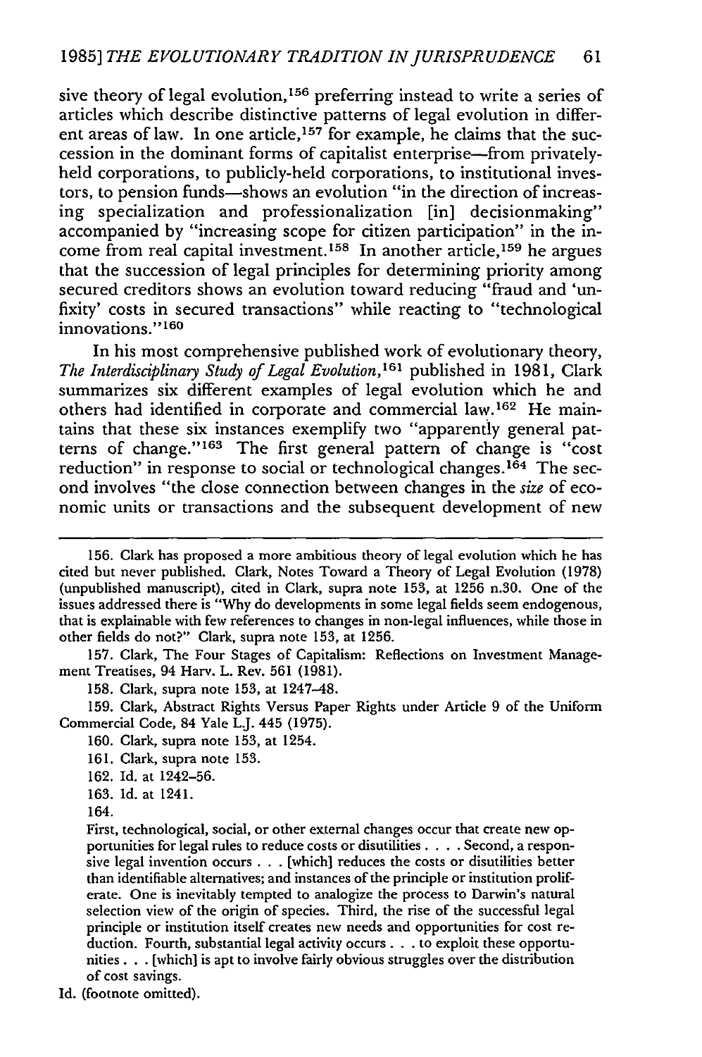sive theory of legal evolution,[156] preferring instead to write a series of articles which describe distinctive patterns of legal evolution in different areas of law. In one article,[157] for example, he claims that the succession in the dominant forms of capitalist enterprise—from privately-held corporations, to publicly-held corporations, to institutional investors, to pension funds—shows an evolution "in the direction of increasing specialization and professionalization [in] decisionmaking" accompanied by "increasing scope for citizen participation" in the income from real capital investment.[158] In another article,[159] he argues that the succession of legal principles for determining priority among secured creditors shows an evolution toward reducing "fraud and 'unfixity' costs in secured transactions" while reacting to "technological innovations."[160]

In his most comprehensive published work of evolutionary theory, *The Interdisciplinary Study of Legal Evolution*,[161] published in 1981, Clark summarizes six different examples of legal evolution which he and others had identified in corporate and commercial law.[162] He maintains that these six instances exemplify two "apparently general patterns of change."[163] The first general pattern of change is "cost reduction" in response to social or technological changes.[164] The second involves "the close connection between changes in the *size* of economic units or transactions and the subsequent development of new

---

156. Clark has proposed a more ambitious theory of legal evolution which he has cited but never published. Clark, Notes Toward a Theory of Legal Evolution (1978) (unpublished manuscript), cited in Clark, supra note 153, at 1256 n.30. One of the issues addressed there is "Why do developments in some legal fields seem endogenous, that is explainable with few references to changes in non-legal influences, while those in other fields do not?" Clark, supra note 153, at 1256.

157. Clark, The Four Stages of Capitalism: Reflections on Investment Management Treatises, 94 Harv. L. Rev. 561 (1981).

158. Clark, supra note 153, at 1247–48.

159. Clark, Abstract Rights Versus Paper Rights under Article 9 of the Uniform Commercial Code, 84 Yale L.J. 445 (1975).

160. Clark, supra note 153, at 1254.

161. Clark, supra note 153.

162. Id. at 1242–56.

163. Id. at 1241.

164.

> First, technological, social, or other external changes occur that create new opportunities for legal rules to reduce costs or disutilities . . . . Second, a responsive legal invention occurs . . . [which] reduces the costs or disutilities better than identifiable alternatives; and instances of the principle or institution proliferate. One is inevitably tempted to analogize the process to Darwin's natural selection view of the origin of species. Third, the rise of the successful legal principle or institution itself creates new needs and opportunities for cost reduction. Fourth, substantial legal activity occurs . . . to exploit these opportunities . . . [which] is apt to involve fairly obvious struggles over the distribution of cost savings.

Id. (footnote omitted).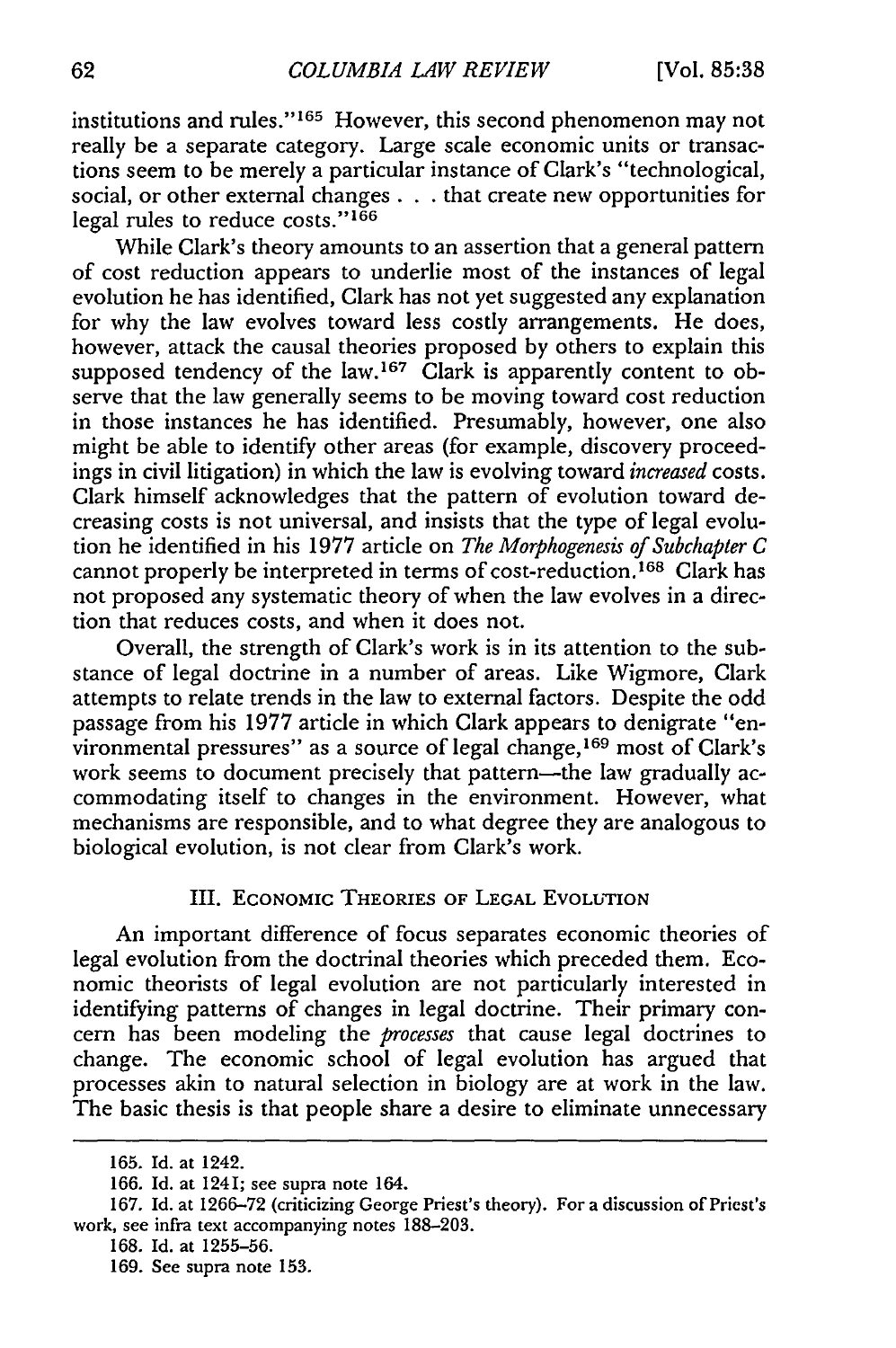institutions and rules."[165] However, this second phenomenon may not really be a separate category. Large scale economic units or transactions seem to be merely a particular instance of Clark's "technological, social, or other external changes . . . that create new opportunities for legal rules to reduce costs."[166]

While Clark's theory amounts to an assertion that a general pattern of cost reduction appears to underlie most of the instances of legal evolution he has identified, Clark has not yet suggested any explanation for why the law evolves toward less costly arrangements. He does, however, attack the causal theories proposed by others to explain this supposed tendency of the law.[167] Clark is apparently content to observe that the law generally seems to be moving toward cost reduction in those instances he has identified. Presumably, however, one also might be able to identify other areas (for example, discovery proceedings in civil litigation) in which the law is evolving toward *increased* costs. Clark himself acknowledges that the pattern of evolution toward decreasing costs is not universal, and insists that the type of legal evolution he identified in his 1977 article on *The Morphogenesis of Subchapter C* cannot properly be interpreted in terms of cost-reduction.[168] Clark has not proposed any systematic theory of when the law evolves in a direction that reduces costs, and when it does not.

Overall, the strength of Clark's work is in its attention to the substance of legal doctrine in a number of areas. Like Wigmore, Clark attempts to relate trends in the law to external factors. Despite the odd passage from his 1977 article in which Clark appears to denigrate "environmental pressures" as a source of legal change,[169] most of Clark's work seems to document precisely that pattern—the law gradually accommodating itself to changes in the environment. However, what mechanisms are responsible, and to what degree they are analogous to biological evolution, is not clear from Clark's work.

## III. Economic Theories of Legal Evolution

An important difference of focus separates economic theories of legal evolution from the doctrinal theories which preceded them. Economic theorists of legal evolution are not particularly interested in identifying patterns of changes in legal doctrine. Their primary concern has been modeling the *processes* that cause legal doctrines to change. The economic school of legal evolution has argued that processes akin to natural selection in biology are at work in the law. The basic thesis is that people share a desire to eliminate unnecessary

---

165. Id. at 1242.

166. Id. at 1241; see supra note 164.

167. Id. at 1266–72 (criticizing George Priest's theory). For a discussion of Priest's work, see infra text accompanying notes 188–203.

168. Id. at 1255–56.

169. See supra note 153.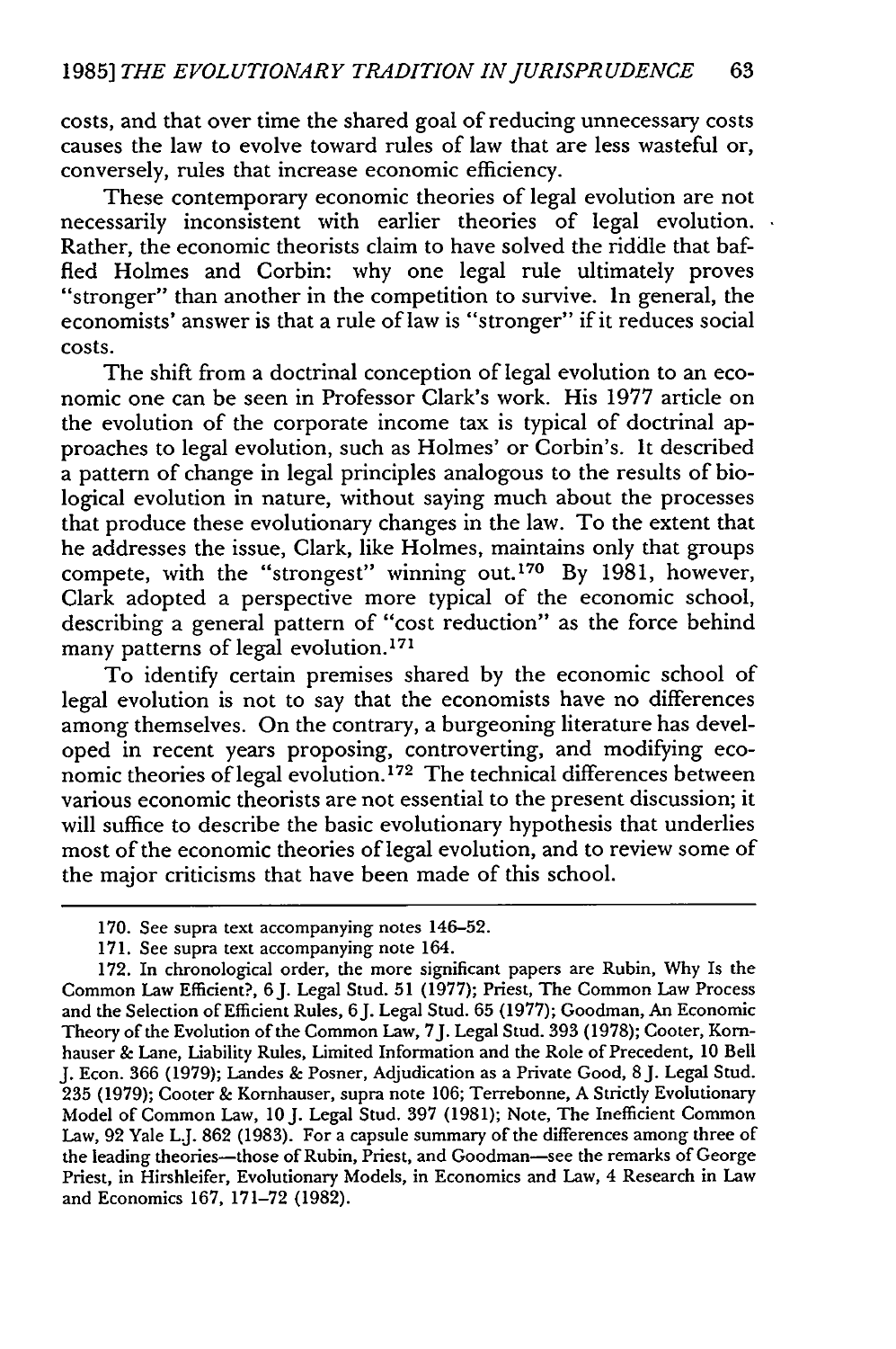costs, and that over time the shared goal of reducing unnecessary costs causes the law to evolve toward rules of law that are less wasteful or, conversely, rules that increase economic efficiency.

These contemporary economic theories of legal evolution are not necessarily inconsistent with earlier theories of legal evolution. Rather, the economic theorists claim to have solved the riddle that baffled Holmes and Corbin: why one legal rule ultimately proves "stronger" than another in the competition to survive. In general, the economists' answer is that a rule of law is "stronger" if it reduces social costs.

The shift from a doctrinal conception of legal evolution to an economic one can be seen in Professor Clark's work. His 1977 article on the evolution of the corporate income tax is typical of doctrinal approaches to legal evolution, such as Holmes' or Corbin's. It described a pattern of change in legal principles analogous to the results of biological evolution in nature, without saying much about the processes that produce these evolutionary changes in the law. To the extent that he addresses the issue, Clark, like Holmes, maintains only that groups compete, with the "strongest" winning out.[170] By 1981, however, Clark adopted a perspective more typical of the economic school, describing a general pattern of "cost reduction" as the force behind many patterns of legal evolution.[171]

To identify certain premises shared by the economic school of legal evolution is not to say that the economists have no differences among themselves. On the contrary, a burgeoning literature has developed in recent years proposing, controverting, and modifying economic theories of legal evolution.[172] The technical differences between various economic theorists are not essential to the present discussion; it will suffice to describe the basic evolutionary hypothesis that underlies most of the economic theories of legal evolution, and to review some of the major criticisms that have been made of this school.

---

170. See supra text accompanying notes 146–52.

171. See supra text accompanying note 164.

172. In chronological order, the more significant papers are Rubin, Why Is the Common Law Efficient?, 6 J. Legal Stud. 51 (1977); Priest, The Common Law Process and the Selection of Efficient Rules, 6 J. Legal Stud. 65 (1977); Goodman, An Economic Theory of the Evolution of the Common Law, 7 J. Legal Stud. 393 (1978); Cooter, Kornhauser & Lane, Liability Rules, Limited Information and the Role of Precedent, 10 Bell J. Econ. 366 (1979); Landes & Posner, Adjudication as a Private Good, 8 J. Legal Stud. 235 (1979); Cooter & Kornhauser, supra note 106; Terrebonne, A Strictly Evolutionary Model of Common Law, 10 J. Legal Stud. 397 (1981); Note, The Inefficient Common Law, 92 Yale L.J. 862 (1983). For a capsule summary of the differences among three of the leading theories—those of Rubin, Priest, and Goodman—see the remarks of George Priest, in Hirshleifer, Evolutionary Models, in Economics and Law, 4 Research in Law and Economics 167, 171–72 (1982).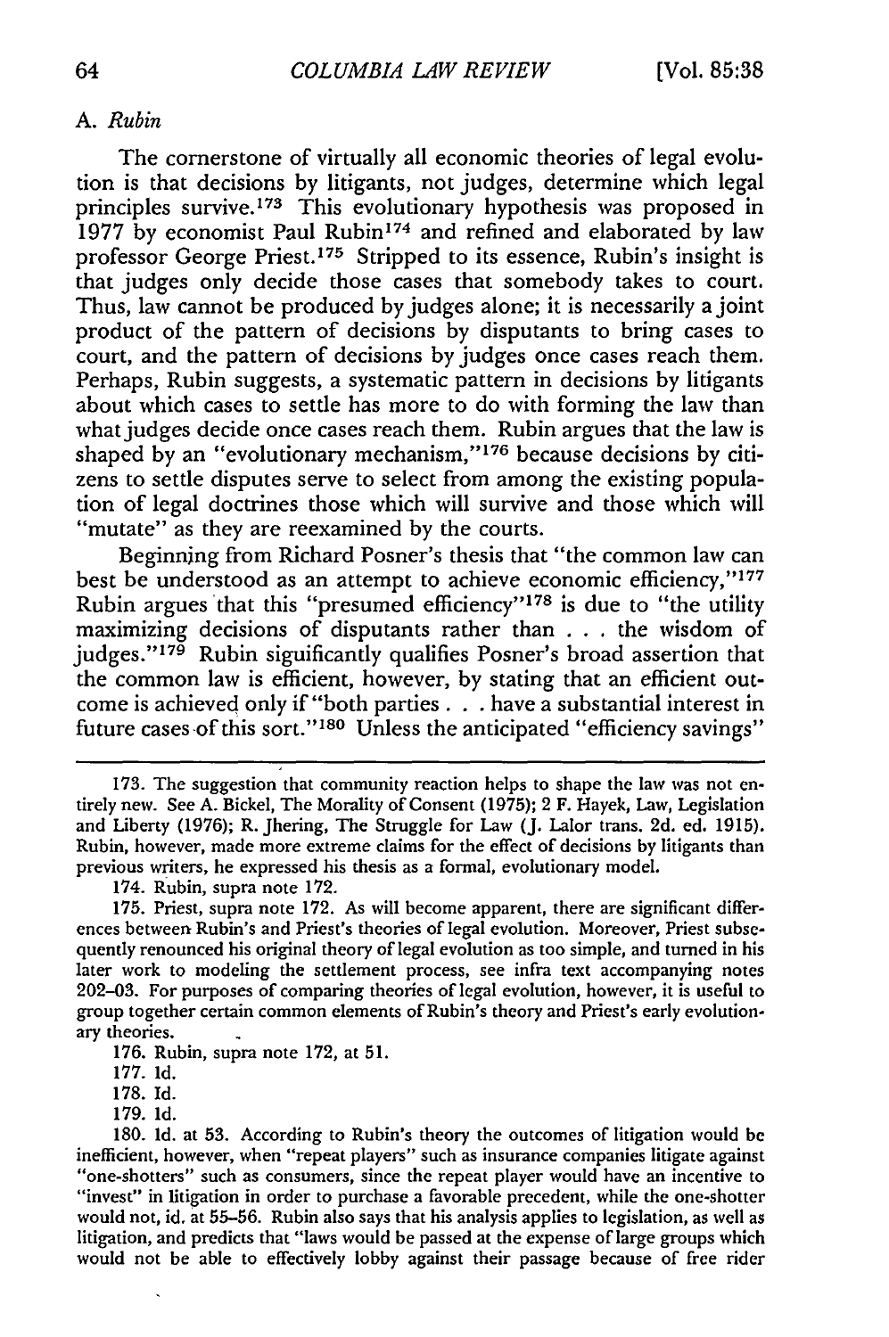### A. *Rubin*

The cornerstone of virtually all economic theories of legal evolution is that decisions by litigants, not judges, determine which legal principles survive.[173] This evolutionary hypothesis was proposed in 1977 by economist Paul Rubin[174] and refined and elaborated by law professor George Priest.[175] Stripped to its essence, Rubin's insight is that judges only decide those cases that somebody takes to court. Thus, law cannot be produced by judges alone; it is necessarily a joint product of the pattern of decisions by disputants to bring cases to court, and the pattern of decisions by judges once cases reach them. Perhaps, Rubin suggests, a systematic pattern in decisions by litigants about which cases to settle has more to do with forming the law than what judges decide once cases reach them. Rubin argues that the law is shaped by an "evolutionary mechanism,"[176] because decisions by citizens to settle disputes serve to select from among the existing population of legal doctrines those which will survive and those which will "mutate" as they are reexamined by the courts.

Beginning from Richard Posner's thesis that "the common law can best be understood as an attempt to achieve economic efficiency,"[177] Rubin argues that this "presumed efficiency"[178] is due to "the utility maximizing decisions of disputants rather than . . . the wisdom of judges."[179] Rubin significantly qualifies Posner's broad assertion that the common law is efficient, however, by stating that an efficient outcome is achieved only if "both parties . . . have a substantial interest in future cases of this sort."[180] Unless the anticipated "efficiency savings"

---

173. The suggestion that community reaction helps to shape the law was not entirely new. See A. Bickel, The Morality of Consent (1975); 2 F. Hayek, Law, Legislation and Liberty (1976); R. Jhering, The Struggle for Law (J. Lalor trans. 2d. ed. 1915). Rubin, however, made more extreme claims for the effect of decisions by litigants than previous writers, he expressed his thesis as a formal, evolutionary model.

174. Rubin, supra note 172.

175. Priest, supra note 172. As will become apparent, there are significant differences between Rubin's and Priest's theories of legal evolution. Moreover, Priest subsequently renounced his original theory of legal evolution as too simple, and turned in his later work to modeling the settlement process, see infra text accompanying notes 202–03. For purposes of comparing theories of legal evolution, however, it is useful to group together certain common elements of Rubin's theory and Priest's early evolutionary theories.

176. Rubin, supra note 172, at 51.

177. Id.

178. Id.

179. Id.

180. Id. at 53. According to Rubin's theory the outcomes of litigation would be inefficient, however, when "repeat players" such as insurance companies litigate against "one-shotters" such as consumers, since the repeat player would have an incentive to "invest" in litigation in order to purchase a favorable precedent, while the one-shotter would not, id. at 55–56. Rubin also says that his analysis applies to legislation, as well as litigation, and predicts that "laws would be passed at the expense of large groups which would not be able to effectively lobby against their passage because of free rider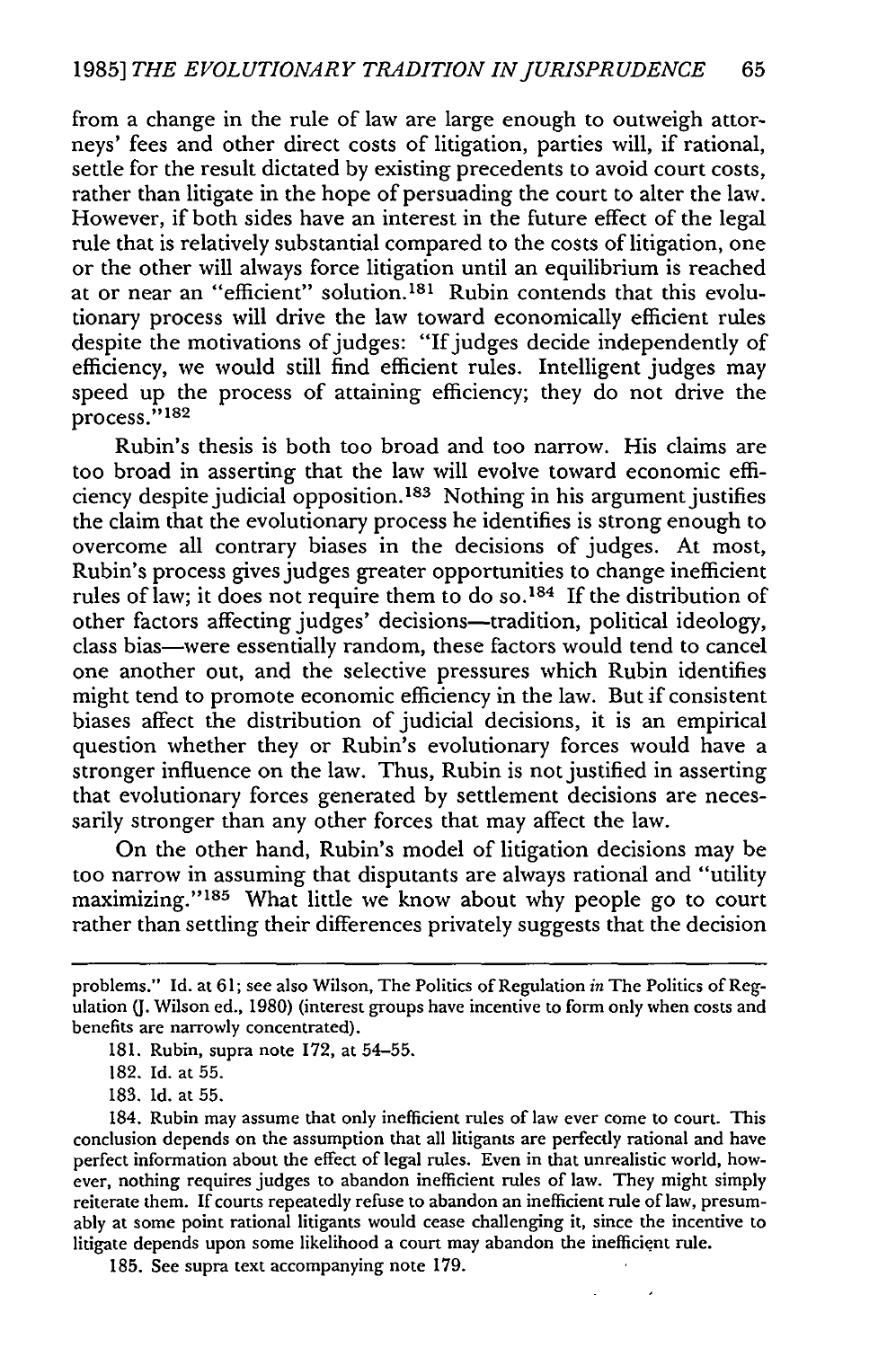from a change in the rule of law are large enough to outweigh attorneys' fees and other direct costs of litigation, parties will, if rational, settle for the result dictated by existing precedents to avoid court costs, rather than litigate in the hope of persuading the court to alter the law. However, if both sides have an interest in the future effect of the legal rule that is relatively substantial compared to the costs of litigation, one or the other will always force litigation until an equilibrium is reached at or near an "efficient" solution.[181] Rubin contends that this evolutionary process will drive the law toward economically efficient rules despite the motivations of judges: "If judges decide independently of efficiency, we would still find efficient rules. Intelligent judges may speed up the process of attaining efficiency; they do not drive the process."[182]

Rubin's thesis is both too broad and too narrow. His claims are too broad in asserting that the law will evolve toward economic efficiency despite judicial opposition.[183] Nothing in his argument justifies the claim that the evolutionary process he identifies is strong enough to overcome all contrary biases in the decisions of judges. At most, Rubin's process gives judges greater opportunities to change inefficient rules of law; it does not require them to do so.[184] If the distribution of other factors affecting judges' decisions—tradition, political ideology, class bias—were essentially random, these factors would tend to cancel one another out, and the selective pressures which Rubin identifies might tend to promote economic efficiency in the law. But if consistent biases affect the distribution of judicial decisions, it is an empirical question whether they or Rubin's evolutionary forces would have a stronger influence on the law. Thus, Rubin is not justified in asserting that evolutionary forces generated by settlement decisions are necessarily stronger than any other forces that may affect the law.

On the other hand, Rubin's model of litigation decisions may be too narrow in assuming that disputants are always rational and "utility maximizing."[185] What little we know about why people go to court rather than settling their differences privately suggests that the decision

---

problems." Id. at 61; see also Wilson, The Politics of Regulation *in* The Politics of Regulation (J. Wilson ed., 1980) (interest groups have incentive to form only when costs and benefits are narrowly concentrated).

181. Rubin, supra note 172, at 54–55.

182. Id. at 55.

183. Id. at 55.

184. Rubin may assume that only inefficient rules of law ever come to court. This conclusion depends on the assumption that all litigants are perfectly rational and have perfect information about the effect of legal rules. Even in that unrealistic world, however, nothing requires judges to abandon inefficient rules of law. They might simply reiterate them. If courts repeatedly refuse to abandon an inefficient rule of law, presumably at some point rational litigants would cease challenging it, since the incentive to litigate depends upon some likelihood a court may abandon the inefficient rule.

185. See supra text accompanying note 179.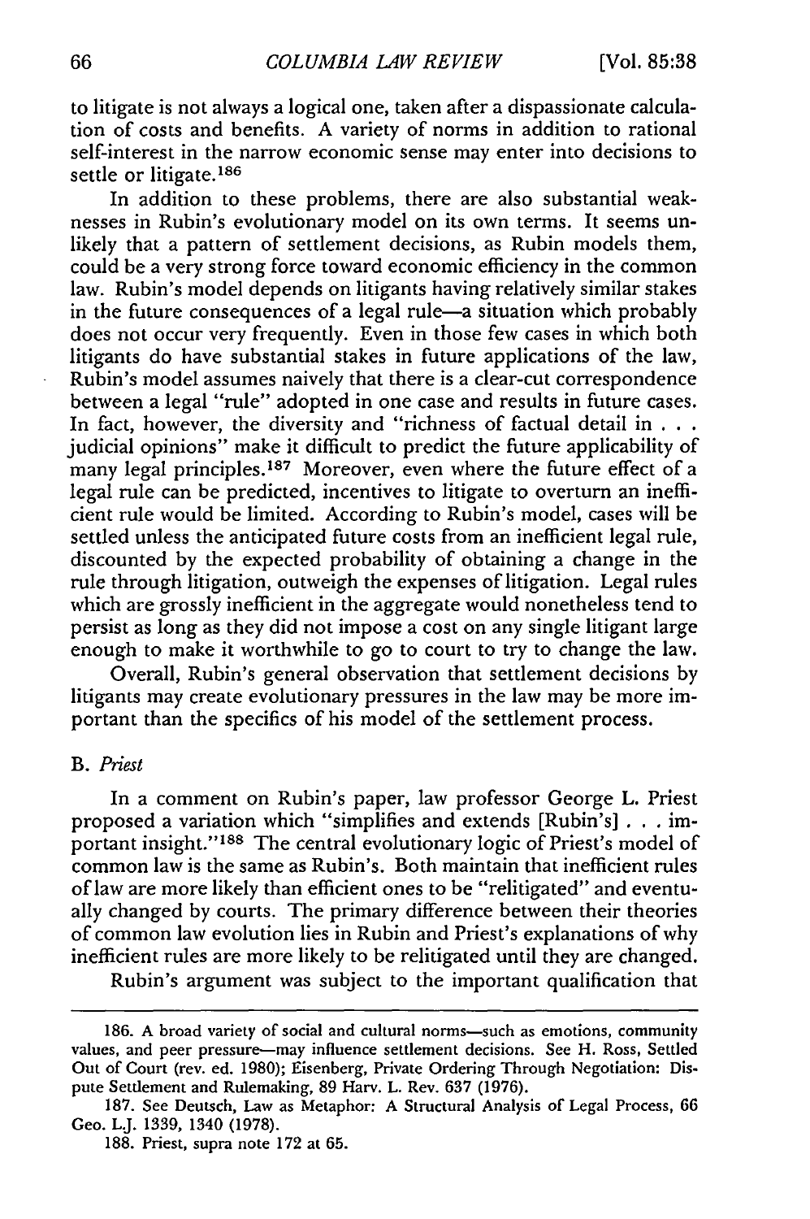to litigate is not always a logical one, taken after a dispassionate calculation of costs and benefits. A variety of norms in addition to rational self-interest in the narrow economic sense may enter into decisions to settle or litigate.[186]

In addition to these problems, there are also substantial weaknesses in Rubin's evolutionary model on its own terms. It seems unlikely that a pattern of settlement decisions, as Rubin models them, could be a very strong force toward economic efficiency in the common law. Rubin's model depends on litigants having relatively similar stakes in the future consequences of a legal rule—a situation which probably does not occur very frequently. Even in those few cases in which both litigants do have substantial stakes in future applications of the law, Rubin's model assumes naively that there is a clear-cut correspondence between a legal "rule" adopted in one case and results in future cases. In fact, however, the diversity and "richness of factual detail in . . . judicial opinions" make it difficult to predict the future applicability of many legal principles.[187] Moreover, even where the future effect of a legal rule can be predicted, incentives to litigate to overturn an inefficient rule would be limited. According to Rubin's model, cases will be settled unless the anticipated future costs from an inefficient legal rule, discounted by the expected probability of obtaining a change in the rule through litigation, outweigh the expenses of litigation. Legal rules which are grossly inefficient in the aggregate would nonetheless tend to persist as long as they did not impose a cost on any single litigant large enough to make it worthwhile to go to court to try to change the law.

Overall, Rubin's general observation that settlement decisions by litigants may create evolutionary pressures in the law may be more important than the specifics of his model of the settlement process.

### B. *Priest*

In a comment on Rubin's paper, law professor George L. Priest proposed a variation which "simplifies and extends [Rubin's] . . . important insight."[188] The central evolutionary logic of Priest's model of common law is the same as Rubin's. Both maintain that inefficient rules of law are more likely than efficient ones to be "relitigated" and eventually changed by courts. The primary difference between their theories of common law evolution lies in Rubin and Priest's explanations of why inefficient rules are more likely to be relitigated until they are changed.

Rubin's argument was subject to the important qualification that

---

186. A broad variety of social and cultural norms—such as emotions, community values, and peer pressure—may influence settlement decisions. See H. Ross, Settled Out of Court (rev. ed. 1980); Eisenberg, Private Ordering Through Negotiation: Dispute Settlement and Rulemaking, 89 Harv. L. Rev. 637 (1976).

187. See Deutsch, Law as Metaphor: A Structural Analysis of Legal Process, 66 Geo. L.J. 1339, 1340 (1978).

188. Priest, supra note 172 at 65.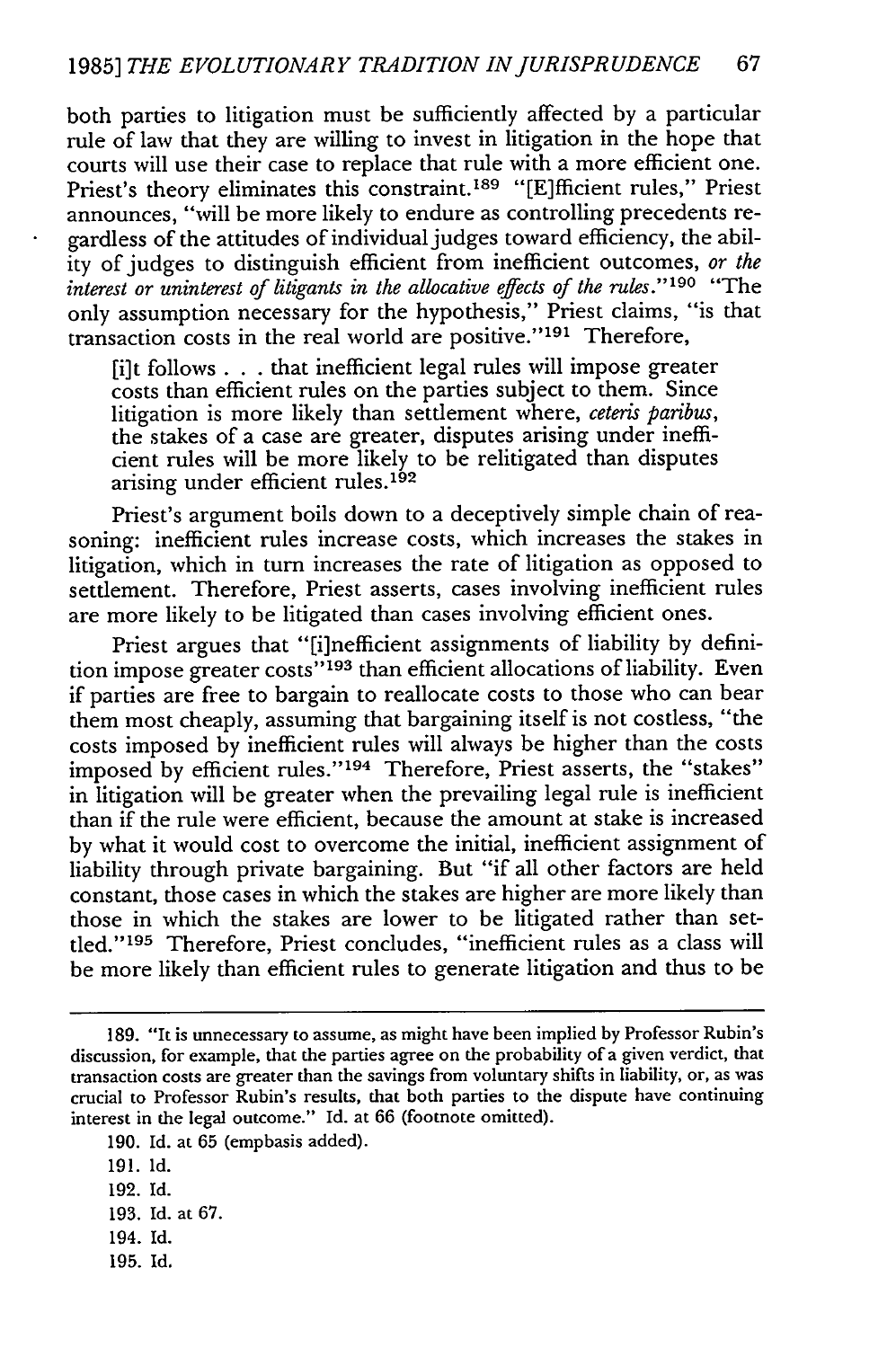both parties to litigation must be sufficiently affected by a particular rule of law that they are willing to invest in litigation in the hope that courts will use their case to replace that rule with a more efficient one. Priest's theory eliminates this constraint.[189] "[E]fficient rules," Priest announces, "will be more likely to endure as controlling precedents regardless of the attitudes of individual judges toward efficiency, the ability of judges to distinguish efficient from inefficient outcomes, *or the interest or uninterest of litigants in the allocative effects of the rules*."[190] "The only assumption necessary for the hypothesis," Priest claims, "is that transaction costs in the real world are positive."[191] Therefore,

> [i]t follows . . . that inefficient legal rules will impose greater costs than efficient rules on the parties subject to them. Since litigation is more likely than settlement where, *ceteris paribus*, the stakes of a case are greater, disputes arising under inefficient rules will be more likely to be relitigated than disputes arising under efficient rules.[192]

Priest's argument boils down to a deceptively simple chain of reasoning: inefficient rules increase costs, which increases the stakes in litigation, which in turn increases the rate of litigation as opposed to settlement. Therefore, Priest asserts, cases involving inefficient rules are more likely to be litigated than cases involving efficient ones.

Priest argues that "[i]nefficient assignments of liability by definition impose greater costs"[193] than efficient allocations of liability. Even if parties are free to bargain to reallocate costs to those who can bear them most cheaply, assuming that bargaining itself is not costless, "the costs imposed by inefficient rules will always be higher than the costs imposed by efficient rules."[194] Therefore, Priest asserts, the "stakes" in litigation will be greater when the prevailing legal rule is inefficient than if the rule were efficient, because the amount at stake is increased by what it would cost to overcome the initial, inefficient assignment of liability through private bargaining. But "if all other factors are held constant, those cases in which the stakes are higher are more likely than those in which the stakes are lower to be litigated rather than settled."[195] Therefore, Priest concludes, "inefficient rules as a class will be more likely than efficient rules to generate litigation and thus to be

---

189. "It is unnecessary to assume, as might have been implied by Professor Rubin's discussion, for example, that the parties agree on the probability of a given verdict, that transaction costs are greater than the savings from voluntary shifts in liability, or, as was crucial to Professor Rubin's results, that both parties to the dispute have continuing interest in the legal outcome." Id. at 66 (footnote omitted).

190. Id. at 65 (empbasis added).

191. Id.

192. Id.

193. Id. at 67.

194. Id.

195. Id.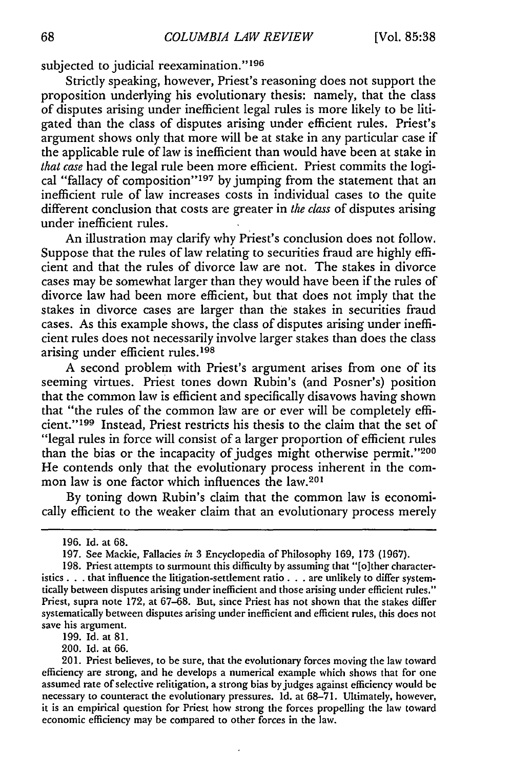subjected to judicial reexamination."[196]

Strictly speaking, however, Priest's reasoning does not support the proposition underlying his evolutionary thesis: namely, that the class of disputes arising under inefficient legal rules is more likely to be litigated than the class of disputes arising under efficient rules. Priest's argument shows only that more will be at stake in any particular case if the applicable rule of law is inefficient than would have been at stake in *that case* had the legal rule been more efficient. Priest commits the logical "fallacy of composition"[197] by jumping from the statement that an inefficient rule of law increases costs in individual cases to the quite different conclusion that costs are greater in *the class* of disputes arising under inefficient rules.

An illustration may clarify why Priest's conclusion does not follow. Suppose that the rules of law relating to securities fraud are highly efficient and that the rules of divorce law are not. The stakes in divorce cases may be somewhat larger than they would have been if the rules of divorce law had been more efficient, but that does not imply that the stakes in divorce cases are larger than the stakes in securities fraud cases. As this example shows, the class of disputes arising under inefficient rules does not necessarily involve larger stakes than does the class arising under efficient rules.[198]

A second problem with Priest's argument arises from one of its seeming virtues. Priest tones down Rubin's (and Posner's) position that the common law is efficient and specifically disavows having shown that "the rules of the common law are or ever will be completely efficient."[199] Instead, Priest restricts his thesis to the claim that the set of "legal rules in force will consist of a larger proportion of efficient rules than the bias or the incapacity of judges might otherwise permit."[200] He contends only that the evolutionary process inherent in the common law is one factor which influences the law.[201]

By toning down Rubin's claim that the common law is economically efficient to the weaker claim that an evolutionary process merely

---

196. Id. at 68.

197. See Mackie, Fallacies *in* 3 Encyclopedia of Philosophy 169, 173 (1967).

198. Priest attempts to surmount this difficulty by assuming that "[o]ther characteristics . . . that influence the litigation-settlement ratio . . . are unlikely to differ systematically between disputes arising under inefficient and those arising under efficient rules." Priest, supra note 172, at 67–68. But, since Priest has not shown that the stakes differ systematically between disputes arising under inefficient and efficient rules, this does not save his argument.

199. Id. at 81.

200. Id. at 66.

201. Priest believes, to be sure, that the evolutionary forces moving the law toward efficiency are strong, and he develops a numerical example which shows that for one assumed rate of selective relitigation, a strong bias by judges against efficiency would be necessary to counteract the evolutionary pressures. Id. at 68–71. Ultimately, however, it is an empirical question for Priest how strong the forces propelling the law toward economic efficiency may be compared to other forces in the law.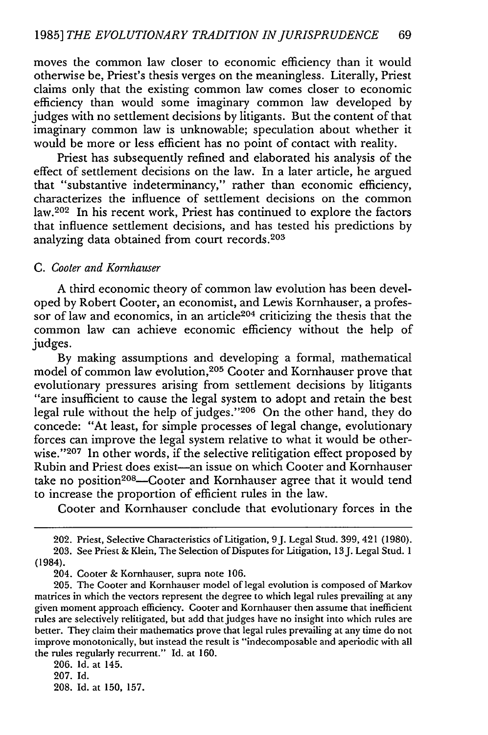moves the common law closer to economic efficiency than it would otherwise be, Priest's thesis verges on the meaningless. Literally, Priest claims only that the existing common law comes closer to economic efficiency than would some imaginary common law developed by judges with no settlement decisions by litigants. But the content of that imaginary common law is unknowable; speculation about whether it would be more or less efficient has no point of contact with reality.

Priest has subsequently refined and elaborated his analysis of the effect of settlement decisions on the law. In a later article, he argued that "substantive indeterminancy," rather than economic efficiency, characterizes the influence of settlement decisions on the common law.[202] In his recent work, Priest has continued to explore the factors that influence settlement decisions, and has tested his predictions by analyzing data obtained from court records.[203]

### C. *Cooter and Kornhauser*

A third economic theory of common law evolution has been developed by Robert Cooter, an economist, and Lewis Kornhauser, a professor of law and economics, in an article[204] criticizing the thesis that the common law can achieve economic efficiency without the help of judges.

By making assumptions and developing a formal, mathematical model of common law evolution,[205] Cooter and Kornhauser prove that evolutionary pressures arising from settlement decisions by litigants "are insufficient to cause the legal system to adopt and retain the best legal rule without the help of judges."[206] On the other hand, they do concede: "At least, for simple processes of legal change, evolutionary forces can improve the legal system relative to what it would be otherwise."[207] In other words, if the selective relitigation effect proposed by Rubin and Priest does exist—an issue on which Cooter and Kornhauser take no position[208]—Cooter and Kornhauser agree that it would tend to increase the proportion of efficient rules in the law.

Cooter and Kornhauser conclude that evolutionary forces in the

---

202. Priest, Selective Characteristics of Litigation, 9 J. Legal Stud. 399, 421 (1980).

203. See Priest & Klein, The Selection of Disputes for Litigation, 13 J. Legal Stud. 1 (1984).

204. Cooter & Kornhauser, supra note 106.

205. The Cooter and Kornhauser model of legal evolution is composed of Markov matrices in which the vectors represent the degree to which legal rules prevailing at any given moment approach efficiency. Cooter and Kornhauser then assume that inefficient rules are selectively relitigated, but add that judges have no insight into which rules are better. They claim their mathematics prove that legal rules prevailing at any time do not improve monotonically, but instead the result is "indecomposable and aperiodic with all the rules regularly recurrent." Id. at 160.

206. Id. at 145.

207. Id.

208. Id. at 150, 157.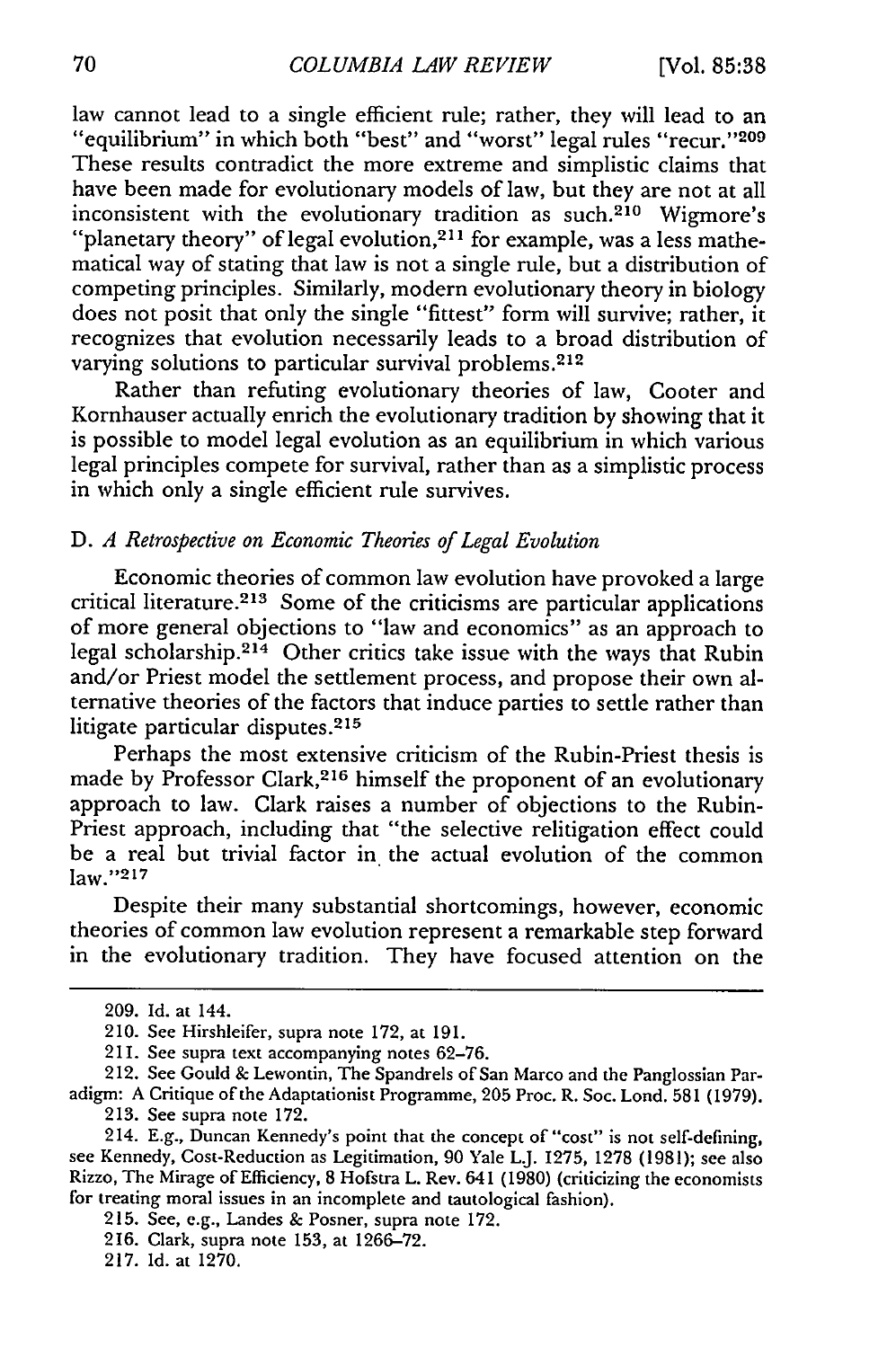law cannot lead to a single efficient rule; rather, they will lead to an "equilibrium" in which both "best" and "worst" legal rules "recur."[209] These results contradict the more extreme and simplistic claims that have been made for evolutionary models of law, but they are not at all inconsistent with the evolutionary tradition as such.[210] Wigmore's "planetary theory" of legal evolution,[211] for example, was a less mathematical way of stating that law is not a single rule, but a distribution of competing principles. Similarly, modern evolutionary theory in biology does not posit that only the single "fittest" form will survive; rather, it recognizes that evolution necessarily leads to a broad distribution of varying solutions to particular survival problems.[212]

Rather than refuting evolutionary theories of law, Cooter and Kornhauser actually enrich the evolutionary tradition by showing that it is possible to model legal evolution as an equilibrium in which various legal principles compete for survival, rather than as a simplistic process in which only a single efficient rule survives.

### D. *A Retrospective on Economic Theories of Legal Evolution*

Economic theories of common law evolution have provoked a large critical literature.[213] Some of the criticisms are particular applications of more general objections to "law and economics" as an approach to legal scholarship.[214] Other critics take issue with the ways that Rubin and/or Priest model the settlement process, and propose their own alternative theories of the factors that induce parties to settle rather than litigate particular disputes.[215]

Perhaps the most extensive criticism of the Rubin-Priest thesis is made by Professor Clark,[216] himself the proponent of an evolutionary approach to law. Clark raises a number of objections to the Rubin-Priest approach, including that "the selective relitigation effect could be a real but trivial factor in the actual evolution of the common law."[217]

Despite their many substantial shortcomings, however, economic theories of common law evolution represent a remarkable step forward in the evolutionary tradition. They have focused attention on the

---

209. Id. at 144.

210. See Hirshleifer, supra note 172, at 191.

211. See supra text accompanying notes 62–76.

212. See Gould & Lewontin, The Spandrels of San Marco and the Panglossian Paradigm: A Critique of the Adaptationist Programme, 205 Proc. R. Soc. Lond. 581 (1979).

213. See supra note 172.

214. E.g., Duncan Kennedy's point that the concept of "cost" is not self-defining, see Kennedy, Cost-Reduction as Legitimation, 90 Yale L.J. 1275, 1278 (1981); see also Rizzo, The Mirage of Efficiency, 8 Hofstra L. Rev. 641 (1980) (criticizing the economists for treating moral issues in an incomplete and tautological fashion).

215. See, e.g., Landes & Posner, supra note 172.

216. Clark, supra note 153, at 1266–72.

217. Id. at 1270.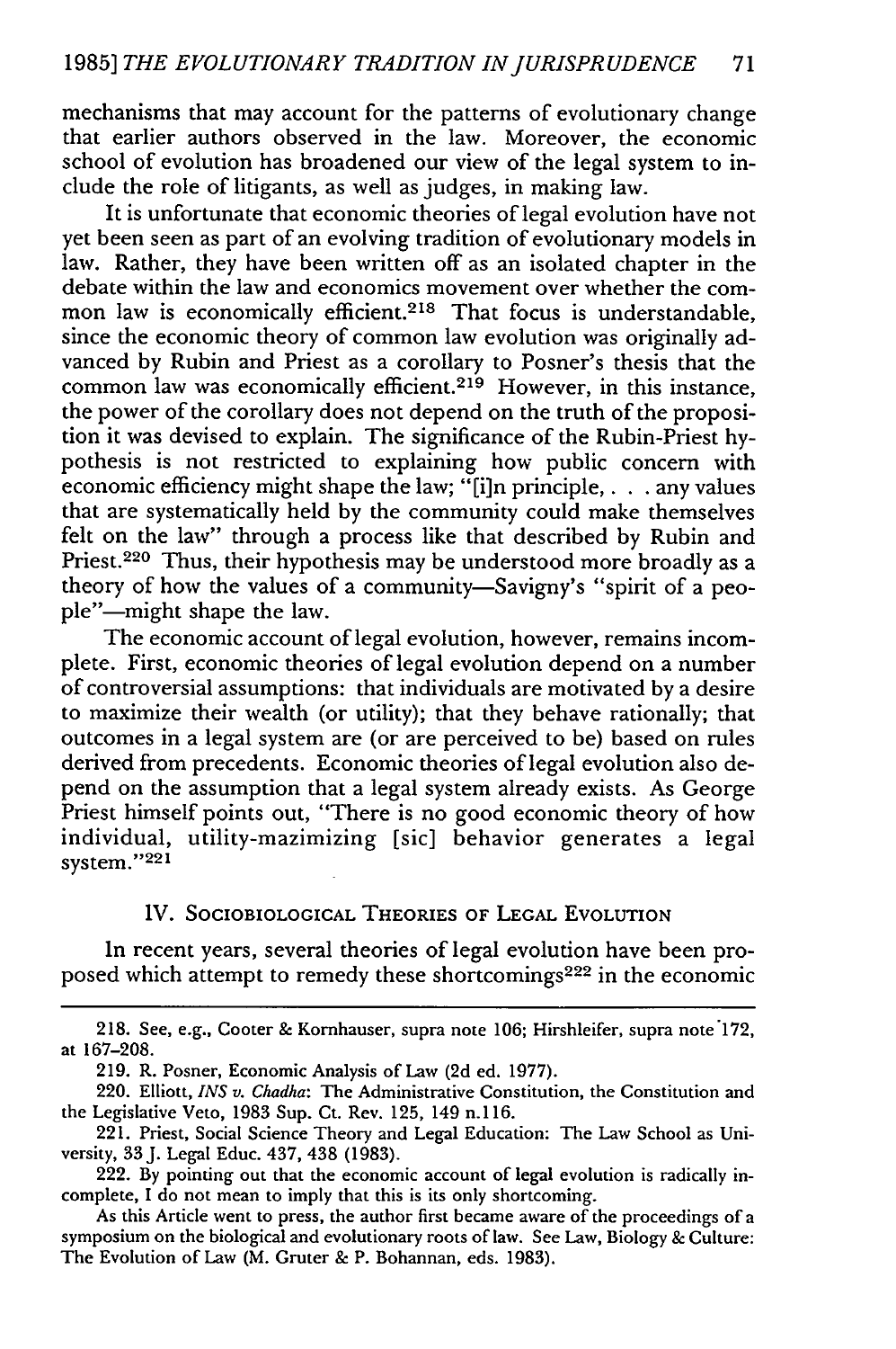mechanisms that may account for the patterns of evolutionary change that earlier authors observed in the law. Moreover, the economic school of evolution has broadened our view of the legal system to include the role of litigants, as well as judges, in making law.

It is unfortunate that economic theories of legal evolution have not yet been seen as part of an evolving tradition of evolutionary models in law. Rather, they have been written off as an isolated chapter in the debate within the law and economics movement over whether the common law is economically efficient.[218] That focus is understandable, since the economic theory of common law evolution was originally advanced by Rubin and Priest as a corollary to Posner's thesis that the common law was economically efficient.[219] However, in this instance, the power of the corollary does not depend on the truth of the proposition it was devised to explain. The significance of the Rubin-Priest hypothesis is not restricted to explaining how public concern with economic efficiency might shape the law; "[i]n principle, . . . any values that are systematically held by the community could make themselves felt on the law" through a process like that described by Rubin and Priest.[220] Thus, their hypothesis may be understood more broadly as a theory of how the values of a community—Savigny's "spirit of a people"—might shape the law.

The economic account of legal evolution, however, remains incomplete. First, economic theories of legal evolution depend on a number of controversial assumptions: that individuals are motivated by a desire to maximize their wealth (or utility); that they behave rationally; that outcomes in a legal system are (or are perceived to be) based on rules derived from precedents. Economic theories of legal evolution also depend on the assumption that a legal system already exists. As George Priest himself points out, "There is no good economic theory of how individual, utility-mazimizing [sic] behavior generates a legal system."[221]

## IV. Sociobiological Theories of Legal Evolution

In recent years, several theories of legal evolution have been proposed which attempt to remedy these shortcomings[222] in the economic

---

218. See, e.g., Cooter & Kornhauser, supra note 106; Hirshleifer, supra note 172, at 167–208.

219. R. Posner, Economic Analysis of Law (2d ed. 1977).

220. Elliott, *INS v. Chadha*: The Administrative Constitution, the Constitution and the Legislative Veto, 1983 Sup. Ct. Rev. 125, 149 n.116.

221. Priest, Social Science Theory and Legal Education: The Law School as University, 33 J. Legal Educ. 437, 438 (1983).

222. By pointing out that the economic account of legal evolution is radically incomplete, I do not mean to imply that this is its only shortcoming.

As this Article went to press, the author first became aware of the proceedings of a symposium on the biological and evolutionary roots of law. See Law, Biology & Culture: The Evolution of Law (M. Gruter & P. Bohannan, eds. 1983).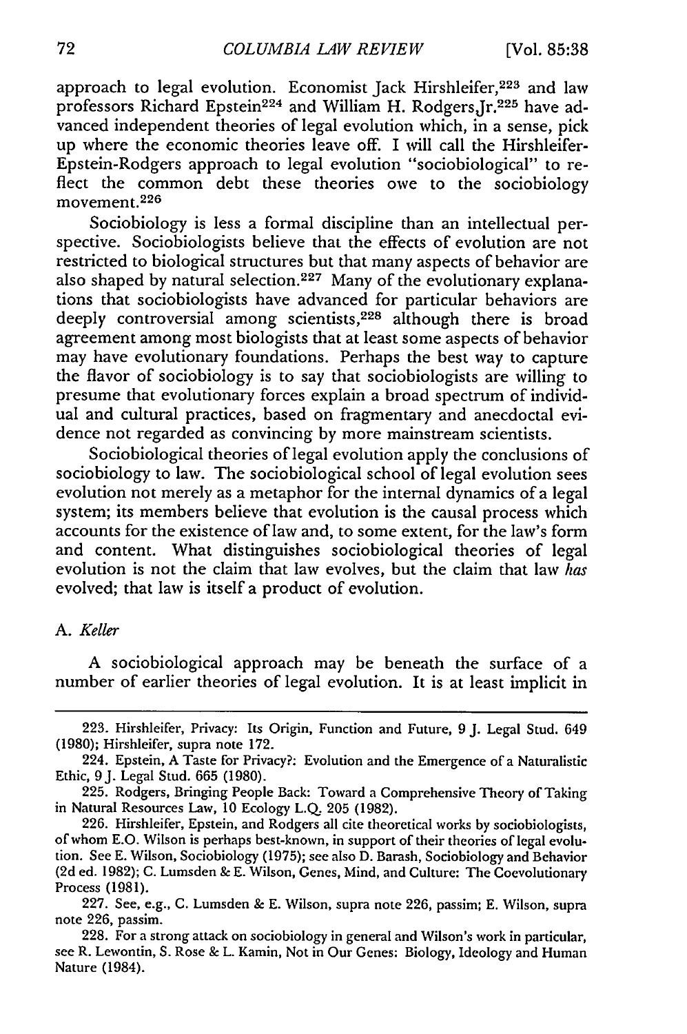approach to legal evolution. Economist Jack Hirshleifer,[223] and law professors Richard Epstein[224] and William H. Rodgers Jr.[225] have advanced independent theories of legal evolution which, in a sense, pick up where the economic theories leave off. I will call the Hirshleifer-Epstein-Rodgers approach to legal evolution "sociobiological" to reflect the common debt these theories owe to the sociobiology movement.[226]

Sociobiology is less a formal discipline than an intellectual perspective. Sociobiologists believe that the effects of evolution are not restricted to biological structures but that many aspects of behavior are also shaped by natural selection.[227] Many of the evolutionary explanations that sociobiologists have advanced for particular behaviors are deeply controversial among scientists,[228] although there is broad agreement among most biologists that at least some aspects of behavior may have evolutionary foundations. Perhaps the best way to capture the flavor of sociobiology is to say that sociobiologists are willing to presume that evolutionary forces explain a broad spectrum of individual and cultural practices, based on fragmentary and anecdoctal evidence not regarded as convincing by more mainstream scientists.

Sociobiological theories of legal evolution apply the conclusions of sociobiology to law. The sociobiological school of legal evolution sees evolution not merely as a metaphor for the internal dynamics of a legal system; its members believe that evolution is the causal process which accounts for the existence of law and, to some extent, for the law's form and content. What distinguishes sociobiological theories of legal evolution is not the claim that law evolves, but the claim that law *has* evolved; that law is itself a product of evolution.

### A. *Keller*

A sociobiological approach may be beneath the surface of a number of earlier theories of legal evolution. It is at least implicit in

---

223. Hirshleifer, Privacy: Its Origin, Function and Future, 9 J. Legal Stud. 649 (1980); Hirshleifer, supra note 172.

224. Epstein, A Taste for Privacy?: Evolution and the Emergence of a Naturalistic Ethic, 9 J. Legal Stud. 665 (1980).

225. Rodgers, Bringing People Back: Toward a Comprehensive Theory of Taking in Natural Resources Law, 10 Ecology L.Q. 205 (1982).

226. Hirshleifer, Epstein, and Rodgers all cite theoretical works by sociobiologists, of whom E.O. Wilson is perhaps best-known, in support of their theories of legal evolution. See E. Wilson, Sociobiology (1975); see also D. Barash, Sociobiology and Behavior (2d ed. 1982); C. Lumsden & E. Wilson, Genes, Mind, and Culture: The Coevolutionary Process (1981).

227. See, e.g., C. Lumsden & E. Wilson, supra note 226, passim; E. Wilson, supra note 226, passim.

228. For a strong attack on sociobiology in general and Wilson's work in particular, see R. Lewontin, S. Rose & L. Kamin, Not in Our Genes: Biology, Ideology and Human Nature (1984).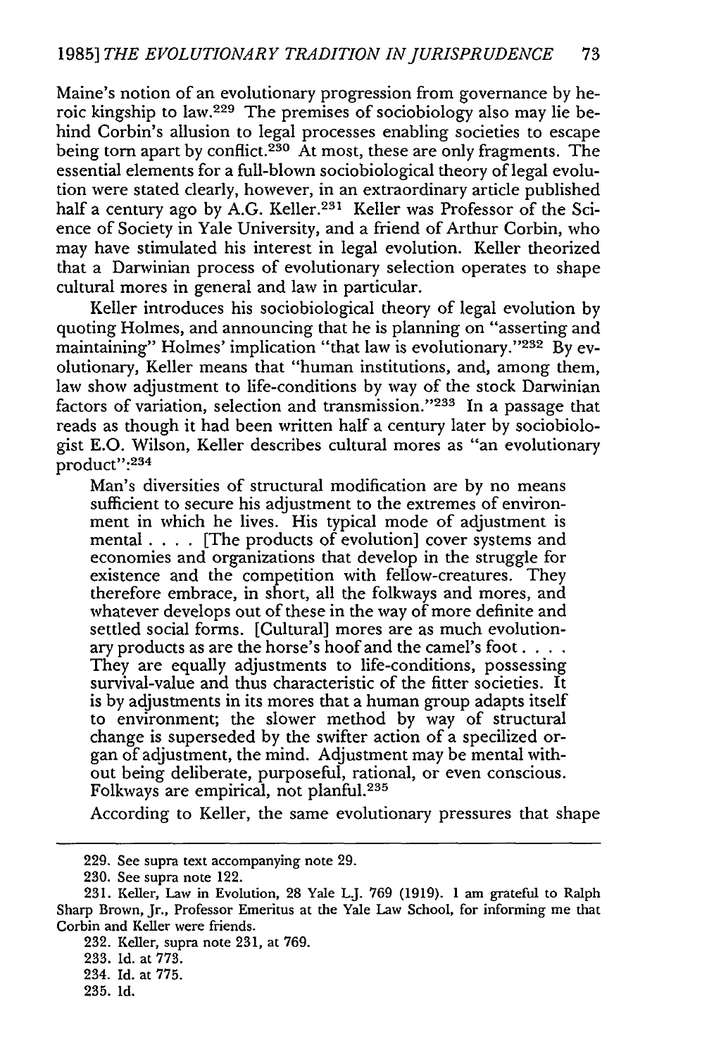Maine's notion of an evolutionary progression from governance by heroic kingship to law.[229] The premises of sociobiology also may lie behind Corbin's allusion to legal processes enabling societies to escape being torn apart by conflict.[230] At most, these are only fragments. The essential elements for a full-blown sociobiological theory of legal evolution were stated clearly, however, in an extraordinary article published half a century ago by A.G. Keller.[231] Keller was Professor of the Science of Society in Yale University, and a friend of Arthur Corbin, who may have stimulated his interest in legal evolution. Keller theorized that a Darwinian process of evolutionary selection operates to shape cultural mores in general and law in particular.

Keller introduces his sociobiological theory of legal evolution by quoting Holmes, and announcing that he is planning on "asserting and maintaining" Holmes' implication "that law is evolutionary."[232] By evolutionary, Keller means that "human institutions, and, among them, law show adjustment to life-conditions by way of the stock Darwinian factors of variation, selection and transmission."[233] In a passage that reads as though it had been written half a century later by sociobiologist E.O. Wilson, Keller describes cultural mores as "an evolutionary product":[234]

> Man's diversities of structural modification are by no means sufficient to secure his adjustment to the extremes of environment in which he lives. His typical mode of adjustment is mental . . . . [The products of evolution] cover systems and economies and organizations that develop in the struggle for existence and the competition with fellow-creatures. They therefore embrace, in short, all the folkways and mores, and whatever develops out of these in the way of more definite and settled social forms. [Cultural] mores are as much evolutionary products as are the horse's hoof and the camel's foot . . . . They are equally adjustments to life-conditions, possessing survival-value and thus characteristic of the fitter societies. It is by adjustments in its mores that a human group adapts itself to environment; the slower method by way of structural change is superseded by the swifter action of a specilized organ of adjustment, the mind. Adjustment may be mental without being deliberate, purposeful, rational, or even conscious. Folkways are empirical, not planful.[235]

According to Keller, the same evolutionary pressures that shape

---

229. See supra text accompanying note 29.

230. See supra note 122.

231. Keller, Law in Evolution, 28 Yale L.J. 769 (1919). I am grateful to Ralph Sharp Brown, Jr., Professor Emeritus at the Yale Law School, for informing me that Corbin and Keller were friends.

232. Keller, supra note 231, at 769.

233. Id. at 773.

234. Id. at 775.

235. Id.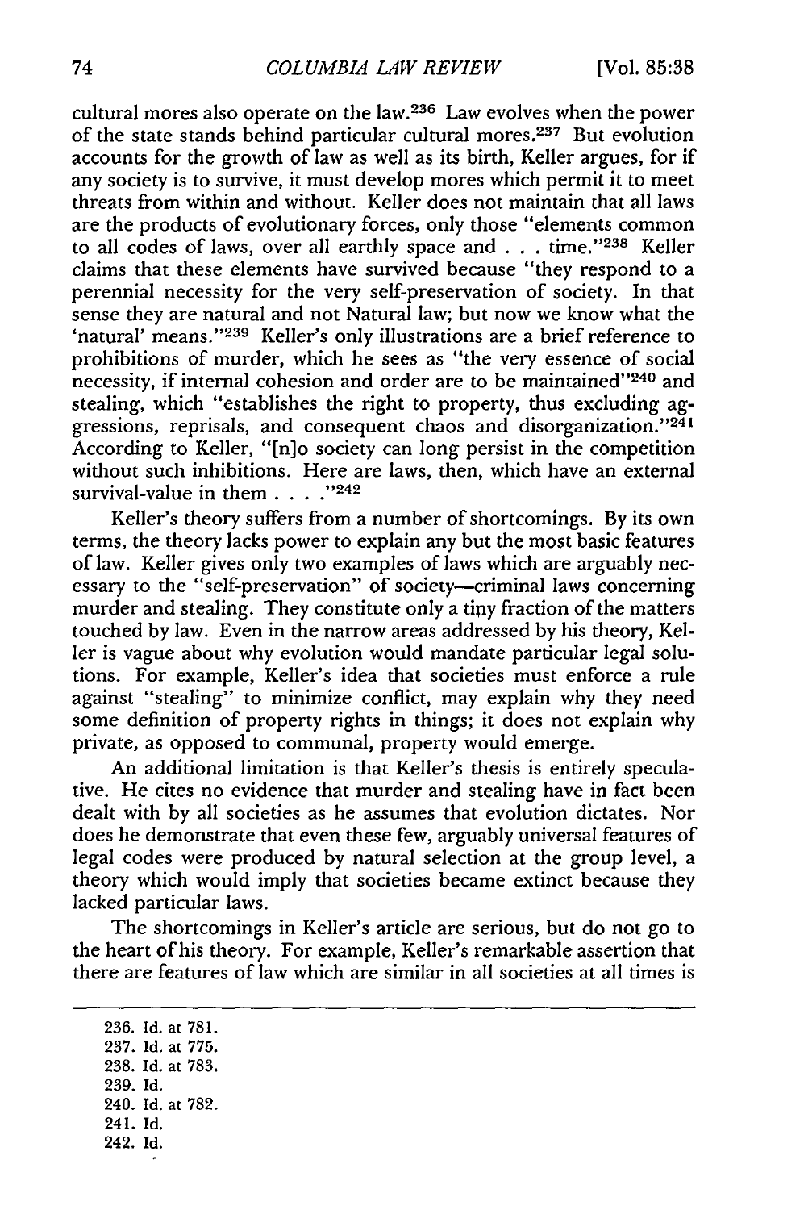cultural mores also operate on the law.[236] Law evolves when the power of the state stands behind particular cultural mores.[237] But evolution accounts for the growth of law as well as its birth, Keller argues, for if any society is to survive, it must develop mores which permit it to meet threats from within and without. Keller does not maintain that all laws are the products of evolutionary forces, only those "elements common to all codes of laws, over all earthly space and . . . time."[238] Keller claims that these elements have survived because "they respond to a perennial necessity for the very self-preservation of society. In that sense they are natural and not Natural law; but now we know what the 'natural' means."[239] Keller's only illustrations are a brief reference to prohibitions of murder, which he sees as "the very essence of social necessity, if internal cohesion and order are to be maintained"[240] and stealing, which "establishes the right to property, thus excluding aggressions, reprisals, and consequent chaos and disorganization."[241] According to Keller, "[n]o society can long persist in the competition without such inhibitions. Here are laws, then, which have an external survival-value in them . . . ."[242]

Keller's theory suffers from a number of shortcomings. By its own terms, the theory lacks power to explain any but the most basic features of law. Keller gives only two examples of laws which are arguably necessary to the "self-preservation" of society—criminal laws concerning murder and stealing. They constitute only a tiny fraction of the matters touched by law. Even in the narrow areas addressed by his theory, Keller is vague about why evolution would mandate particular legal solutions. For example, Keller's idea that societies must enforce a rule against "stealing" to minimize conflict, may explain why they need some definition of property rights in things; it does not explain why private, as opposed to communal, property would emerge.

An additional limitation is that Keller's thesis is entirely speculative. He cites no evidence that murder and stealing have in fact been dealt with by all societies as he assumes that evolution dictates. Nor does he demonstrate that even these few, arguably universal features of legal codes were produced by natural selection at the group level, a theory which would imply that societies became extinct because they lacked particular laws.

The shortcomings in Keller's article are serious, but do not go to the heart of his theory. For example, Keller's remarkable assertion that there are features of law which are similar in all societies at all times is

236. Id. at 781.
237. Id. at 775.
238. Id. at 783.
239. Id.
240. Id. at 782.
241. Id.
242. Id.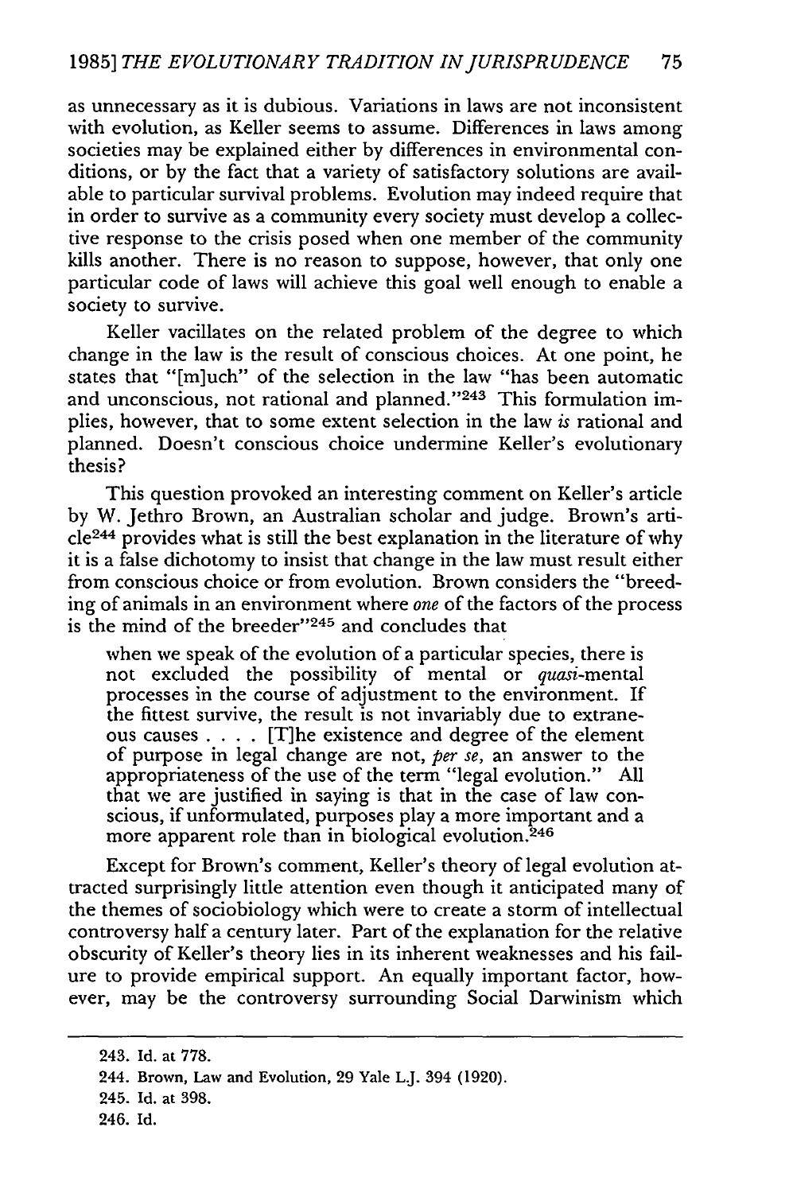as unnecessary as it is dubious. Variations in laws are not inconsistent with evolution, as Keller seems to assume. Differences in laws among societies may be explained either by differences in environmental conditions, or by the fact that a variety of satisfactory solutions are available to particular survival problems. Evolution may indeed require that in order to survive as a community every society must develop a collective response to the crisis posed when one member of the community kills another. There is no reason to suppose, however, that only one particular code of laws will achieve this goal well enough to enable a society to survive.

Keller vacillates on the related problem of the degree to which change in the law is the result of conscious choices. At one point, he states that "[m]uch" of the selection in the law "has been automatic and unconscious, not rational and planned."[243] This formulation implies, however, that to some extent selection in the law *is* rational and planned. Doesn't conscious choice undermine Keller's evolutionary thesis?

This question provoked an interesting comment on Keller's article by W. Jethro Brown, an Australian scholar and judge. Brown's article[244] provides what is still the best explanation in the literature of why it is a false dichotomy to insist that change in the law must result either from conscious choice or from evolution. Brown considers the "breeding of animals in an environment where *one* of the factors of the process is the mind of the breeder"[245] and concludes that

> when we speak of the evolution of a particular species, there is not excluded the possibility of mental or *quasi*-mental processes in the course of adjustment to the environment. If the fittest survive, the result is not invariably due to extraneous causes . . . . [T]he existence and degree of the element of purpose in legal change are not, *per se*, an answer to the appropriateness of the use of the term "legal evolution." All that we are justified in saying is that in the case of law conscious, if unformulated, purposes play a more important and a more apparent role than in biological evolution.[246]

Except for Brown's comment, Keller's theory of legal evolution attracted surprisingly little attention even though it anticipated many of the themes of sociobiology which were to create a storm of intellectual controversy half a century later. Part of the explanation for the relative obscurity of Keller's theory lies in its inherent weaknesses and his failure to provide empirical support. An equally important factor, however, may be the controversy surrounding Social Darwinism which

---

243. Id. at 778.

244. Brown, Law and Evolution, 29 Yale L.J. 394 (1920).

245. Id. at 398.

246. Id.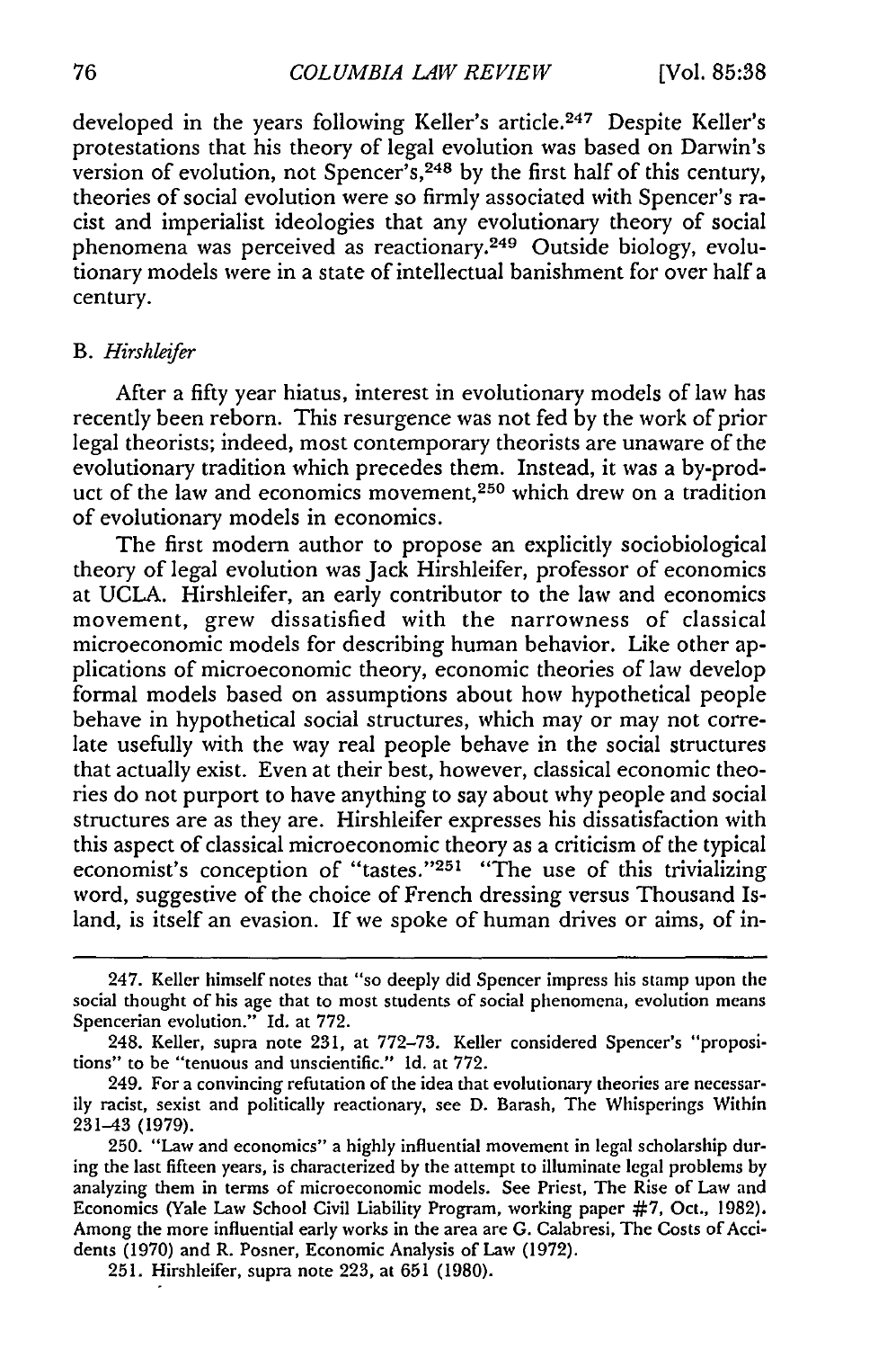developed in the years following Keller's article.[247] Despite Keller's protestations that his theory of legal evolution was based on Darwin's version of evolution, not Spencer's,[248] by the first half of this century, theories of social evolution were so firmly associated with Spencer's racist and imperialist ideologies that any evolutionary theory of social phenomena was perceived as reactionary.[249] Outside biology, evolutionary models were in a state of intellectual banishment for over half a century.

### B. *Hirshleifer*

After a fifty year hiatus, interest in evolutionary models of law has recently been reborn. This resurgence was not fed by the work of prior legal theorists; indeed, most contemporary theorists are unaware of the evolutionary tradition which precedes them. Instead, it was a by-product of the law and economics movement,[250] which drew on a tradition of evolutionary models in economics.

The first modern author to propose an explicitly sociobiological theory of legal evolution was Jack Hirshleifer, professor of economics at UCLA. Hirshleifer, an early contributor to the law and economics movement, grew dissatisfied with the narrowness of classical microeconomic models for describing human behavior. Like other applications of microeconomic theory, economic theories of law develop formal models based on assumptions about how hypothetical people behave in hypothetical social structures, which may or may not correlate usefully with the way real people behave in the social structures that actually exist. Even at their best, however, classical economic theories do not purport to have anything to say about why people and social structures are as they are. Hirshleifer expresses his dissatisfaction with this aspect of classical microeconomic theory as a criticism of the typical economist's conception of "tastes."[251] "The use of this trivializing word, suggestive of the choice of French dressing versus Thousand Island, is itself an evasion. If we spoke of human drives or aims, of in-

---

247. Keller himself notes that "so deeply did Spencer impress his stamp upon the social thought of his age that to most students of social phenomena, evolution means Spencerian evolution." Id. at 772.

248. Keller, supra note 231, at 772–73. Keller considered Spencer's "propositions" to be "tenuous and unscientific." Id. at 772.

249. For a convincing refutation of the idea that evolutionary theories are necessarily racist, sexist and politically reactionary, see D. Barash, The Whisperings Within 231–43 (1979).

250. "Law and economics" a highly influential movement in legal scholarship during the last fifteen years, is characterized by the attempt to illuminate legal problems by analyzing them in terms of microeconomic models. See Priest, The Rise of Law and Economics (Yale Law School Civil Liability Program, working paper #7, Oct., 1982). Among the more influential early works in the area are G. Calabresi, The Costs of Accidents (1970) and R. Posner, Economic Analysis of Law (1972).

251. Hirshleifer, supra note 223, at 651 (1980).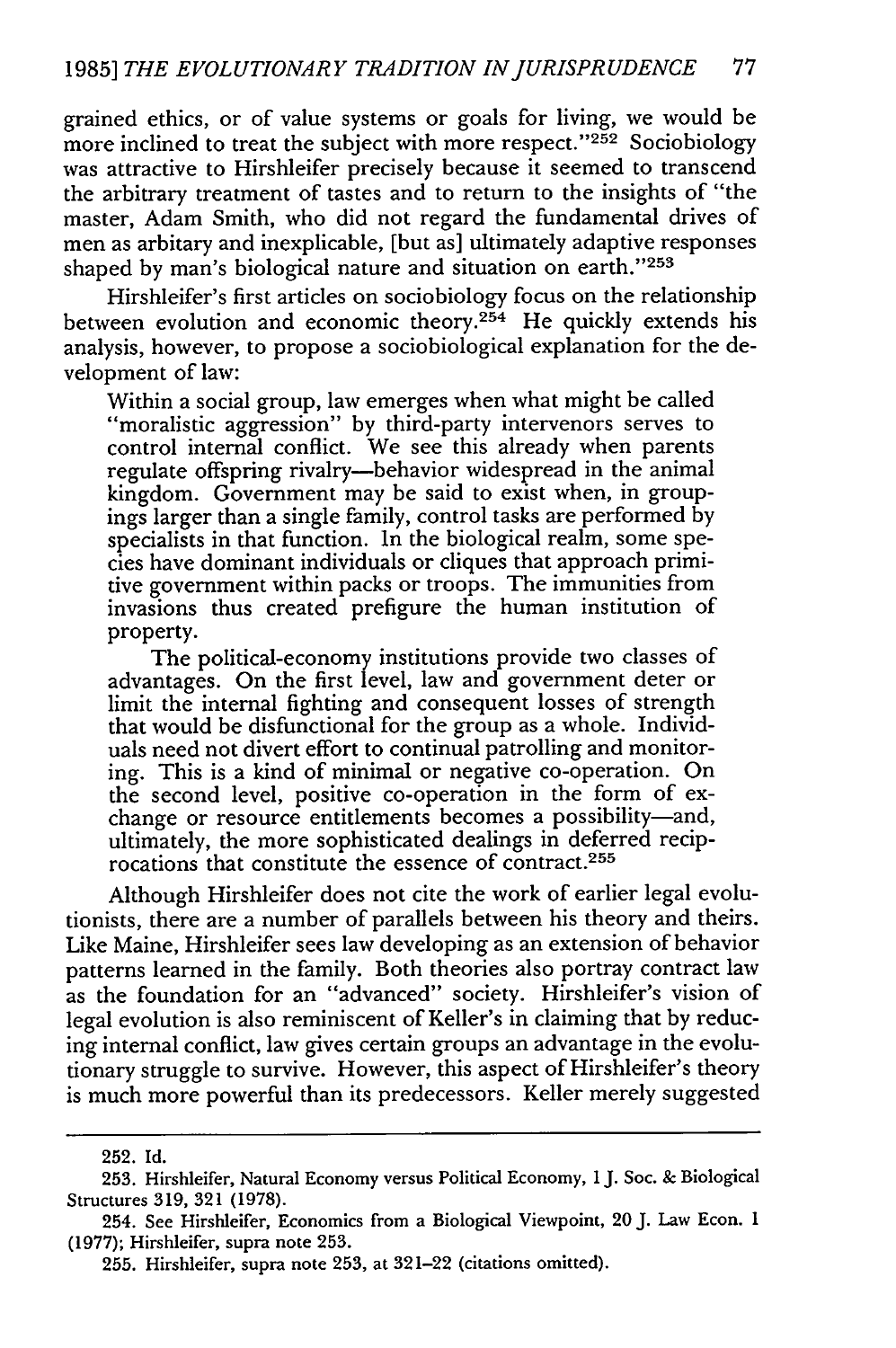grained ethics, or of value systems or goals for living, we would be more inclined to treat the subject with more respect."[252] Sociobiology was attractive to Hirshleifer precisely because it seemed to transcend the arbitrary treatment of tastes and to return to the insights of "the master, Adam Smith, who did not regard the fundamental drives of men as arbitary and inexplicable, [but as] ultimately adaptive responses shaped by man's biological nature and situation on earth."[253]

Hirshleifer's first articles on sociobiology focus on the relationship between evolution and economic theory.[254] He quickly extends his analysis, however, to propose a sociobiological explanation for the development of law:

> Within a social group, law emerges when what might be called "moralistic aggression" by third-party intervenors serves to control internal conflict. We see this already when parents regulate offspring rivalry—behavior widespread in the animal kingdom. Government may be said to exist when, in groupings larger than a single family, control tasks are performed by specialists in that function. In the biological realm, some species have dominant individuals or cliques that approach primitive government within packs or troops. The immunities from invasions thus created prefigure the human institution of property.
>
> The political-economy institutions provide two classes of advantages. On the first level, law and government deter or limit the internal fighting and consequent losses of strength that would be disfunctional for the group as a whole. Individuals need not divert effort to continual patrolling and monitoring. This is a kind of minimal or negative co-operation. On the second level, positive co-operation in the form of exchange or resource entitlements becomes a possibility—and, ultimately, the more sophisticated dealings in deferred reciprocations that constitute the essence of contract.[255]

Although Hirshleifer does not cite the work of earlier legal evolutionists, there are a number of parallels between his theory and theirs. Like Maine, Hirshleifer sees law developing as an extension of behavior patterns learned in the family. Both theories also portray contract law as the foundation for an "advanced" society. Hirshleifer's vision of legal evolution is also reminiscent of Keller's in claiming that by reducing internal conflict, law gives certain groups an advantage in the evolutionary struggle to survive. However, this aspect of Hirshleifer's theory is much more powerful than its predecessors. Keller merely suggested

---

252. Id.

253. Hirshleifer, Natural Economy versus Political Economy, 1 J. Soc. & Biological Structures 319, 321 (1978).

254. See Hirshleifer, Economics from a Biological Viewpoint, 20 J. Law Econ. 1 (1977); Hirshleifer, supra note 253.

255. Hirshleifer, supra note 253, at 321–22 (citations omitted).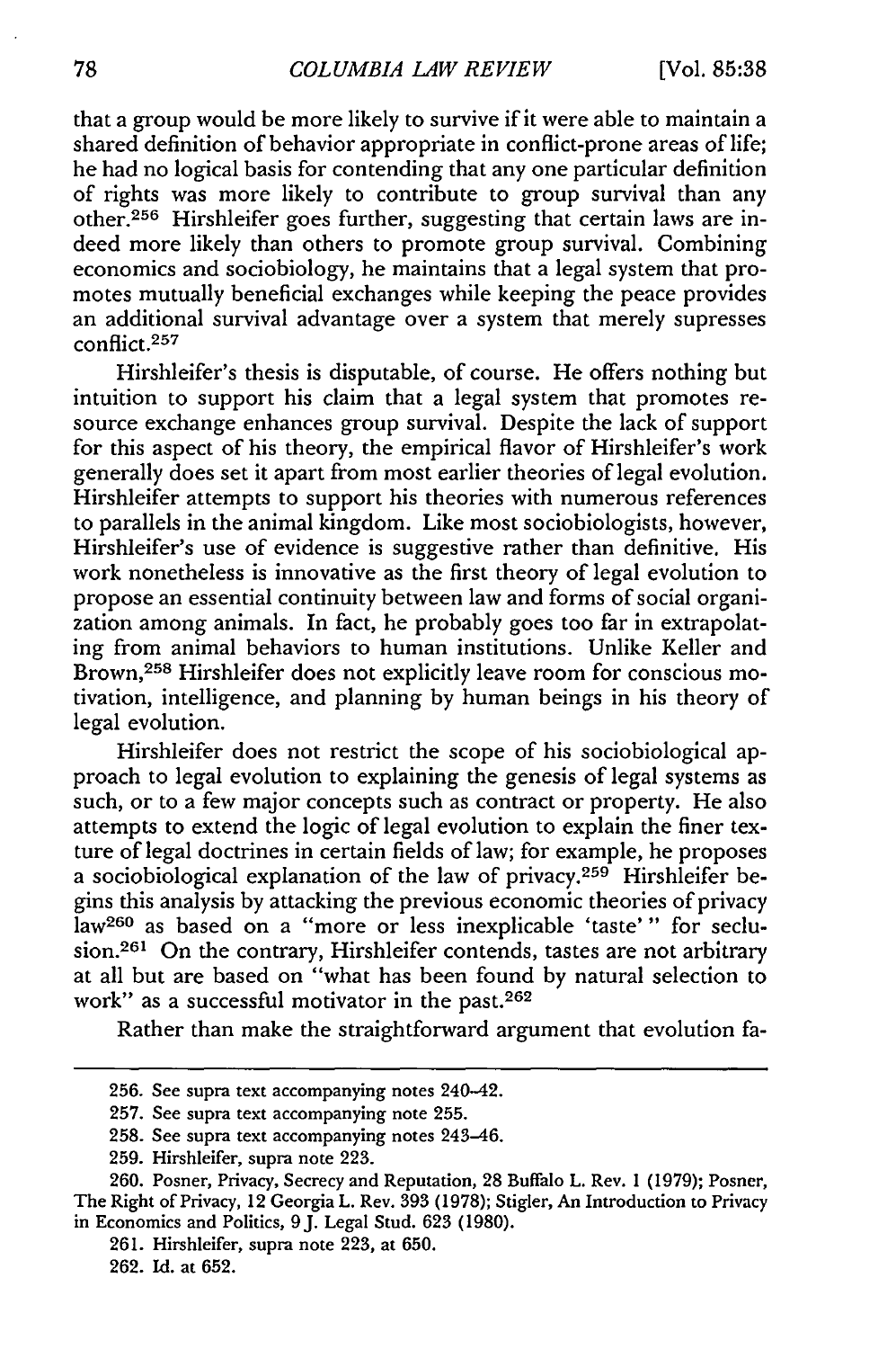that a group would be more likely to survive if it were able to maintain a shared definition of behavior appropriate in conflict-prone areas of life; he had no logical basis for contending that any one particular definition of rights was more likely to contribute to group survival than any other.[256] Hirshleifer goes further, suggesting that certain laws are indeed more likely than others to promote group survival. Combining economics and sociobiology, he maintains that a legal system that promotes mutually beneficial exchanges while keeping the peace provides an additional survival advantage over a system that merely supresses conflict.[257]

Hirshleifer's thesis is disputable, of course. He offers nothing but intuition to support his claim that a legal system that promotes resource exchange enhances group survival. Despite the lack of support for this aspect of his theory, the empirical flavor of Hirshleifer's work generally does set it apart from most earlier theories of legal evolution. Hirshleifer attempts to support his theories with numerous references to parallels in the animal kingdom. Like most sociobiologists, however, Hirshleifer's use of evidence is suggestive rather than definitive. His work nonetheless is innovative as the first theory of legal evolution to propose an essential continuity between law and forms of social organization among animals. In fact, he probably goes too far in extrapolating from animal behaviors to human institutions. Unlike Keller and Brown,[258] Hirshleifer does not explicitly leave room for conscious motivation, intelligence, and planning by human beings in his theory of legal evolution.

Hirshleifer does not restrict the scope of his sociobiological approach to legal evolution to explaining the genesis of legal systems as such, or to a few major concepts such as contract or property. He also attempts to extend the logic of legal evolution to explain the finer texture of legal doctrines in certain fields of law; for example, he proposes a sociobiological explanation of the law of privacy.[259] Hirshleifer begins this analysis by attacking the previous economic theories of privacy law[260] as based on a "more or less inexplicable 'taste'" for seclusion.[261] On the contrary, Hirshleifer contends, tastes are not arbitrary at all but are based on "what has been found by natural selection to work" as a successful motivator in the past.[262]

Rather than make the straightforward argument that evolution fa-

---

256. See supra text accompanying notes 240–42.

257. See supra text accompanying note 255.

258. See supra text accompanying notes 243–46.

259. Hirshleifer, supra note 223.

260. Posner, Privacy, Secrecy and Reputation, 28 Buffalo L. Rev. 1 (1979); Posner, The Right of Privacy, 12 Georgia L. Rev. 393 (1978); Stigler, An Introduction to Privacy in Economics and Politics, 9 J. Legal Stud. 623 (1980).

261. Hirshleifer, supra note 223, at 650.

262. Id. at 652.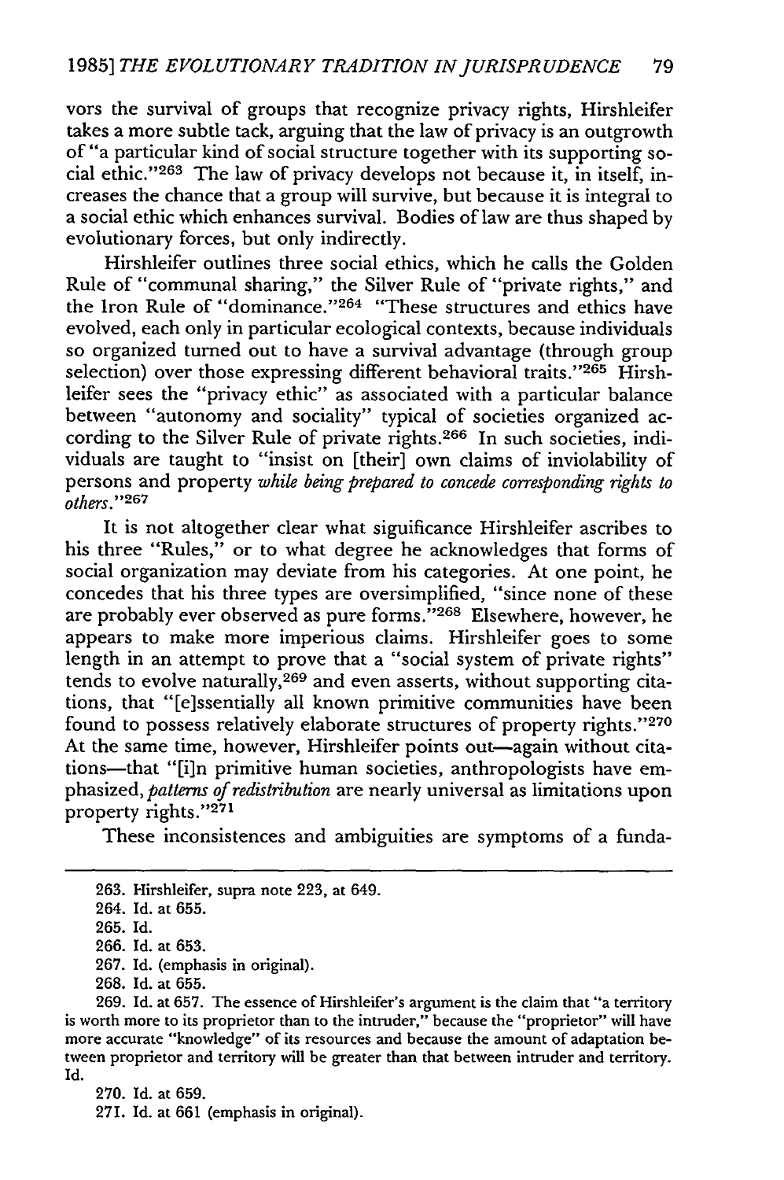vors the survival of groups that recognize privacy rights, Hirshleifer takes a more subtle tack, arguing that the law of privacy is an outgrowth of "a particular kind of social structure together with its supporting social ethic."[263] The law of privacy develops not because it, in itself, increases the chance that a group will survive, but because it is integral to a social ethic which enhances survival. Bodies of law are thus shaped by evolutionary forces, but only indirectly.

Hirshleifer outlines three social ethics, which he calls the Golden Rule of "communal sharing," the Silver Rule of "private rights," and the Iron Rule of "dominance."[264] "These structures and ethics have evolved, each only in particular ecological contexts, because individuals so organized turned out to have a survival advantage (through group selection) over those expressing different behavioral traits."[265] Hirshleifer sees the "privacy ethic" as associated with a particular balance between "autonomy and sociality" typical of societies organized according to the Silver Rule of private rights.[266] In such societies, individuals are taught to "insist on [their] own claims of inviolability of persons and property *while being prepared to concede corresponding rights to others*."[267]

It is not altogether clear what siguificance Hirshleifer ascribes to his three "Rules," or to what degree he acknowledges that forms of social organization may deviate from his categories. At one point, he concedes that his three types are oversimplified, "since none of these are probably ever observed as pure forms."[268] Elsewhere, however, he appears to make more imperious claims. Hirshleifer goes to some length in an attempt to prove that a "social system of private rights" tends to evolve naturally,[269] and even asserts, without supporting citations, that "[e]ssentially all known primitive communities have been found to possess relatively elaborate structures of property rights."[270] At the same time, however, Hirshleifer points out—again without citations—that "[i]n primitive human societies, anthropologists have emphasized, *patterns of redistribution* are nearly universal as limitations upon property rights."[271]

These inconsistences and ambiguities are symptoms of a funda-

---

263. Hirshleifer, supra note 223, at 649.

264. Id. at 655.

265. Id.

266. Id. at 653.

267. Id. (emphasis in original).

268. Id. at 655.

269. Id. at 657. The essence of Hirshleifer's argument is the claim that "a territory is worth more to its proprietor than to the intruder," because the "proprietor" will have more accurate "knowledge" of its resources and because the amount of adaptation between proprietor and territory will be greater than that between intruder and territory. Id.

270. Id. at 659.

271. Id. at 661 (emphasis in original).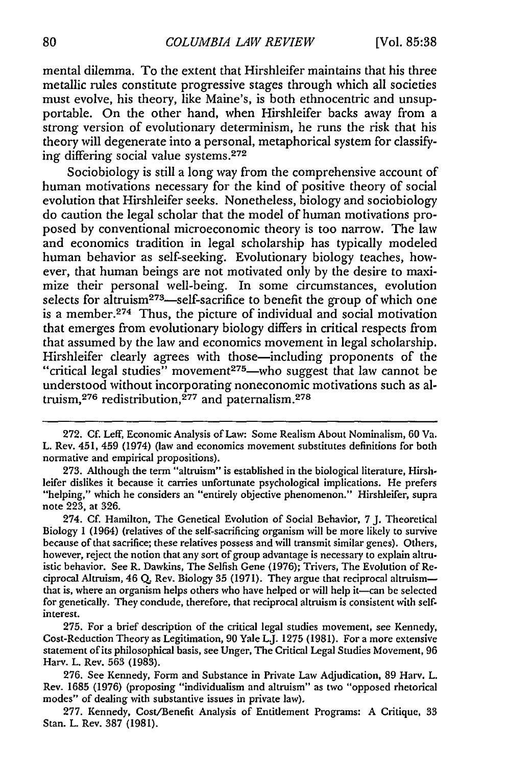mental dilemma. To the extent that Hirshleifer maintains that his three metallic rules constitute progressive stages through which all societies must evolve, his theory, like Maine's, is both ethnocentric and unsupportable. On the other hand, when Hirshleifer backs away from a strong version of evolutionary determinism, he runs the risk that his theory will degenerate into a personal, metaphorical system for classifying differing social value systems.[272]

Sociobiology is still a long way from the comprehensive account of human motivations necessary for the kind of positive theory of social evolution that Hirshleifer seeks. Nonetheless, biology and sociobiology do caution the legal scholar that the model of human motivations proposed by conventional microeconomic theory is too narrow. The law and economics tradition in legal scholarship has typically modeled human behavior as self-seeking. Evolutionary biology teaches, however, that human beings are not motivated only by the desire to maximize their personal well-being. In some circumstances, evolution selects for altruism[273]—self-sacrifice to benefit the group of which one is a member.[274] Thus, the picture of individual and social motivation that emerges from evolutionary biology differs in critical respects from that assumed by the law and economics movement in legal scholarship. Hirshleifer clearly agrees with those—including proponents of the "critical legal studies" movement[275]—who suggest that law cannot be understood without incorporating noneconomic motivations such as altruism,[276] redistribution,[277] and paternalism.[278]

---

272. Cf. Leff, Economic Analysis of Law: Some Realism About Nominalism, 60 Va. L. Rev. 451, 459 (1974) (law and economics movement substitutes definitions for both normative and empirical propositions).

273. Although the term "altruism" is established in the biological literature, Hirshleifer dislikes it because it carries unfortunate psychological implications. He prefers "helping," which he considers an "entirely objective phenomenon." Hirshleifer, supra note 223, at 326.

274. Cf. Hamilton, The Genetical Evolution of Social Behavior, 7 J. Theoretical Biology 1 (1964) (relatives of the self-sacrificing organism will be more likely to survive because of that sacrifice; these relatives possess and will transmit similar genes). Others, however, reject the notion that any sort of group advantage is necessary to explain altruistic behavior. See R. Dawkins, The Selfish Gene (1976); Trivers, The Evolution of Reciprocal Altruism, 46 Q. Rev. Biology 35 (1971). They argue that reciprocal altruism—that is, where an organism helps others who have helped or will help it—can be selected for genetically. They conclude, therefore, that reciprocal altruism is consistent with self-interest.

275. For a brief description of the critical legal studies movement, see Kennedy, Cost-Reduction Theory as Legitimation, 90 Yale L.J. 1275 (1981). For a more extensive statement of its philosophical basis, see Unger, The Critical Legal Studies Movement, 96 Harv. L. Rev. 563 (1983).

276. See Kennedy, Form and Substance in Private Law Adjudication, 89 Harv. L. Rev. 1685 (1976) (proposing "individualism and altruism" as two "opposed rhetorical modes" of dealing with substantive issues in private law).

277. Kennedy, Cost/Benefit Analysis of Entitlement Programs: A Critique, 33 Stan. L. Rev. 387 (1981).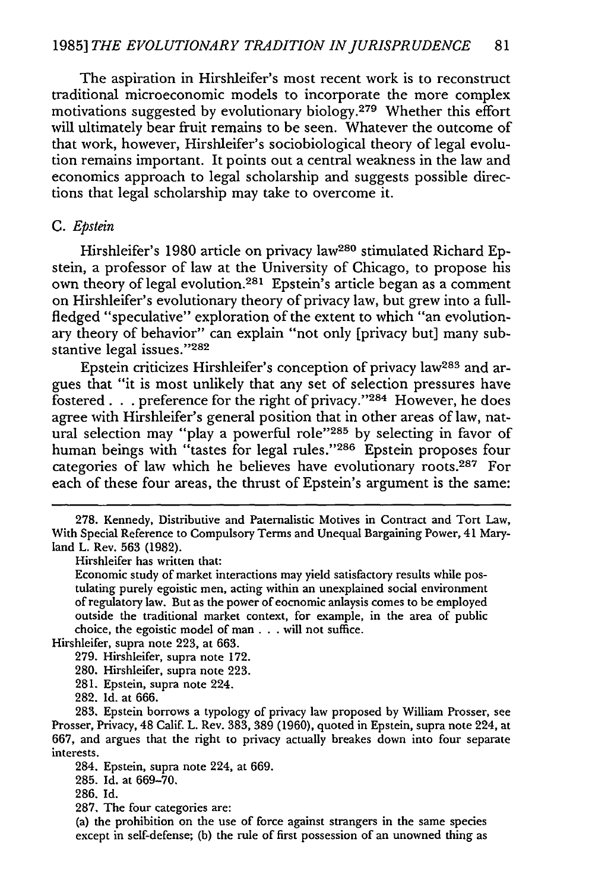The aspiration in Hirshleifer's most recent work is to reconstruct traditional microeconomic models to incorporate the more complex motivations suggested by evolutionary biology.[279] Whether this effort will ultimately bear fruit remains to be seen. Whatever the outcome of that work, however, Hirshleifer's sociobiological theory of legal evolution remains important. It points out a central weakness in the law and economics approach to legal scholarship and suggests possible directions that legal scholarship may take to overcome it.

### C. *Epstein*

Hirshleifer's 1980 article on privacy law[280] stimulated Richard Epstein, a professor of law at the University of Chicago, to propose his own theory of legal evolution.[281] Epstein's article began as a comment on Hirshleifer's evolutionary theory of privacy law, but grew into a full-fledged "speculative" exploration of the extent to which "an evolutionary theory of behavior" can explain "not only [privacy but] many substantive legal issues."[282]

Epstein criticizes Hirshleifer's conception of privacy law[283] and argues that "it is most unlikely that any set of selection pressures have fostered . . . preference for the right of privacy."[284] However, he does agree with Hirshleifer's general position that in other areas of law, natural selection may "play a powerful role"[285] by selecting in favor of human beings with "tastes for legal rules."[286] Epstein proposes four categories of law which he believes have evolutionary roots.[287] For each of these four areas, the thrust of Epstein's argument is the same:

---

278. Kennedy, Distributive and Paternalistic Motives in Contract and Tort Law, With Special Reference to Compulsory Terms and Unequal Bargaining Power, 41 Maryland L. Rev. 563 (1982).

Hirshleifer has written that:

> Economic study of market interactions may yield satisfactory results while postulating purely egoistic men, acting within an unexplained social environment of regulatory law. But as the power of eocnomic anlaysis comes to be employed outside the traditional market context, for example, in the area of public choice, the egoistic model of man . . . will not suffice.

Hirshleifer, supra note 223, at 663.

279. Hirshleifer, supra note 172.

280. Hirshleifer, supra note 223.

281. Epstein, supra note 224.

282. Id. at 666.

283. Epstein borrows a typology of privacy law proposed by William Prosser, see Prosser, Privacy, 48 Calif. L. Rev. 383, 389 (1960), quoted in Epstein, supra note 224, at 667, and argues that the right to privacy actually breakes down into four separate interests.

284. Epstein, supra note 224, at 669.

285. Id. at 669–70.

286. Id.

287. The four categories are:

> (a) the prohibition on the use of force against strangers in the same species except in self-defense; (b) the rule of first possession of an unowned thing as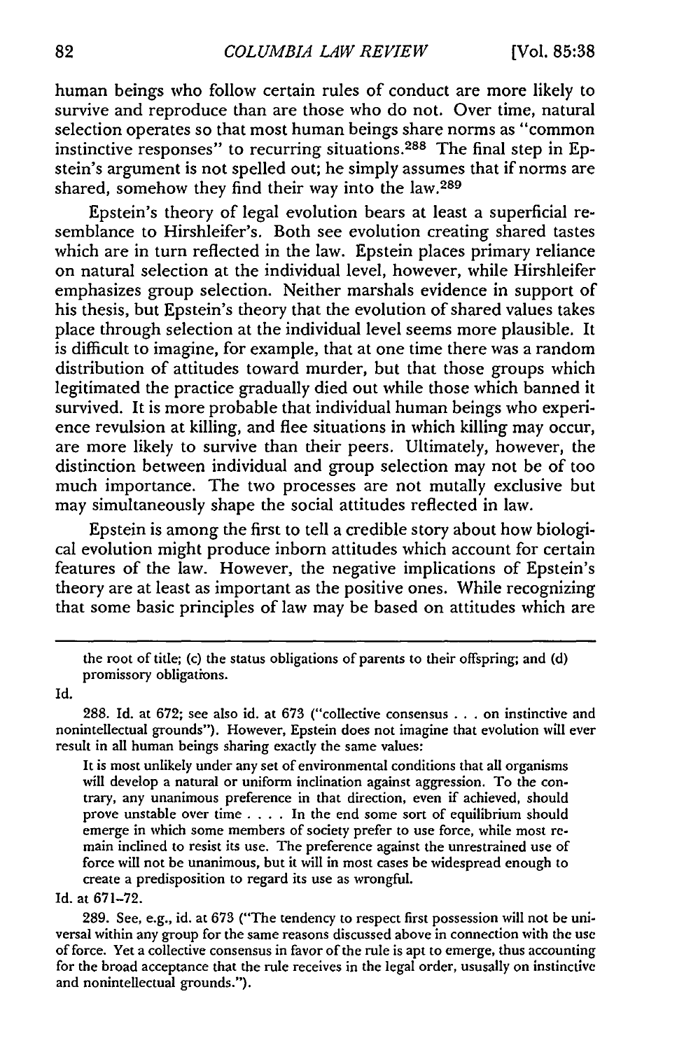human beings who follow certain rules of conduct are more likely to survive and reproduce than are those who do not. Over time, natural selection operates so that most human beings share norms as "common instinctive responses" to recurring situations.[288] The final step in Epstein's argument is not spelled out; he simply assumes that if norms are shared, somehow they find their way into the law.[289]

Epstein's theory of legal evolution bears at least a superficial resemblance to Hirshleifer's. Both see evolution creating shared tastes which are in turn reflected in the law. Epstein places primary reliance on natural selection at the individual level, however, while Hirshleifer emphasizes group selection. Neither marshals evidence in support of his thesis, but Epstein's theory that the evolution of shared values takes place through selection at the individual level seems more plausible. It is difficult to imagine, for example, that at one time there was a random distribution of attitudes toward murder, but that those groups which legitimated the practice gradually died out while those which banned it survived. It is more probable that individual human beings who experience revulsion at killing, and flee situations in which killing may occur, are more likely to survive than their peers. Ultimately, however, the distinction between individual and group selection may not be of too much importance. The two processes are not mutally exclusive but may simultaneously shape the social attitudes reflected in law.

Epstein is among the first to tell a credible story about how biological evolution might produce inborn attitudes which account for certain features of the law. However, the negative implications of Epstein's theory are at least as important as the positive ones. While recognizing that some basic principles of law may be based on attitudes which are

---

the root of title; (c) the status obligations of parents to their offspring; and (d) promissory obligations.

Id.

288. Id. at 672; see also id. at 673 ("collective consensus . . . on instinctive and nonintellectual grounds"). However, Epstein does not imagine that evolution will ever result in all human beings sharing exactly the same values:

> It is most unlikely under any set of environmental conditions that all organisms will develop a natural or uniform inclination against aggression. To the contrary, any unanimous preference in that direction, even if achieved, should prove unstable over time . . . . In the end some sort of equilibrium should emerge in which some members of society prefer to use force, while most remain inclined to resist its use. The preference against the unrestrained use of force will not be unanimous, but it will in most cases be widespread enough to create a predisposition to regard its use as wrongful.

Id. at 671–72.

289. See, e.g., id. at 673 ("The tendency to respect first possession will not be universal within any group for the same reasons discussed above in connection with the use of force. Yet a collective consensus in favor of the rule is apt to emerge, thus accounting for the broad acceptance that the rule receives in the legal order, ususally on instinctive and nonintellectual grounds.").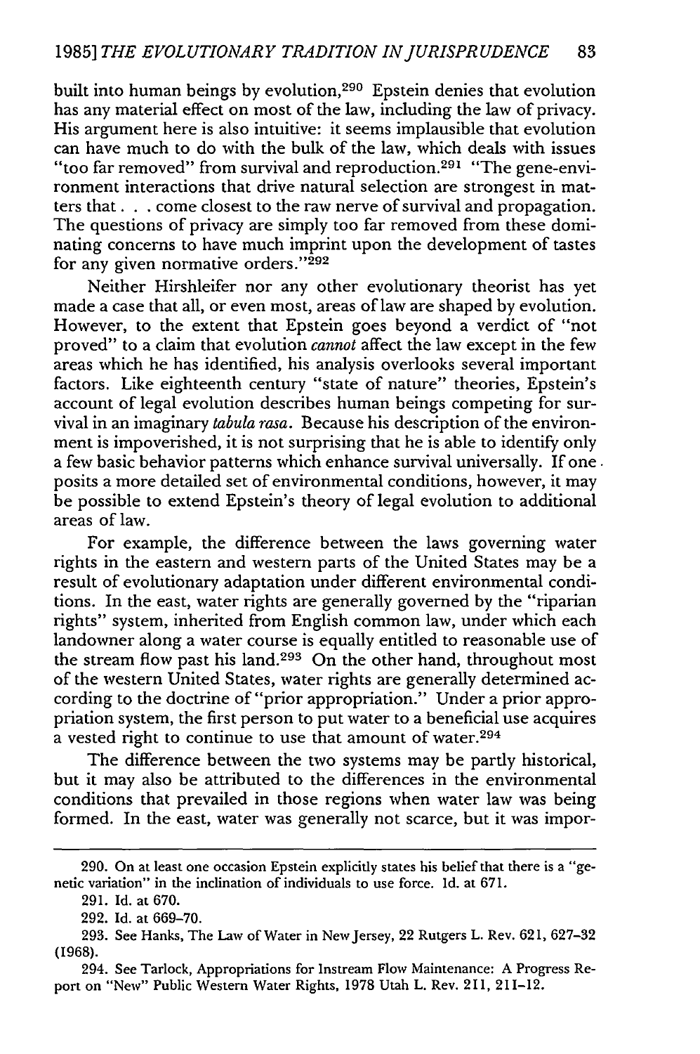built into human beings by evolution,[290] Epstein denies that evolution has any material effect on most of the law, including the law of privacy. His argument here is also intuitive: it seems implausible that evolution can have much to do with the bulk of the law, which deals with issues "too far removed" from survival and reproduction.[291] "The gene-environment interactions that drive natural selection are strongest in matters that . . . come closest to the raw nerve of survival and propagation. The questions of privacy are simply too far removed from these dominating concerns to have much imprint upon the development of tastes for any given normative orders."[292]

Neither Hirshleifer nor any other evolutionary theorist has yet made a case that all, or even most, areas of law are shaped by evolution. However, to the extent that Epstein goes beyond a verdict of "not proved" to a claim that evolution *cannot* affect the law except in the few areas which he has identified, his analysis overlooks several important factors. Like eighteenth century "state of nature" theories, Epstein's account of legal evolution describes human beings competing for survival in an imaginary *tabula rasa*. Because his description of the environment is impoverished, it is not surprising that he is able to identify only a few basic behavior patterns which enhance survival universally. If one posits a more detailed set of environmental conditions, however, it may be possible to extend Epstein's theory of legal evolution to additional areas of law.

For example, the difference between the laws governing water rights in the eastern and western parts of the United States may be a result of evolutionary adaptation under different environmental conditions. In the east, water rights are generally governed by the "riparian rights" system, inherited from English common law, under which each landowner along a water course is equally entitled to reasonable use of the stream flow past his land.[293] On the other hand, throughout most of the western United States, water rights are generally determined according to the doctrine of "prior appropriation." Under a prior appropriation system, the first person to put water to a beneficial use acquires a vested right to continue to use that amount of water.[294]

The difference between the two systems may be partly historical, but it may also be attributed to the differences in the environmental conditions that prevailed in those regions when water law was being formed. In the east, water was generally not scarce, but it was impor-

---

290. On at least one occasion Epstein explicitly states his belief that there is a "genetic variation" in the inclination of individuals to use force. Id. at 671.

291. Id. at 670.

292. Id. at 669–70.

293. See Hanks, The Law of Water in New Jersey, 22 Rutgers L. Rev. 621, 627–32 (1968).

294. See Tarlock, Appropriations for Instream Flow Maintenance: A Progress Report on "New" Public Western Water Rights, 1978 Utah L. Rev. 211, 211–12.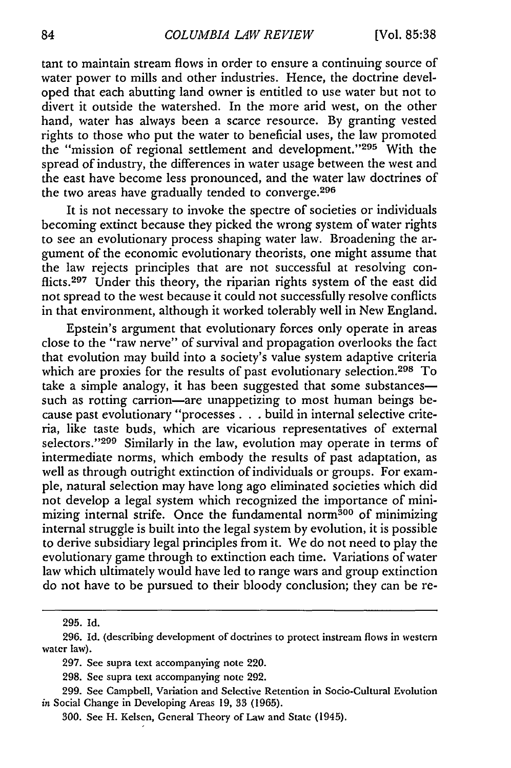tant to maintain stream flows in order to ensure a continuing source of water power to mills and other industries. Hence, the doctrine developed that each abutting land owner is entitled to use water but not to divert it outside the watershed. In the more arid west, on the other hand, water has always been a scarce resource. By granting vested rights to those who put the water to beneficial uses, the law promoted the "mission of regional settlement and development."[295] With the spread of industry, the differences in water usage between the west and the east have become less pronounced, and the water law doctrines of the two areas have gradually tended to converge.[296]

It is not necessary to invoke the spectre of societies or individuals becoming extinct because they picked the wrong system of water rights to see an evolutionary process shaping water law. Broadening the argument of the economic evolutionary theorists, one might assume that the law rejects principles that are not successful at resolving conflicts.[297] Under this theory, the riparian rights system of the east did not spread to the west because it could not successfully resolve conflicts in that environment, although it worked tolerably well in New England.

Epstein's argument that evolutionary forces only operate in areas close to the "raw nerve" of survival and propagation overlooks the fact that evolution may build into a society's value system adaptive criteria which are proxies for the results of past evolutionary selection.[298] To take a simple analogy, it has been suggested that some substances—such as rotting carrion—are unappetizing to most human beings because past evolutionary "processes . . . build in internal selective criteria, like taste buds, which are vicarious representatives of external selectors."[299] Similarly in the law, evolution may operate in terms of intermediate norms, which embody the results of past adaptation, as well as through outright extinction of individuals or groups. For example, natural selection may have long ago eliminated societies which did not develop a legal system which recognized the importance of minimizing internal strife. Once the fundamental norm[300] of minimizing internal struggle is built into the legal system by evolution, it is possible to derive subsidiary legal principles from it. We do not need to play the evolutionary game through to extinction each time. Variations of water law which ultimately would have led to range wars and group extinction do not have to be pursued to their bloody conclusion; they can be re-

---

295. Id.

296. Id. (describing development of doctrines to protect instream flows in western water law).

297. See supra text accompanying note 220.

298. See supra text accompanying note 292.

299. See Campbell, Variation and Selective Retention in Socio-Cultural Evolution *in* Social Change in Developing Areas 19, 33 (1965).

300. See H. Kelsen, General Theory of Law and State (1945).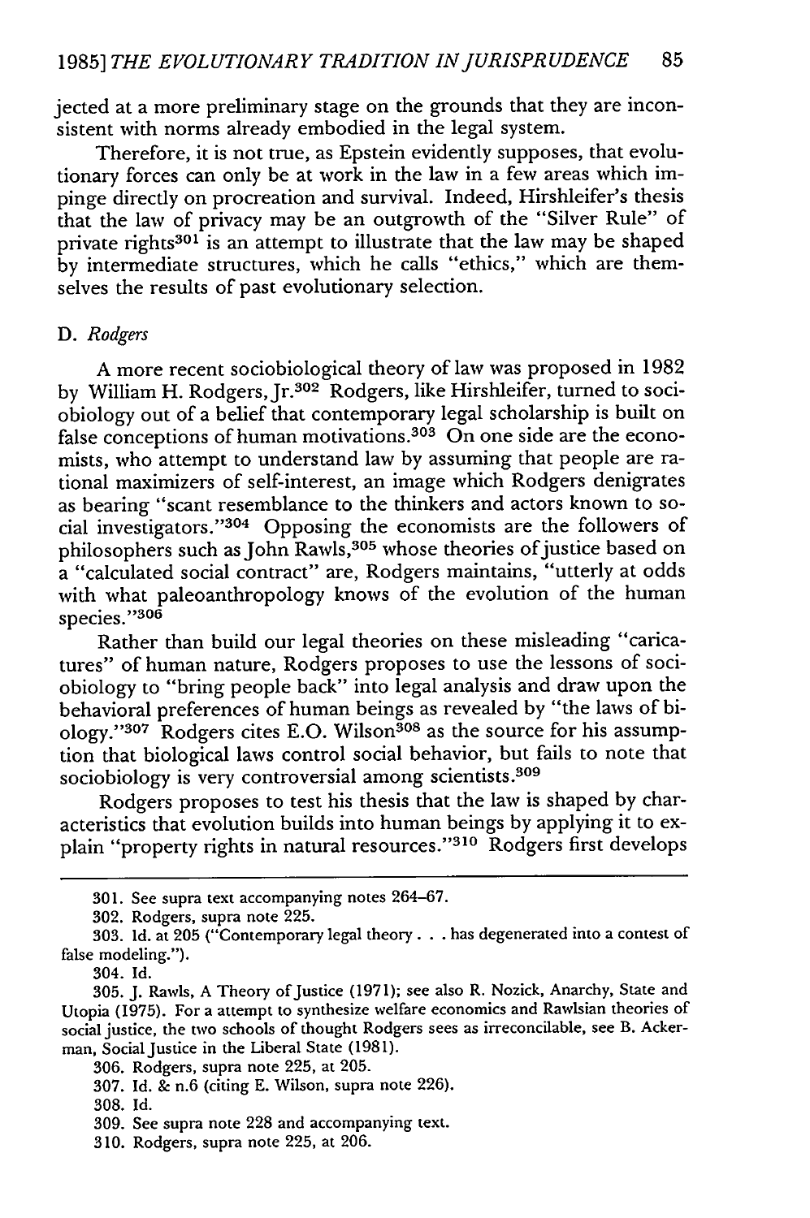jected at a more preliminary stage on the grounds that they are inconsistent with norms already embodied in the legal system.

Therefore, it is not true, as Epstein evidently supposes, that evolutionary forces can only be at work in the law in a few areas which impinge directly on procreation and survival. Indeed, Hirshleifer's thesis that the law of privacy may be an outgrowth of the "Silver Rule" of private rights[301] is an attempt to illustrate that the law may be shaped by intermediate structures, which he calls "ethics," which are themselves the results of past evolutionary selection.

### D. *Rodgers*

A more recent sociobiological theory of law was proposed in 1982 by William H. Rodgers, Jr.[302] Rodgers, like Hirshleifer, turned to sociobiology out of a belief that contemporary legal scholarship is built on false conceptions of human motivations.[303] On one side are the economists, who attempt to understand law by assuming that people are rational maximizers of self-interest, an image which Rodgers denigrates as bearing "scant resemblance to the thinkers and actors known to social investigators."[304] Opposing the economists are the followers of philosophers such as John Rawls,[305] whose theories of justice based on a "calculated social contract" are, Rodgers maintains, "utterly at odds with what paleoanthropology knows of the evolution of the human species."[306]

Rather than build our legal theories on these misleading "caricatures" of human nature, Rodgers proposes to use the lessons of sociobiology to "bring people back" into legal analysis and draw upon the behavioral preferences of human beings as revealed by "the laws of biology."[307] Rodgers cites E.O. Wilson[308] as the source for his assumption that biological laws control social behavior, but fails to note that sociobiology is very controversial among scientists.[309]

Rodgers proposes to test his thesis that the law is shaped by characteristics that evolution builds into human beings by applying it to explain "property rights in natural resources."[310] Rodgers first develops

---

301. See supra text accompanying notes 264–67.

302. Rodgers, supra note 225.

303. Id. at 205 ("Contemporary legal theory . . . has degenerated into a contest of false modeling.").

304. Id.

305. J. Rawls, A Theory of Justice (1971); see also R. Nozick, Anarchy, State and Utopia (1975). For a attempt to synthesize welfare economics and Rawlsian theories of social justice, the two schools of thought Rodgers sees as irreconcilable, see B. Ackerman, Social Justice in the Liberal State (1981).

306. Rodgers, supra note 225, at 205.

307. Id. & n.6 (citing E. Wilson, supra note 226).

308. Id.

309. See supra note 228 and accompanying text.

310. Rodgers, supra note 225, at 206.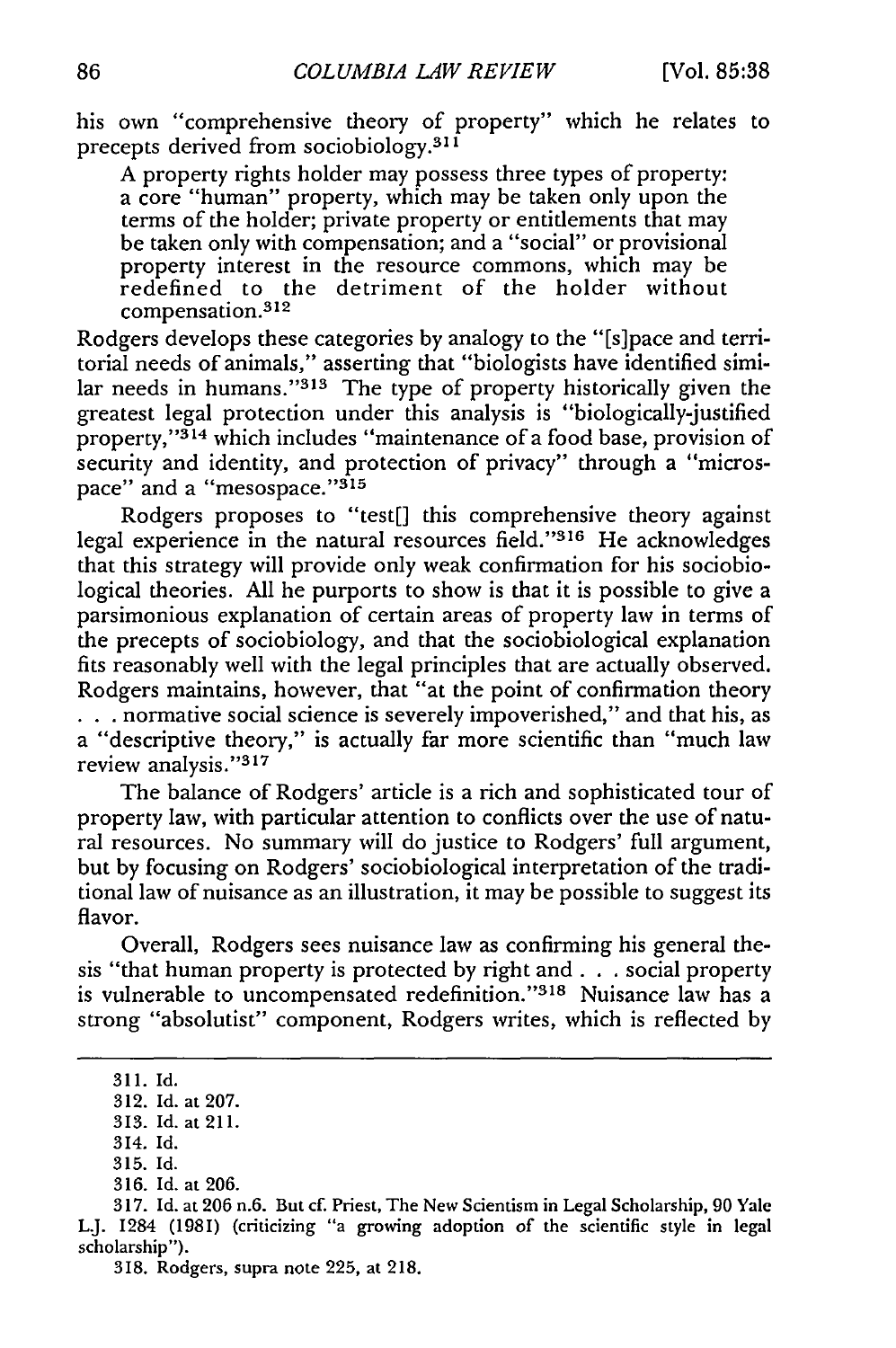his own "comprehensive theory of property" which he relates to precepts derived from sociobiology.[311]

> A property rights holder may possess three types of property: a core "human" property, which may be taken only upon the terms of the holder; private property or entitlements that may be taken only with compensation; and a "social" or provisional property interest in the resource commons, which may be redefined to the detriment of the holder without compensation.[312]

Rodgers develops these categories by analogy to the "[s]pace and territorial needs of animals," asserting that "biologists have identified similar needs in humans."[313] The type of property historically given the greatest legal protection under this analysis is "biologically-justified property,"[314] which includes "maintenance of a food base, provision of security and identity, and protection of privacy" through a "microspace" and a "mesospace."[315]

Rodgers proposes to "test[] this comprehensive theory against legal experience in the natural resources field."[316] He acknowledges that this strategy will provide only weak confirmation for his sociobiological theories. All he purports to show is that it is possible to give a parsimonious explanation of certain areas of property law in terms of the precepts of sociobiology, and that the sociobiological explanation fits reasonably well with the legal principles that are actually observed. Rodgers maintains, however, that "at the point of confirmation theory . . . normative social science is severely impoverished," and that his, as a "descriptive theory," is actually far more scientific than "much law review analysis."[317]

The balance of Rodgers' article is a rich and sophisticated tour of property law, with particular attention to conflicts over the use of natural resources. No summary will do justice to Rodgers' full argument, but by focusing on Rodgers' sociobiological interpretation of the traditional law of nuisance as an illustration, it may be possible to suggest its flavor.

Overall, Rodgers sees nuisance law as confirming his general thesis "that human property is protected by right and . . . social property is vulnerable to uncompensated redefinition."[318] Nuisance law has a strong "absolutist" component, Rodgers writes, which is reflected by

---

311. Id.

312. Id. at 207.

313. Id. at 211.

314. Id.

315. Id.

316. Id. at 206.

317. Id. at 206 n.6. But cf. Priest, The New Scientism in Legal Scholarship, 90 Yale L.J. 1284 (1981) (criticizing "a growing adoption of the scientific style in legal scholarship").

318. Rodgers, supra note 225, at 218.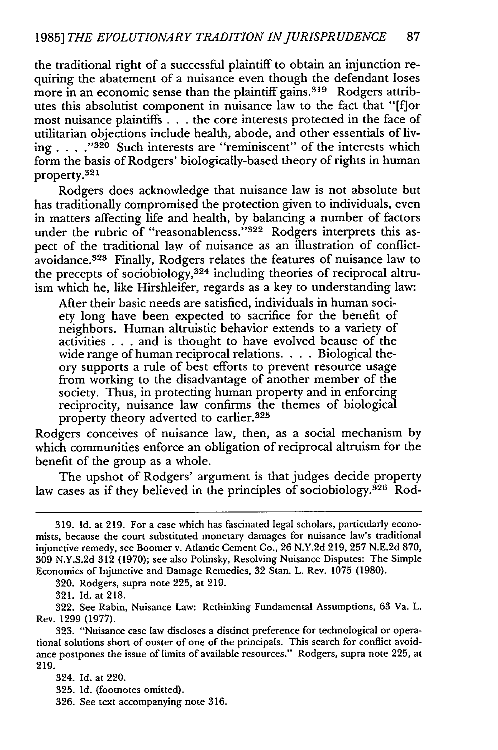the traditional right of a successful plaintiff to obtain an injunction requiring the abatement of a nuisance even though the defendant loses more in an economic sense than the plaintiff gains.[319] Rodgers attributes this absolutist component in nuisance law to the fact that "[f]or most nuisance plaintiffs . . . the core interests protected in the face of utilitarian objections include health, abode, and other essentials of living . . . ."[320] Such interests are "reminiscent" of the interests which form the basis of Rodgers' biologically-based theory of rights in human property.[321]

Rodgers does acknowledge that nuisance law is not absolute but has traditionally compromised the protection given to individuals, even in matters affecting life and health, by balancing a number of factors under the rubric of "reasonableness."[322] Rodgers interprets this aspect of the traditional law of nuisance as an illustration of conflict-avoidance.[323] Finally, Rodgers relates the features of nuisance law to the precepts of sociobiology,[324] including theories of reciprocal altruism which he, like Hirshleifer, regards as a key to understanding law:

> After their basic needs are satisfied, individuals in human society long have been expected to sacrifice for the benefit of neighbors. Human altruistic behavior extends to a variety of activities . . . and is thought to have evolved beause of the wide range of human reciprocal relations. . . . Biological theory supports a rule of best efforts to prevent resource usage from working to the disadvantage of another member of the society. Thus, in protecting human property and in enforcing reciprocity, nuisance law confirms the themes of biological property theory adverted to earlier.[325]

Rodgers conceives of nuisance law, then, as a social mechanism by which communities enforce an obligation of reciprocal altruism for the benefit of the group as a whole.

The upshot of Rodgers' argument is that judges decide property law cases as if they believed in the principles of sociobiology.[326] Rod-

---

319. Id. at 219. For a case which has fascinated legal scholars, particularly economists, because the court substituted monetary damages for nuisance law's traditional injunctive remedy, see Boomer v. Atlantic Cement Co., 26 N.Y.2d 219, 257 N.E.2d 870, 309 N.Y.S.2d 312 (1970); see also Polinsky, Resolving Nuisance Disputes: The Simple Economics of Injunctive and Damage Remedies, 32 Stan. L. Rev. 1075 (1980).

320. Rodgers, supra note 225, at 219.

321. Id. at 218.

322. See Rabin, Nuisance Law: Rethinking Fundamental Assumptions, 63 Va. L. Rev. 1299 (1977).

323. "Nuisance case law discloses a distinct preference for technological or operational solutions short of ouster of one of the principals. This search for conflict avoidance postpones the issue of limits of available resources." Rodgers, supra note 225, at 219.

324. Id. at 220.

325. Id. (footnotes omitted).

326. See text accompanying note 316.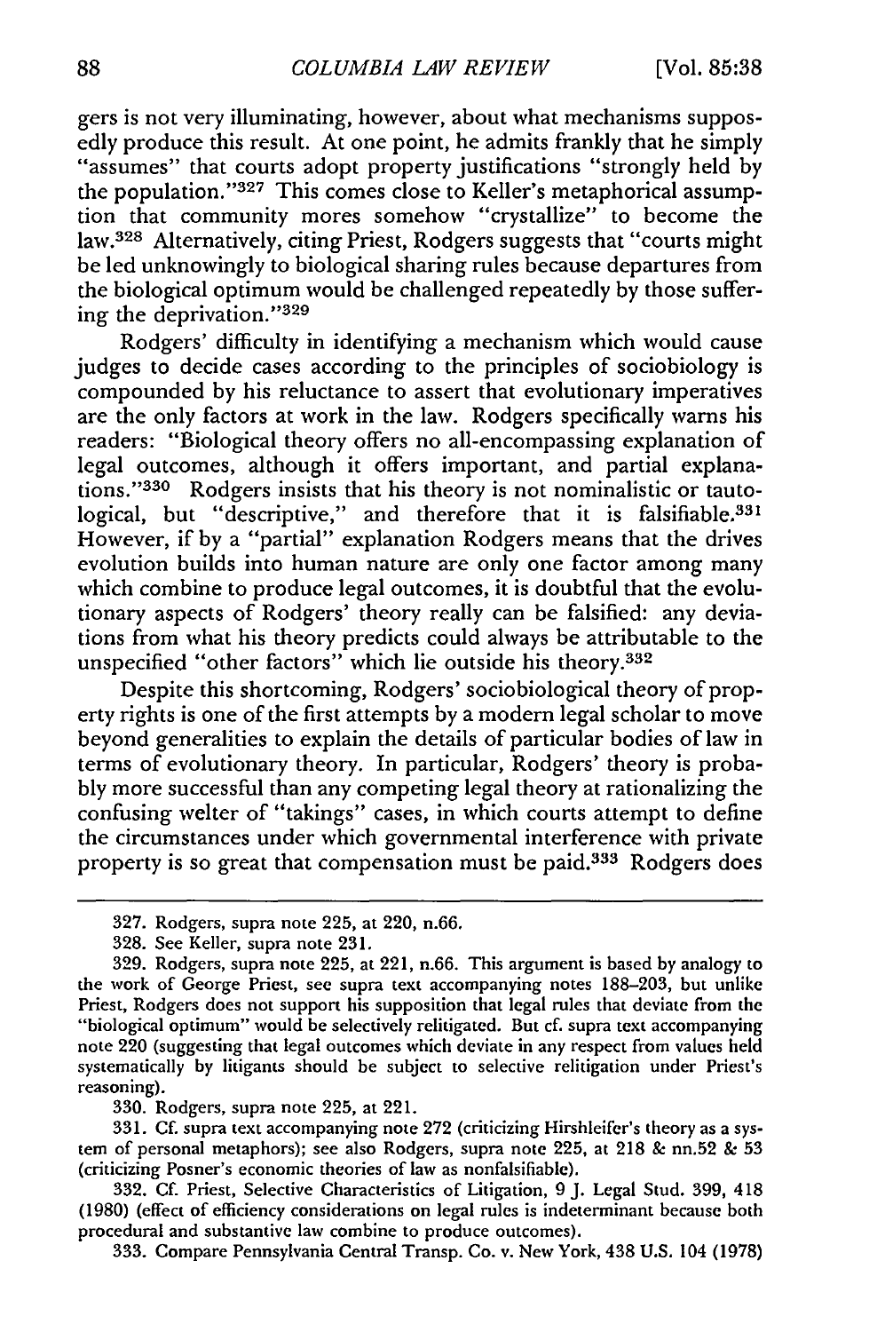gers is not very illuminating, however, about what mechanisms supposedly produce this result. At one point, he admits frankly that he simply "assumes" that courts adopt property justifications "strongly held by the population."[327] This comes close to Keller's metaphorical assumption that community mores somehow "crystallize" to become the law.[328] Alternatively, citing Priest, Rodgers suggests that "courts might be led unknowingly to biological sharing rules because departures from the biological optimum would be challenged repeatedly by those suffering the deprivation."[329]

Rodgers' difficulty in identifying a mechanism which would cause judges to decide cases according to the principles of sociobiology is compounded by his reluctance to assert that evolutionary imperatives are the only factors at work in the law. Rodgers specifically warns his readers: "Biological theory offers no all-encompassing explanation of legal outcomes, although it offers important, and partial explanations."[330] Rodgers insists that his theory is not nominalistic or tautological, but "descriptive," and therefore that it is falsifiable.[331] However, if by a "partial" explanation Rodgers means that the drives evolution builds into human nature are only one factor among many which combine to produce legal outcomes, it is doubtful that the evolutionary aspects of Rodgers' theory really can be falsified: any deviations from what his theory predicts could always be attributable to the unspecified "other factors" which lie outside his theory.[332]

Despite this shortcoming, Rodgers' sociobiological theory of property rights is one of the first attempts by a modern legal scholar to move beyond generalities to explain the details of particular bodies of law in terms of evolutionary theory. In particular, Rodgers' theory is probably more successful than any competing legal theory at rationalizing the confusing welter of "takings" cases, in which courts attempt to define the circumstances under which governmental interference with private property is so great that compensation must be paid.[333] Rodgers does

---

327. Rodgers, supra note 225, at 220, n.66.

328. See Keller, supra note 231.

329. Rodgers, supra note 225, at 221, n.66. This argument is based by analogy to the work of George Priest, see supra text accompanying notes 188–203, but unlike Priest, Rodgers does not support his supposition that legal rules that deviate from the "biological optimum" would be selectively relitigated. But cf. supra text accompanying note 220 (suggesting that legal outcomes which deviate in any respect from values held systematically by litigants should be subject to selective relitigation under Priest's reasoning).

330. Rodgers, supra note 225, at 221.

331. Cf. supra text accompanying note 272 (criticizing Hirshleifer's theory as a system of personal metaphors); see also Rodgers, supra note 225, at 218 & nn.52 & 53 (criticizing Posner's economic theories of law as nonfalsifiable).

332. Cf. Priest, Selective Characteristics of Litigation, 9 J. Legal Stud. 399, 418 (1980) (effect of efficiency considerations on legal rules is indeterminant because both procedural and substantive law combine to produce outcomes).

333. Compare Pennsylvania Central Transp. Co. v. New York, 438 U.S. 104 (1978)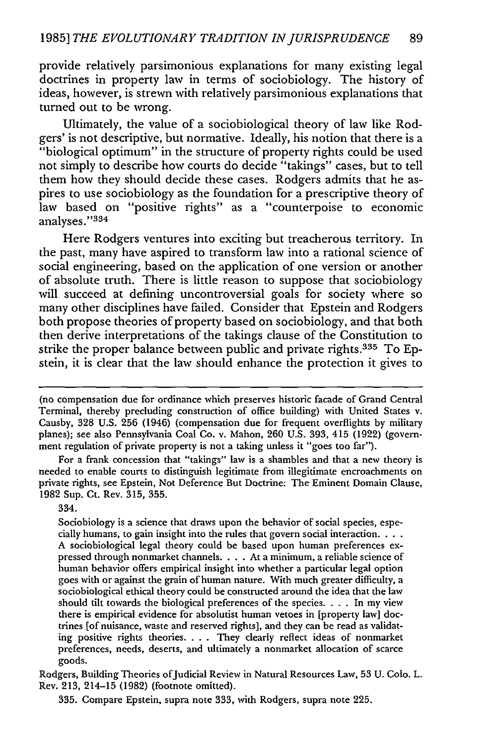provide relatively parsimonious explanations for many existing legal doctrines in property law in terms of sociobiology. The history of ideas, however, is strewn with relatively parsimonious explanations that turned out to be wrong.

Ultimately, the value of a sociobiological theory of law like Rodgers' is not descriptive, but normative. Ideally, his notion that there is a "biological optimum" in the structure of property rights could be used not simply to describe how courts do decide "takings" cases, but to tell them how they should decide these cases. Rodgers admits that he aspires to use sociobiology as the foundation for a prescriptive theory of law based on "positive rights" as a "counterpoise to economic analyses."[334]

Here Rodgers ventures into exciting but treacherous territory. In the past, many have aspired to transform law into a rational science of social engineering, based on the application of one version or another of absolute truth. There is little reason to suppose that sociobiology will succeed at defining uncontroversial goals for society where so many other disciplines have failed. Consider that Epstein and Rodgers both propose theories of property based on sociobiology, and that both then derive interpretations of the takings clause of the Constitution to strike the proper balance between public and private rights.[335] To Epstein, it is clear that the law should enhance the protection it gives to

---

(no compensation due for ordinance which preserves historic facade of Grand Central Terminal, thereby precluding construction of office building) with United States v. Causby, 328 U.S. 256 (1946) (compensation due for frequent overflights by military planes); see also Pennsylvania Coal Co. v. Mahon, 260 U.S. 393, 415 (1922) (government regulation of private property is not a taking unless it "goes too far").

For a frank concession that "takings" law is a shambles and that a new theory is needed to enable courts to distinguish legitimate from illegitimate encroachments on private rights, see Epstein, Not Deference But Doctrine: The Eminent Domain Clause, 1982 Sup. Ct. Rev. 315, 355.

334.

> Sociobiology is a science that draws upon the behavior of social species, especially humans, to gain insight into the rules that govern social interaction. . . . A sociobiological legal theory could be based upon human preferences expressed through nonmarket channels. . . . At a minimum, a reliable science of human behavior offers empirical insight into whether a particular legal option goes with or against the grain of human nature. With much greater difficulty, a sociobiological ethical theory could be constructed around the idea that the law should tilt towards the biological preferences of the species. . . . In my view there is empirical evidence for absolutist human vetoes in [property law] doctrines [of nuisance, waste and reserved rights], and they can be read as validating positive rights theories. . . . They clearly reflect ideas of nonmarket preferences, needs, deserts, and ultimately a nonmarket allocation of scarce goods.

Rodgers, Building Theories of Judicial Review in Natural Resources Law, 53 U. Colo. L. Rev. 213, 214-15 (1982) (footnote omitted).

335. Compare Epstein, supra note 333, with Rodgers, supra note 225.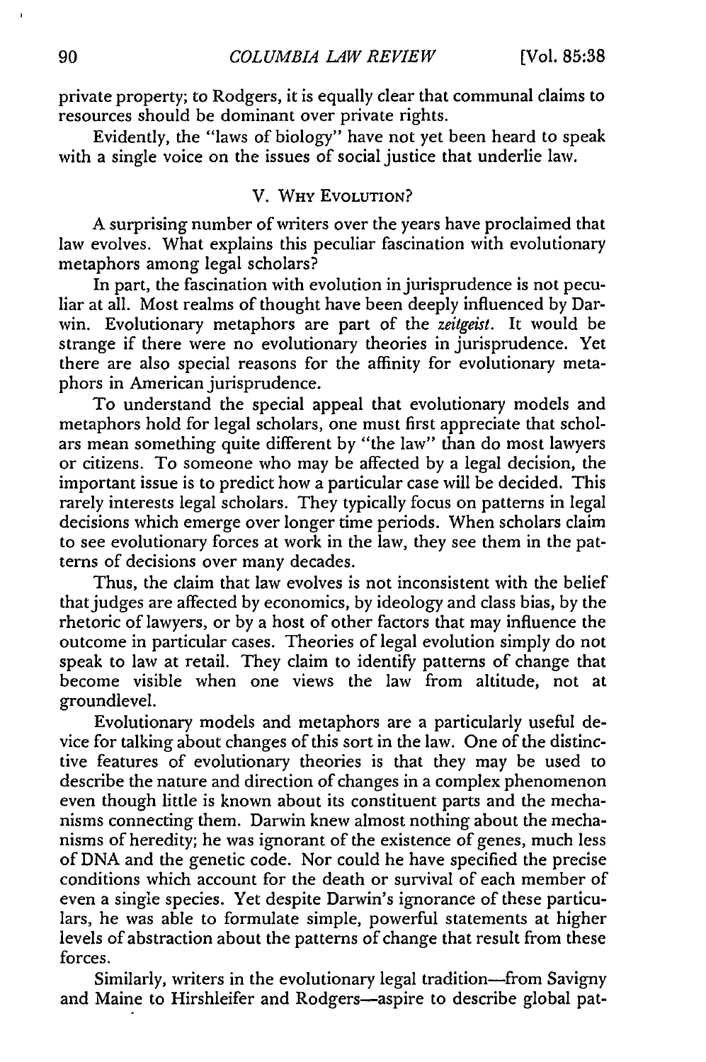private property; to Rodgers, it is equally clear that communal claims to resources should be dominant over private rights.

Evidently, the "laws of biology" have not yet been heard to speak with a single voice on the issues of social justice that underlie law.

## V. WHY EVOLUTION?

A surprising number of writers over the years have proclaimed that law evolves. What explains this peculiar fascination with evolutionary metaphors among legal scholars?

In part, the fascination with evolution in jurisprudence is not peculiar at all. Most realms of thought have been deeply influenced by Darwin. Evolutionary metaphors are part of the *zeitgeist*. It would be strange if there were no evolutionary theories in jurisprudence. Yet there are also special reasons for the affinity for evolutionary metaphors in American jurisprudence.

To understand the special appeal that evolutionary models and metaphors hold for legal scholars, one must first appreciate that scholars mean something quite different by "the law" than do most lawyers or citizens. To someone who may be affected by a legal decision, the important issue is to predict how a particular case will be decided. This rarely interests legal scholars. They typically focus on patterns in legal decisions which emerge over longer time periods. When scholars claim to see evolutionary forces at work in the law, they see them in the patterns of decisions over many decades.

Thus, the claim that law evolves is not inconsistent with the belief that judges are affected by economics, by ideology and class bias, by the rhetoric of lawyers, or by a host of other factors that may influence the outcome in particular cases. Theories of legal evolution simply do not speak to law at retail. They claim to identify patterns of change that become visible when one views the law from altitude, not at groundlevel.

Evolutionary models and metaphors are a particularly useful device for talking about changes of this sort in the law. One of the distinctive features of evolutionary theories is that they may be used to describe the nature and direction of changes in a complex phenomenon even though little is known about its constituent parts and the mechanisms connecting them. Darwin knew almost nothing about the mechanisms of heredity; he was ignorant of the existence of genes, much less of DNA and the genetic code. Nor could he have specified the precise conditions which account for the death or survival of each member of even a single species. Yet despite Darwin's ignorance of these particulars, he was able to formulate simple, powerful statements at higher levels of abstraction about the patterns of change that result from these forces.

Similarly, writers in the evolutionary legal tradition—from Savigny and Maine to Hirshleifer and Rodgers—aspire to describe global pat-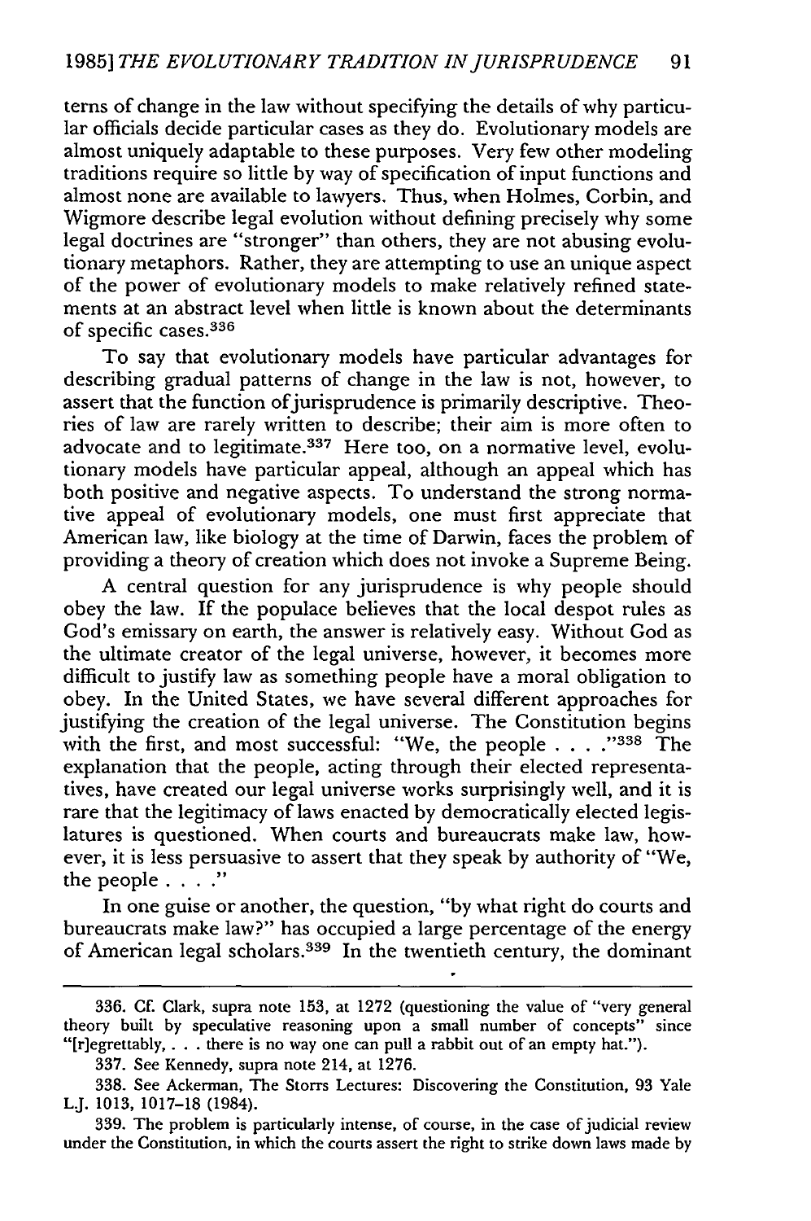terns of change in the law without specifying the details of why particular officials decide particular cases as they do. Evolutionary models are almost uniquely adaptable to these purposes. Very few other modeling traditions require so little by way of specification of input functions and almost none are available to lawyers. Thus, when Holmes, Corbin, and Wigmore describe legal evolution without defining precisely why some legal doctrines are "stronger" than others, they are not abusing evolutionary metaphors. Rather, they are attempting to use an unique aspect of the power of evolutionary models to make relatively refined statements at an abstract level when little is known about the determinants of specific cases.[336]

To say that evolutionary models have particular advantages for describing gradual patterns of change in the law is not, however, to assert that the function of jurisprudence is primarily descriptive. Theories of law are rarely written to describe; their aim is more often to advocate and to legitimate.[337] Here too, on a normative level, evolutionary models have particular appeal, although an appeal which has both positive and negative aspects. To understand the strong normative appeal of evolutionary models, one must first appreciate that American law, like biology at the time of Darwin, faces the problem of providing a theory of creation which does not invoke a Supreme Being.

A central question for any jurisprudence is why people should obey the law. If the populace believes that the local despot rules as God's emissary on earth, the answer is relatively easy. Without God as the ultimate creator of the legal universe, however, it becomes more difficult to justify law as something people have a moral obligation to obey. In the United States, we have several different approaches for justifying the creation of the legal universe. The Constitution begins with the first, and most successful: "We, the people . . . ."[338] The explanation that the people, acting through their elected representatives, have created our legal universe works surprisingly well, and it is rare that the legitimacy of laws enacted by democratically elected legislatures is questioned. When courts and bureaucrats make law, however, it is less persuasive to assert that they speak by authority of "We, the people . . . ."

In one guise or another, the question, "by what right do courts and bureaucrats make law?" has occupied a large percentage of the energy of American legal scholars.[339] In the twentieth century, the dominant

---

336. Cf. Clark, supra note 153, at 1272 (questioning the value of "very general theory built by speculative reasoning upon a small number of concepts" since "[r]egrettably, . . . there is no way one can pull a rabbit out of an empty hat.").

337. See Kennedy, supra note 214, at 1276.

338. See Ackerman, The Storrs Lectures: Discovering the Constitution, 93 Yale L.J. 1013, 1017–18 (1984).

339. The problem is particularly intense, of course, in the case of judicial review under the Constitution, in which the courts assert the right to strike down laws made by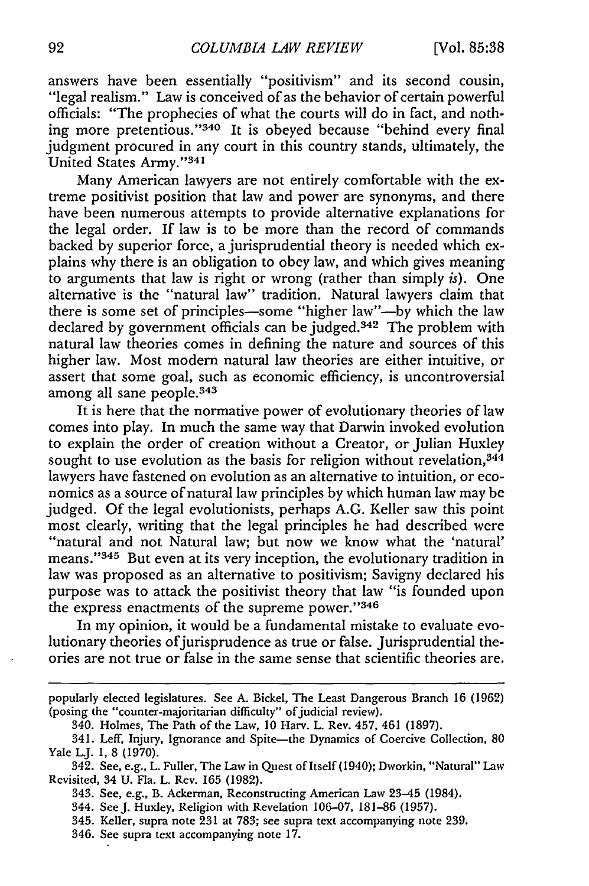answers have been essentially "positivism" and its second cousin, "legal realism." Law is conceived of as the behavior of certain powerful officials: "The prophecies of what the courts will do in fact, and nothing more pretentious."[340] It is obeyed because "behind every final judgment procured in any court in this country stands, ultimately, the United States Army."[341]

Many American lawyers are not entirely comfortable with the extreme positivist position that law and power are synonyms, and there have been numerous attempts to provide alternative explanations for the legal order. If law is to be more than the record of commands backed by superior force, a jurisprudential theory is needed which explains why there is an obligation to obey law, and which gives meaning to arguments that law is right or wrong (rather than simply *is*). One alternative is the "natural law" tradition. Natural lawyers claim that there is some set of principles—some "higher law"—by which the law declared by government officials can be judged.[342] The problem with natural law theories comes in defining the nature and sources of this higher law. Most modern natural law theories are either intuitive, or assert that some goal, such as economic efficiency, is uncontroversial among all sane people.[343]

It is here that the normative power of evolutionary theories of law comes into play. In much the same way that Darwin invoked evolution to explain the order of creation without a Creator, or Julian Huxley sought to use evolution as the basis for religion without revelation,[344] lawyers have fastened on evolution as an alternative to intuition, or economics as a source of natural law principles by which human law may be judged. Of the legal evolutionists, perhaps A.G. Keller saw this point most clearly, writing that the legal principles he had described were "natural and not Natural law; but now we know what the 'natural' means."[345] But even at its very inception, the evolutionary tradition in law was proposed as an alternative to positivism; Savigny declared his purpose was to attack the positivist theory that law "is founded upon the express enactments of the supreme power."[346]

In my opinion, it would be a fundamental mistake to evaluate evolutionary theories of jurisprudence as true or false. Jurisprudential theories are not true or false in the same sense that scientific theories are.

---

popularly elected legislatures. See A. Bickel, The Least Dangerous Branch 16 (1962) (posing the "counter-majoritarian difficulty" of judicial review).

340. Holmes, The Path of the Law, 10 Harv. L. Rev. 457, 461 (1897).

341. Leff, Injury, Ignorance and Spite—the Dynamics of Coercive Collection, 80 Yale L.J. 1, 8 (1970).

342. See, e.g., L. Fuller, The Law in Quest of Itself (1940); Dworkin, "Natural" Law Revisited, 34 U. Fla. L. Rev. 165 (1982).

343. See, e.g., B. Ackerman, Reconstructing American Law 23–45 (1984).

344. See J. Huxley, Religion with Revelation 106–07, 181–86 (1957).

345. Keller, supra note 231 at 783; see supra text accompanying note 239.

346. See supra text accompanying note 17.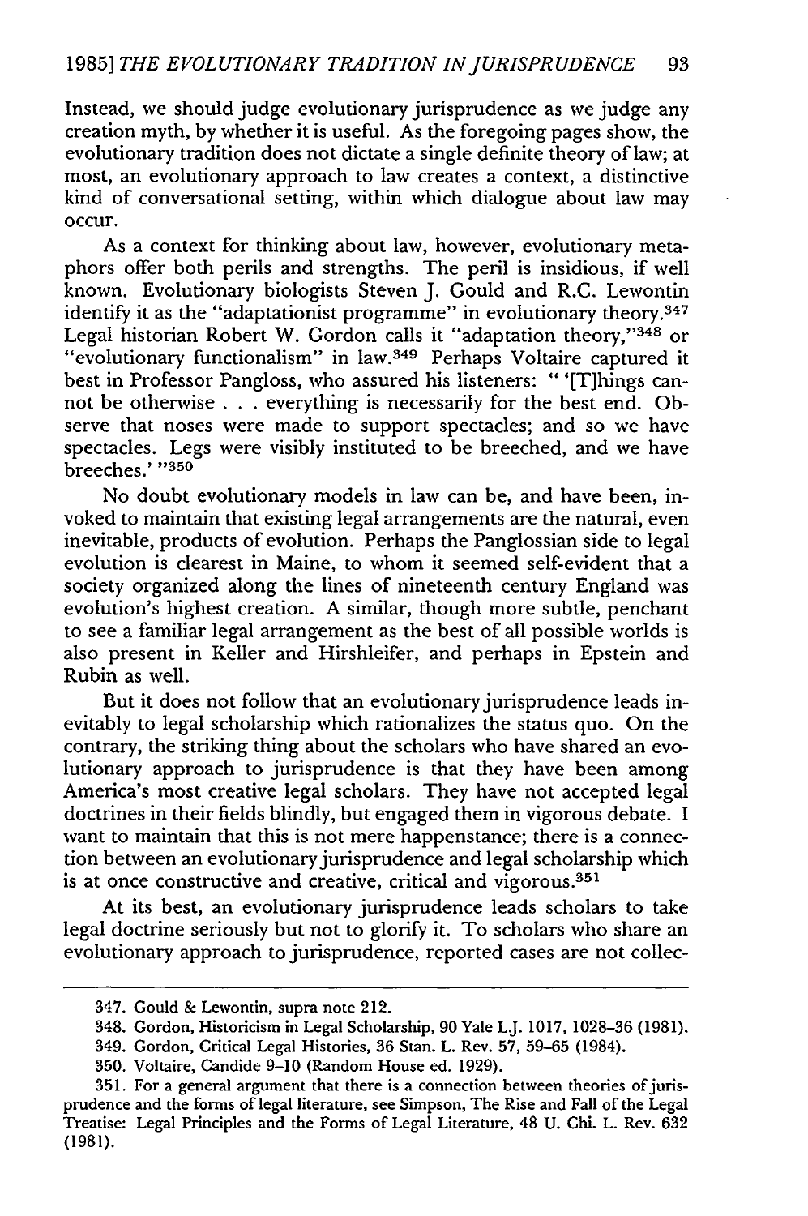Instead, we should judge evolutionary jurisprudence as we judge any creation myth, by whether it is useful. As the foregoing pages show, the evolutionary tradition does not dictate a single definite theory of law; at most, an evolutionary approach to law creates a context, a distinctive kind of conversational setting, within which dialogue about law may occur.

As a context for thinking about law, however, evolutionary metaphors offer both perils and strengths. The peril is insidious, if well known. Evolutionary biologists Steven J. Gould and R.C. Lewontin identify it as the "adaptationist programme" in evolutionary theory.[347] Legal historian Robert W. Gordon calls it "adaptation theory,"[348] or "evolutionary functionalism" in law.[349] Perhaps Voltaire captured it best in Professor Pangloss, who assured his listeners: " '[T]hings cannot be otherwise . . . everything is necessarily for the best end. Observe that noses were made to support spectacles; and so we have spectacles. Legs were visibly instituted to be breeched, and we have breeches.' "[350]

No doubt evolutionary models in law can be, and have been, invoked to maintain that existing legal arrangements are the natural, even inevitable, products of evolution. Perhaps the Panglossian side to legal evolution is clearest in Maine, to whom it seemed self-evident that a society organized along the lines of nineteenth century England was evolution's highest creation. A similar, though more subtle, penchant to see a familiar legal arrangement as the best of all possible worlds is also present in Keller and Hirshleifer, and perhaps in Epstein and Rubin as well.

But it does not follow that an evolutionary jurisprudence leads inevitably to legal scholarship which rationalizes the status quo. On the contrary, the striking thing about the scholars who have shared an evolutionary approach to jurisprudence is that they have been among America's most creative legal scholars. They have not accepted legal doctrines in their fields blindly, but engaged them in vigorous debate. I want to maintain that this is not mere happenstance; there is a connection between an evolutionary jurisprudence and legal scholarship which is at once constructive and creative, critical and vigorous.[351]

At its best, an evolutionary jurisprudence leads scholars to take legal doctrine seriously but not to glorify it. To scholars who share an evolutionary approach to jurisprudence, reported cases are not collec-

---

347. Gould & Lewontin, supra note 212.

348. Gordon, Historicism in Legal Scholarship, 90 Yale L.J. 1017, 1028–36 (1981).

349. Gordon, Critical Legal Histories, 36 Stan. L. Rev. 57, 59–65 (1984).

350. Voltaire, Candide 9–10 (Random House ed. 1929).

351. For a general argument that there is a connection between theories of jurisprudence and the forms of legal literature, see Simpson, The Rise and Fall of the Legal Treatise: Legal Principles and the Forms of Legal Literature, 48 U. Chi. L. Rev. 632 (1981).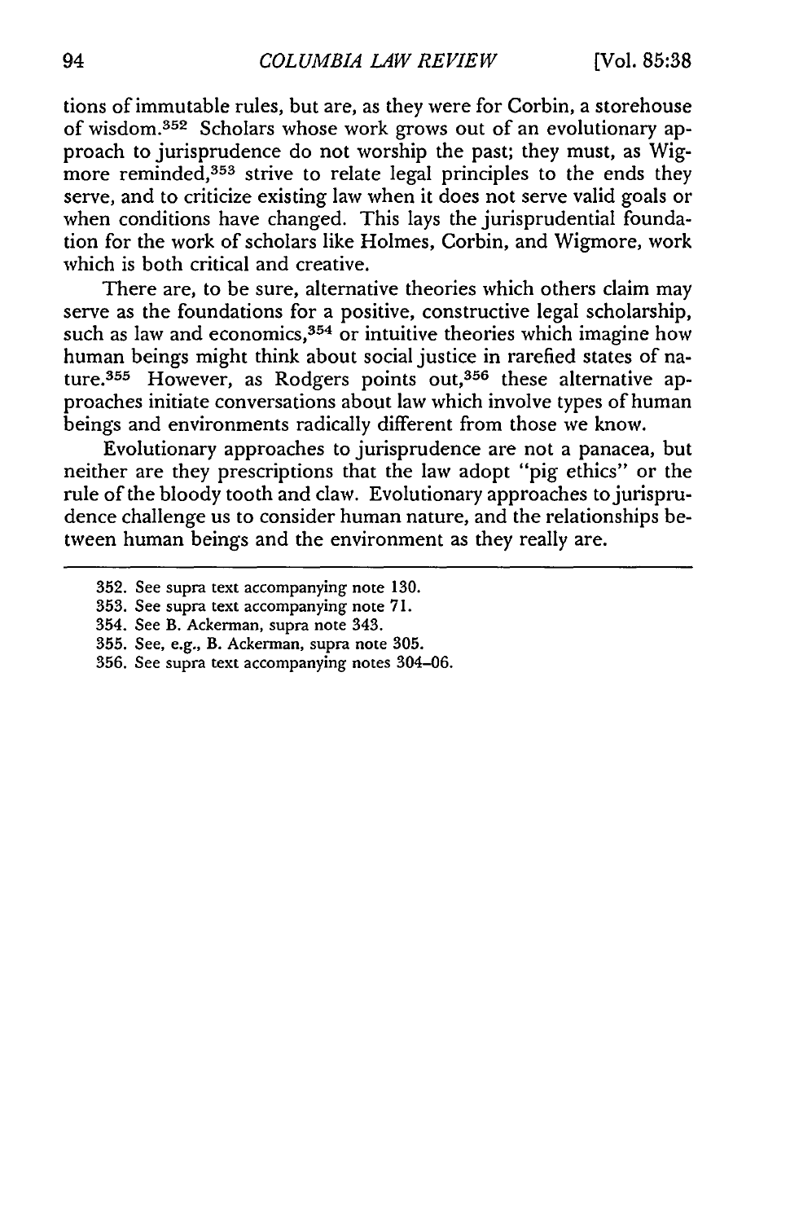tions of immutable rules, but are, as they were for Corbin, a storehouse of wisdom.[352] Scholars whose work grows out of an evolutionary approach to jurisprudence do not worship the past; they must, as Wigmore reminded,[353] strive to relate legal principles to the ends they serve, and to criticize existing law when it does not serve valid goals or when conditions have changed. This lays the jurisprudential foundation for the work of scholars like Holmes, Corbin, and Wigmore, work which is both critical and creative.

There are, to be sure, alternative theories which others claim may serve as the foundations for a positive, constructive legal scholarship, such as law and economics,[354] or intuitive theories which imagine how human beings might think about social justice in rarefied states of nature.[355] However, as Rodgers points out,[356] these alternative approaches initiate conversations about law which involve types of human beings and environments radically different from those we know.

Evolutionary approaches to jurisprudence are not a panacea, but neither are they prescriptions that the law adopt "pig ethics" or the rule of the bloody tooth and claw. Evolutionary approaches to jurisprudence challenge us to consider human nature, and the relationships between human beings and the environment as they really are.

---

352. See supra text accompanying note 130.

353. See supra text accompanying note 71.

354. See B. Ackerman, supra note 343.

355. See, e.g., B. Ackerman, supra note 305.

356. See supra text accompanying notes 304–06.